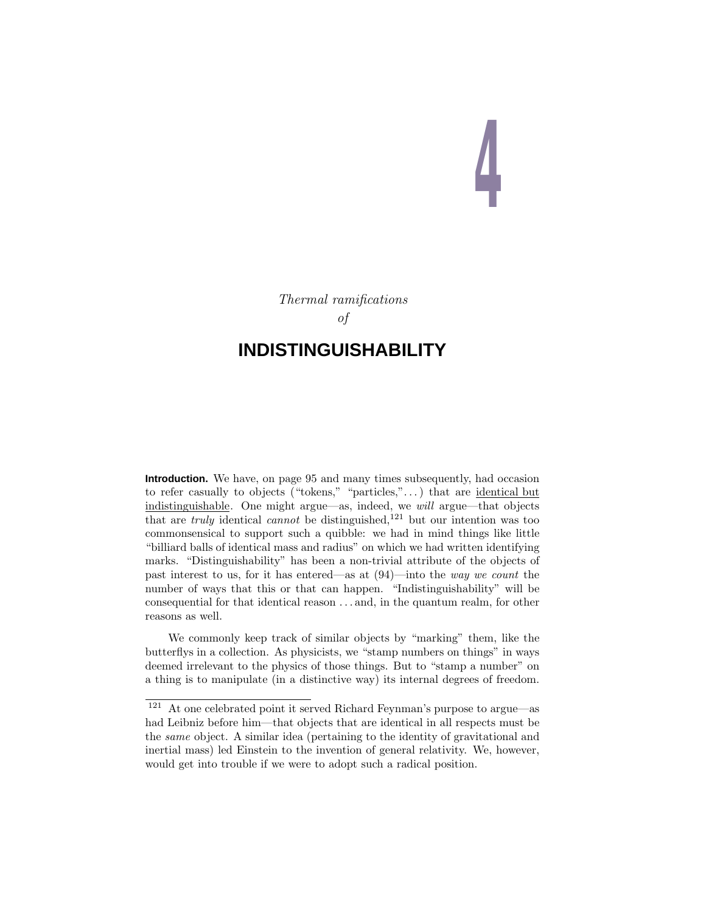# 4

*Thermal ramifications*
*of*

## INDISTINGUISHABILITY

**Introduction.** We have, on page 95 and many times subsequently, had occasion to refer casually to objects ("tokens," "particles,"...) that are identical but indistinguishable. One might argue—as, indeed, we *will* argue—that objects that are *truly* identical *cannot* be distinguished,[121] but our intention was too commonsensical to support such a quibble: we had in mind things like little "billiard balls of identical mass and radius" on which we had written identifying marks. "Distinguishability" has been a non-trivial attribute of the objects of past interest to us, for it has entered—as at (94)—into the *way we count* the number of ways that this or that can happen. "Indistinguishability" will be consequential for that identical reason ... and, in the quantum realm, for other reasons as well.

We commonly keep track of similar objects by "marking" them, like the butterflys in a collection. As physicists, we "stamp numbers on things" in ways deemed irrelevant to the physics of those things. But to "stamp a number" on a thing is to manipulate (in a distinctive way) its internal degrees of freedom.

[121] At one celebrated point it served Richard Feynman's purpose to argue—as had Leibniz before him—that objects that are identical in all respects must be the *same* object. A similar idea (pertaining to the identity of gravitational and inertial mass) led Einstein to the invention of general relativity. We, however, would get into trouble if we were to adopt such a radical position.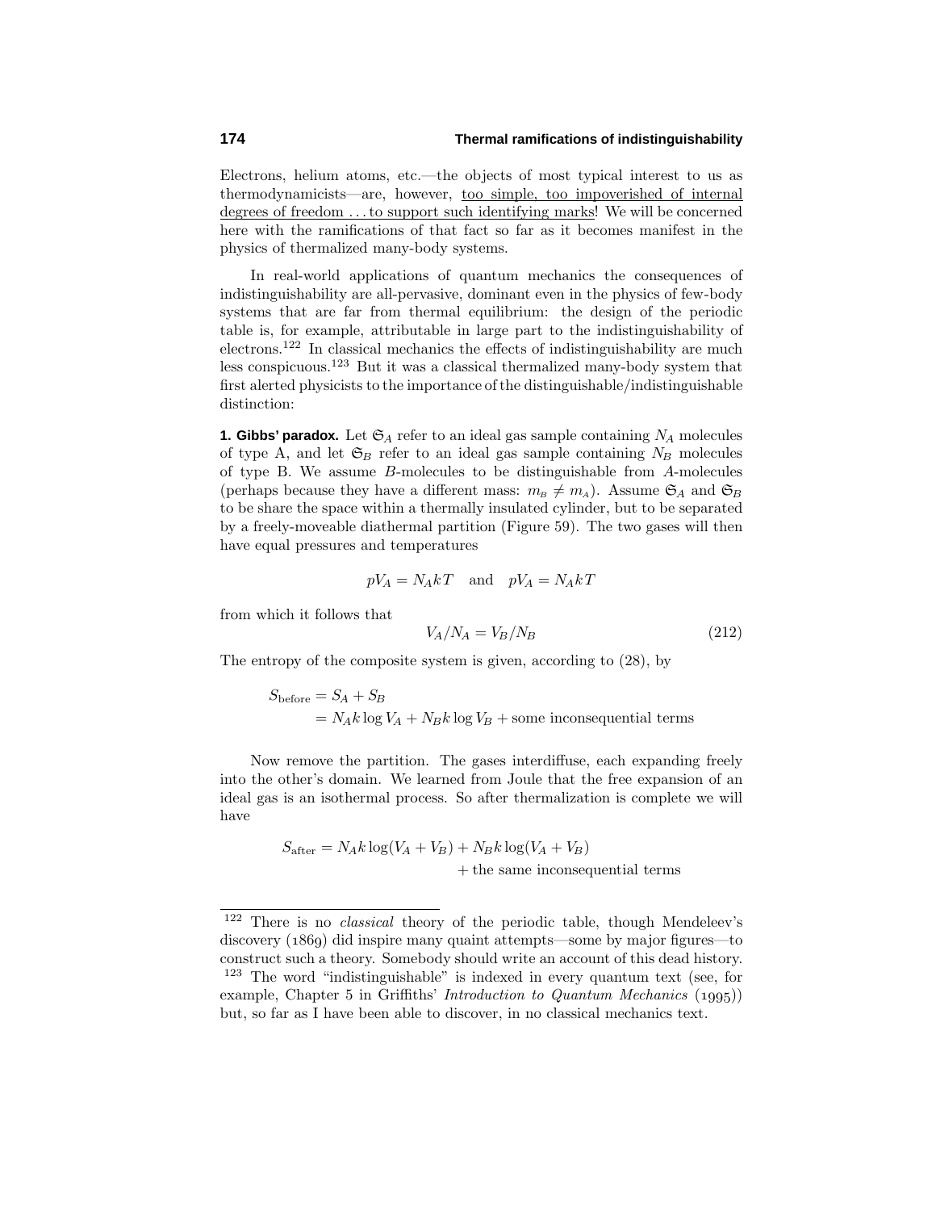Electrons, helium atoms, etc.—the objects of most typical interest to us as thermodynamicists—are, however, <u>too simple, too impoverished of internal degrees of freedom . . . to support such identifying marks</u>! We will be concerned here with the ramifications of that fact so far as it becomes manifest in the physics of thermalized many-body systems.

In real-world applications of quantum mechanics the consequences of indistinguishability are all-pervasive, dominant even in the physics of few-body systems that are far from thermal equilibrium: the design of the periodic table is, for example, attributable in large part to the indistinguishability of electrons.[122] In classical mechanics the effects of indistinguishability are much less conspicuous.[123] But it was a classical thermalized many-body system that first alerted physicists to the importance of the distinguishable/indistinguishable distinction:

**1. Gibbs' paradox.** Let $\mathfrak{S}_A$ refer to an ideal gas sample containing $N_A$ molecules of type A, and let $\mathfrak{S}_B$ refer to an ideal gas sample containing $N_B$ molecules of type B. We assume $B$-molecules to be distinguishable from $A$-molecules (perhaps because they have a different mass: $m_B \neq m_A$). Assume $\mathfrak{S}_A$ and $\mathfrak{S}_B$ to be share the space within a thermally insulated cylinder, but to be separated by a freely-moveable diathermal partition (Figure 59). The two gases will then have equal pressures and temperatures

$$pV_A = N_A kT \quad \text{and} \quad pV_A = N_A kT$$

from which it follows that

$$V_A/N_A = V_B/N_B \tag{212}$$

The entropy of the composite system is given, according to (28), by

$$\begin{aligned} S_{\text{before}} &= S_A + S_B \\ &= N_A k \log V_A + N_B k \log V_B + \text{some inconsequential terms} \end{aligned}$$

Now remove the partition. The gases interdiffuse, each expanding freely into the other's domain. We learned from Joule that the free expansion of an ideal gas is an isothermal process. So after thermalization is complete we will have

$$\begin{aligned} S_{\text{after}} = N_A k \log(V_A + V_B) &+ N_B k \log(V_A + V_B) \\ &+ \text{the same inconsequential terms} \end{aligned}$$

---

[122] There is no *classical* theory of the periodic table, though Mendeleev's discovery (1869) did inspire many quaint attempts—some by major figures—to construct such a theory. Somebody should write an account of this dead history.

[123] The word "indistinguishable" is indexed in every quantum text (see, for example, Chapter 5 in Griffiths' *Introduction to Quantum Mechanics* (1995)) but, so far as I have been able to discover, in no classical mechanics text.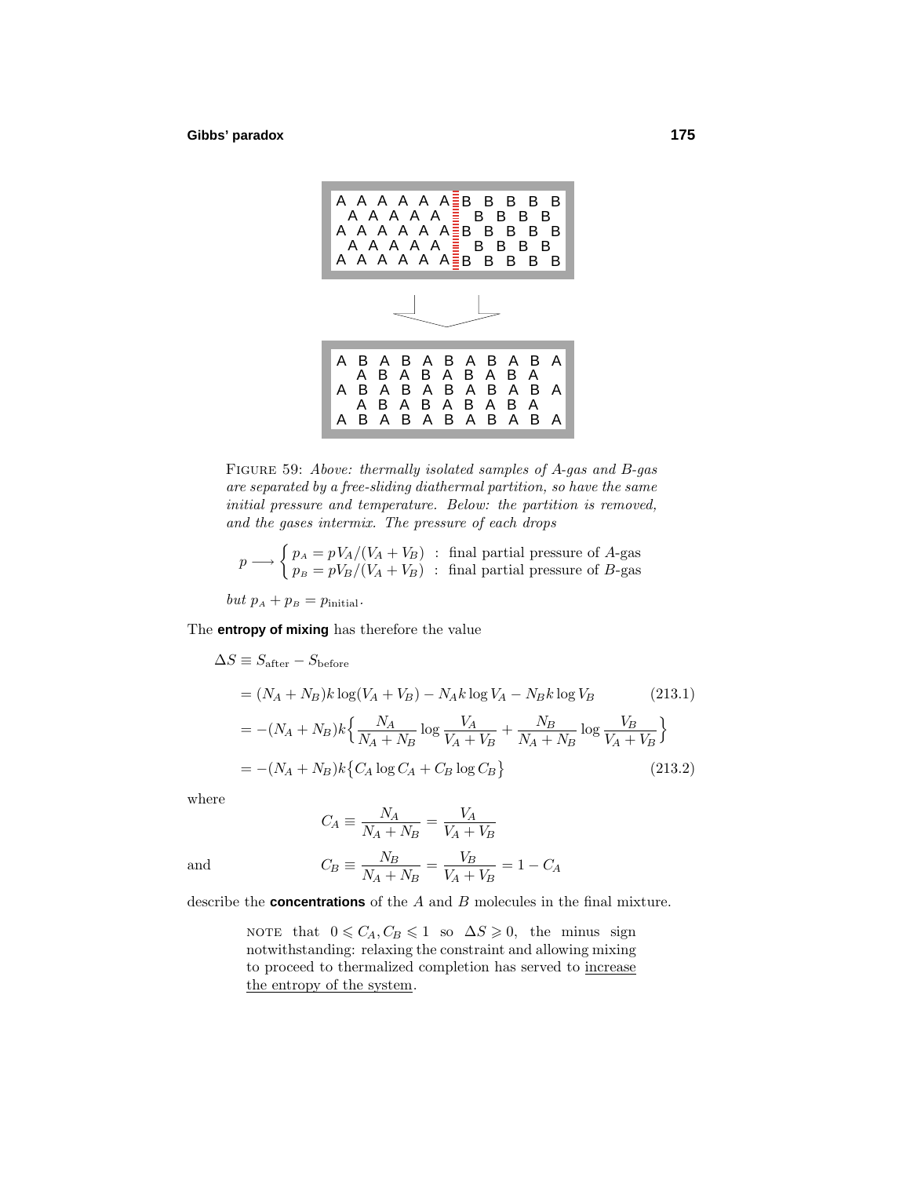FIGURE 59: *Above: thermally isolated samples of A-gas and B-gas are separated by a free-sliding diathermal partition, so have the same initial pressure and temperature. Below: the partition is removed, and the gases intermix. The pressure of each drops*

$$p \longrightarrow \begin{cases} p_{\scriptscriptstyle A} = pV_A/(V_A+V_B) & : \text{ final partial pressure of } A\text{-gas} \\ p_{\scriptscriptstyle B} = pV_B/(V_A+V_B) & : \text{ final partial pressure of } B\text{-gas} \end{cases}$$

*but* $p_{\scriptscriptstyle A} + p_{\scriptscriptstyle B} = p_{\text{initial}}$.

The **entropy of mixing** has therefore the value

$$\begin{aligned}
\Delta S &\equiv S_{\text{after}} - S_{\text{before}} \\
&= (N_A+N_B)k\log(V_A+V_B) - N_A k\log V_A - N_B k \log V_B && (213.1) \\
&= -(N_A+N_B)k\Big\{\frac{N_A}{N_A+N_B}\log\frac{V_A}{V_A+V_B} + \frac{N_B}{N_A+N_B}\log\frac{V_B}{V_A+V_B}\Big\} \\
&= -(N_A+N_B)k\big\{C_A\log C_A + C_B\log C_B\big\} && (213.2)
\end{aligned}$$

where

$$C_A \equiv \frac{N_A}{N_A+N_B} = \frac{V_A}{V_A+V_B}$$

and

$$C_B \equiv \frac{N_B}{N_A+N_B} = \frac{V_B}{V_A+V_B} = 1 - C_A$$

describe the **concentrations** of the $A$ and $B$ molecules in the final mixture.

> NOTE that $0 \leqslant C_A, C_B \leqslant 1$ so $\Delta S \geqslant 0$, the minus sign notwithstanding: relaxing the constraint and allowing mixing to proceed to thermalized completion has served to increase the entropy of the system.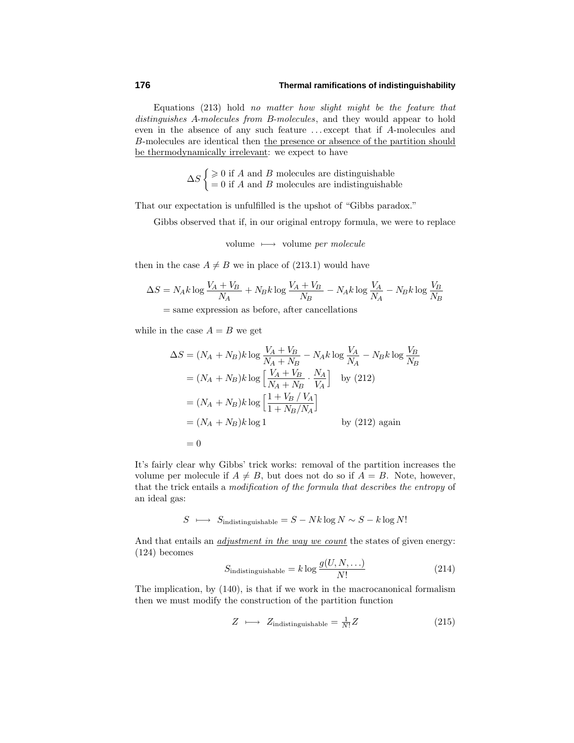Equations (213) hold *no matter how slight might be the feature that distinguishes A-molecules from B-molecules*, and they would appear to hold even in the absence of any such feature . . . except that if $A$-molecules and $B$-molecules are identical then <u>the presence or absence of the partition should be thermodynamically irrelevant</u>: we expect to have

$$\Delta S \begin{cases} \geqslant 0 \text{ if } A \text{ and } B \text{ molecules are distinguishable} \\ = 0 \text{ if } A \text{ and } B \text{ molecules are indistinguishable} \end{cases}$$

That our expectation is unfulfilled is the upshot of "Gibbs paradox."

Gibbs observed that if, in our original entropy formula, we were to replace

$$\text{volume} \longmapsto \text{volume } \textit{per molecule}$$

then in the case $A \neq B$ we in place of (213.1) would have

$$\begin{aligned}\Delta S &= N_A k \log \frac{V_A + V_B}{N_A} + N_B k \log \frac{V_A + V_B}{N_B} - N_A k \log \frac{V_A}{N_A} - N_B k \log \frac{V_B}{N_B} \\ &= \text{same expression as before, after cancellations}\end{aligned}$$

while in the case $A = B$ we get

$$\begin{aligned}\Delta S &= (N_A + N_B) k \log \frac{V_A + V_B}{N_A + N_B} - N_A k \log \frac{V_A}{N_A} - N_B k \log \frac{V_B}{N_B} \\ &= (N_A + N_B) k \log \Big[ \frac{V_A + V_B}{N_A + N_B} \cdot \frac{N_A}{V_A} \Big] \quad \text{by (212)} \\ &= (N_A + N_B) k \log \Big[ \frac{1 + V_B \,/\, V_A}{1 + N_B / N_A} \Big] \\ &= (N_A + N_B) k \log 1 \qquad\qquad\qquad \text{by (212) again} \\ &= 0\end{aligned}$$

It's fairly clear why Gibbs' trick works: removal of the partition increases the volume per molecule if $A \neq B$, but does not do so if $A = B$. Note, however, that the trick entails a *modification of the formula that describes the entropy* of an ideal gas:

$$S \longmapsto S_{\text{indistinguishable}} = S - Nk \log N \sim S - k \log N!$$

And that entails an *<u>adjustment in the way we count</u>* the states of given energy: (124) becomes

$$S_{\text{indistinguishable}} = k \log \frac{g(U, N, \ldots)}{N!} \tag{214}$$

The implication, by (140), is that if we work in the macrocanonical formalism then we must modify the construction of the partition function

$$Z \longmapsto Z_{\text{indistinguishable}} = \tfrac{1}{N!} Z \tag{215}$$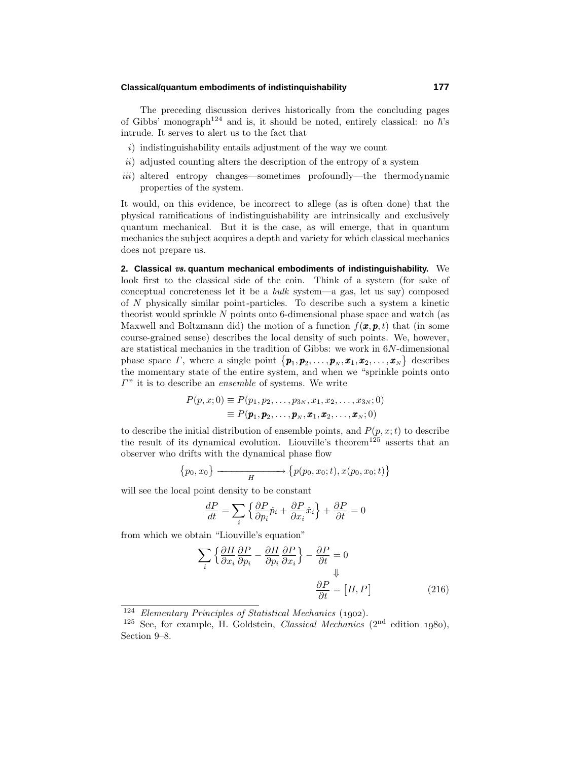The preceding discussion derives historically from the concluding pages of Gibbs' monograph[124] and is, it should be noted, entirely classical: no $\hbar$'s intrude. It serves to alert us to the fact that

*i*) indistinguishability entails adjustment of the way we count

*ii*) adjusted counting alters the description of the entropy of a system

*iii*) altered entropy changes—sometimes profoundly—the thermodynamic properties of the system.

It would, on this evidence, be incorrect to allege (as is often done) that the physical ramifications of indistinguishability are intrinsically and exclusively quantum mechanical. But it is the case, as will emerge, that in quantum mechanics the subject acquires a depth and variety for which classical mechanics does not prepare us.

**2. Classical *vs.* quantum mechanical embodiments of indistinguishability.** We look first to the classical side of the coin. Think of a system (for sake of conceptual concreteness let it be a *bulk* system—a gas, let us say) composed of $N$ physically similar point-particles. To describe such a system a kinetic theorist would sprinkle $N$ points onto 6-dimensional phase space and watch (as Maxwell and Boltzmann did) the motion of a function $f(\boldsymbol{x},\boldsymbol{p},t)$ that (in some course-grained sense) describes the local density of such points. We, however, are statistical mechanics in the tradition of Gibbs: we work in $6N$-dimensional phase space $\Gamma$, where a single point $\{\boldsymbol{p}_1,\boldsymbol{p}_2,\ldots,\boldsymbol{p}_N,\boldsymbol{x}_1,\boldsymbol{x}_2,\ldots,\boldsymbol{x}_N\}$ describes the momentary state of the entire system, and when we "sprinkle points onto $\Gamma$" it is to describe an *ensemble* of systems. We write

$$
\begin{aligned}
P(p,x;0) &\equiv P(p_1,p_2,\ldots,p_{3N},x_1,x_2,\ldots,x_{3N};0)\\
&\equiv P(\boldsymbol{p}_1,\boldsymbol{p}_2,\ldots,\boldsymbol{p}_N,\boldsymbol{x}_1,\boldsymbol{x}_2,\ldots,\boldsymbol{x}_N;0)
\end{aligned}
$$

to describe the initial distribution of ensemble points, and $P(p,x;t)$ to describe the result of its dynamical evolution. Liouville's theorem[125] asserts that an observer who drifts with the dynamical phase flow

$$
\{p_0,x_0\} \xrightarrow[H]{\hspace{2cm}} \{p(p_0,x_0;t),x(p_0,x_0;t)\}
$$

will see the local point density to be constant

$$
\frac{dP}{dt} = \sum_i \Big\{\frac{\partial P}{\partial p_i}\dot{p}_i + \frac{\partial P}{\partial x_i}\dot{x}_i\Big\} + \frac{\partial P}{\partial t} = 0
$$

from which we obtain "Liouville's equation"

$$
\sum_i \Big\{\frac{\partial H}{\partial x_i}\frac{\partial P}{\partial p_i} - \frac{\partial H}{\partial p_i}\frac{\partial P}{\partial x_i}\Big\} - \frac{\partial P}{\partial t} = 0
$$

$$
\Downarrow
$$

$$
\frac{\partial P}{\partial t} = \big[H,P\big] \tag{216}
$$

[124] *Elementary Principles of Statistical Mechanics* (1902).

[125] See, for example, H. Goldstein, *Classical Mechanics* (2nd edition 1980), Section 9–8.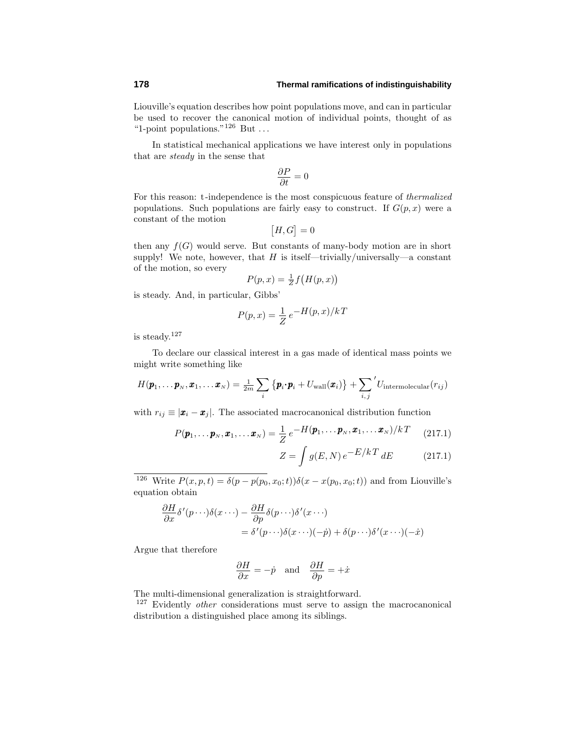Liouville's equation describes how point populations move, and can in particular be used to recover the canonical motion of individual points, thought of as "1-point populations."[126] But ...

In statistical mechanical applications we have interest only in populations that are *steady* in the sense that

$$\frac{\partial P}{\partial t} = 0$$

For this reason: t-independence is the most conspicuous feature of *thermalized* populations. Such populations are fairly easy to construct. If $G(p, x)$ were a constant of the motion

$$\big[H, G\big] = 0$$

then any $f(G)$ would serve. But constants of many-body motion are in short supply! We note, however, that $H$ is itself—trivially/universally—a constant of the motion, so every

$$P(p, x) = \tfrac{1}{Z} f\big(H(p, x)\big)$$

is steady. And, in particular, Gibbs'

$$P(p, x) = \frac{1}{Z}\, e^{-H(p, x)/kT}$$

is steady.[127]

To declare our classical interest in a gas made of identical mass points we might write something like

$$H(\boldsymbol{p}_1, \ldots \boldsymbol{p}_N, \boldsymbol{x}_1, \ldots \boldsymbol{x}_N) = \tfrac{1}{2m} \sum_i \big\{\boldsymbol{p}_i\!\cdot\!\boldsymbol{p}_i + U_{\text{wall}}(\boldsymbol{x}_i)\big\} + {\sum_{i,j}}' U_{\text{intermolecular}}(r_{ij})$$

with $r_{ij} \equiv |\boldsymbol{x}_i - \boldsymbol{x}_j|$. The associated macrocanonical distribution function

$$P(\boldsymbol{p}_1, \ldots \boldsymbol{p}_N, \boldsymbol{x}_1, \ldots \boldsymbol{x}_N) = \frac{1}{Z}\, e^{-H(\boldsymbol{p}_1, \ldots \boldsymbol{p}_N, \boldsymbol{x}_1, \ldots \boldsymbol{x}_N)/kT} \tag{217.1}$$

$$Z = \int g(E, N)\, e^{-E/kT}\, dE \tag{217.1}$$

---

[126] Write $P(x, p, t) = \delta(p - p(p_0, x_0; t))\delta(x - x(p_0, x_0; t))$ and from Liouville's equation obtain

$$\begin{aligned}\frac{\partial H}{\partial x}\delta'(p\cdots)\delta(x\cdots) &- \frac{\partial H}{\partial p}\delta(p\cdots)\delta'(x\cdots)\\ &= \delta'(p\cdots)\delta(x\cdots)(-\dot{p}) + \delta(p\cdots)\delta'(x\cdots)(-\dot{x})\end{aligned}$$

Argue that therefore

$$\frac{\partial H}{\partial x} = -\dot{p} \quad \text{and} \quad \frac{\partial H}{\partial p} = +\dot{x}$$

The multi-dimensional generalization is straightforward.

[127] Evidently *other* considerations must serve to assign the macrocanonical distribution a distinguished place among its siblings.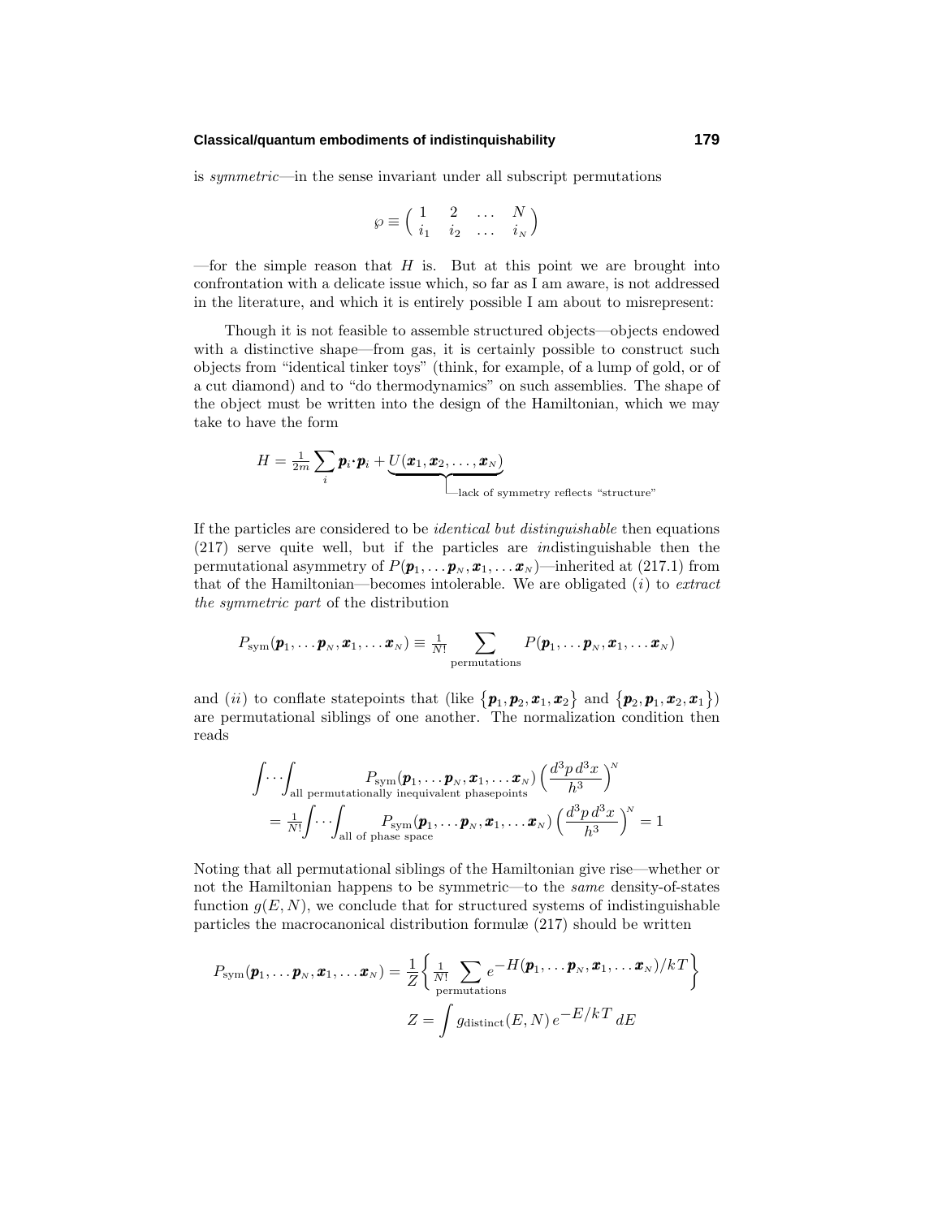is *symmetric*—in the sense invariant under all subscript permutations

$$\wp \equiv \begin{pmatrix} 1 & 2 & \dots & N \\ i_1 & i_2 & \dots & i_N \end{pmatrix}$$

—for the simple reason that $H$ is. But at this point we are brought into confrontation with a delicate issue which, so far as I am aware, is not addressed in the literature, and which it is entirely possible I am about to misrepresent:

Though it is not feasible to assemble structured objects—objects endowed with a distinctive shape—from gas, it is certainly possible to construct such objects from "identical tinker toys" (think, for example, of a lump of gold, or of a cut diamond) and to "do thermodynamics" on such assemblies. The shape of the object must be written into the design of the Hamiltonian, which we may take to have the form

$$H = \tfrac{1}{2m}\sum_i \boldsymbol{p}_i\boldsymbol{\cdot}\boldsymbol{p}_i + \underbrace{U(\boldsymbol{x}_1, \boldsymbol{x}_2, \dots, \boldsymbol{x}_N)}_{\text{lack of symmetry reflects "structure"}}$$

If the particles are considered to be *identical but distinguishable* then equations (217) serve quite well, but if the particles are *in*distinguishable then the permutational asymmetry of $P(\boldsymbol{p}_1, \dots \boldsymbol{p}_N, \boldsymbol{x}_1, \dots \boldsymbol{x}_N)$—inherited at (217.1) from that of the Hamiltonian—becomes intolerable. We are obligated $(i)$ to *extract the symmetric part* of the distribution

$$P_{\text{sym}}(\boldsymbol{p}_1, \dots \boldsymbol{p}_N, \boldsymbol{x}_1, \dots \boldsymbol{x}_N) \equiv \tfrac{1}{N!}\sum_{\text{permutations}} P(\boldsymbol{p}_1, \dots \boldsymbol{p}_N, \boldsymbol{x}_1, \dots \boldsymbol{x}_N)$$

and $(ii)$ to conflate statepoints that (like $\{\boldsymbol{p}_1, \boldsymbol{p}_2, \boldsymbol{x}_1, \boldsymbol{x}_2\}$ and $\{\boldsymbol{p}_2, \boldsymbol{p}_1, \boldsymbol{x}_2, \boldsymbol{x}_1\}$) are permutational siblings of one another. The normalization condition then reads

$$\begin{aligned}
\int\!\cdots\!\int_{\text{all permutationally inequivalent phasepoints}} &P_{\text{sym}}(\boldsymbol{p}_1, \dots \boldsymbol{p}_N, \boldsymbol{x}_1, \dots \boldsymbol{x}_N)\Big(\frac{d^3p\,d^3x}{h^3}\Big)^N \\
&= \tfrac{1}{N!}\int\!\cdots\!\int_{\text{all of phase space}} P_{\text{sym}}(\boldsymbol{p}_1, \dots \boldsymbol{p}_N, \boldsymbol{x}_1, \dots \boldsymbol{x}_N)\Big(\frac{d^3p\,d^3x}{h^3}\Big)^N = 1
\end{aligned}$$

Noting that all permutational siblings of the Hamiltonian give rise—whether or not the Hamiltonian happens to be symmetric—to the *same* density-of-states function $g(E,N)$, we conclude that for structured systems of indistinguishable particles the macrocanonical distribution formulæ (217) should be written

$$\begin{aligned}
P_{\text{sym}}(\boldsymbol{p}_1, \dots \boldsymbol{p}_N, \boldsymbol{x}_1, \dots \boldsymbol{x}_N) &= \frac{1}{Z}\bigg\{\tfrac{1}{N!}\sum_{\text{permutations}} e^{-H(\boldsymbol{p}_1, \dots \boldsymbol{p}_N, \boldsymbol{x}_1, \dots \boldsymbol{x}_N)/kT}\bigg\} \\
Z &= \int g_{\text{distinct}}(E,N)\, e^{-E/kT}\,dE
\end{aligned}$$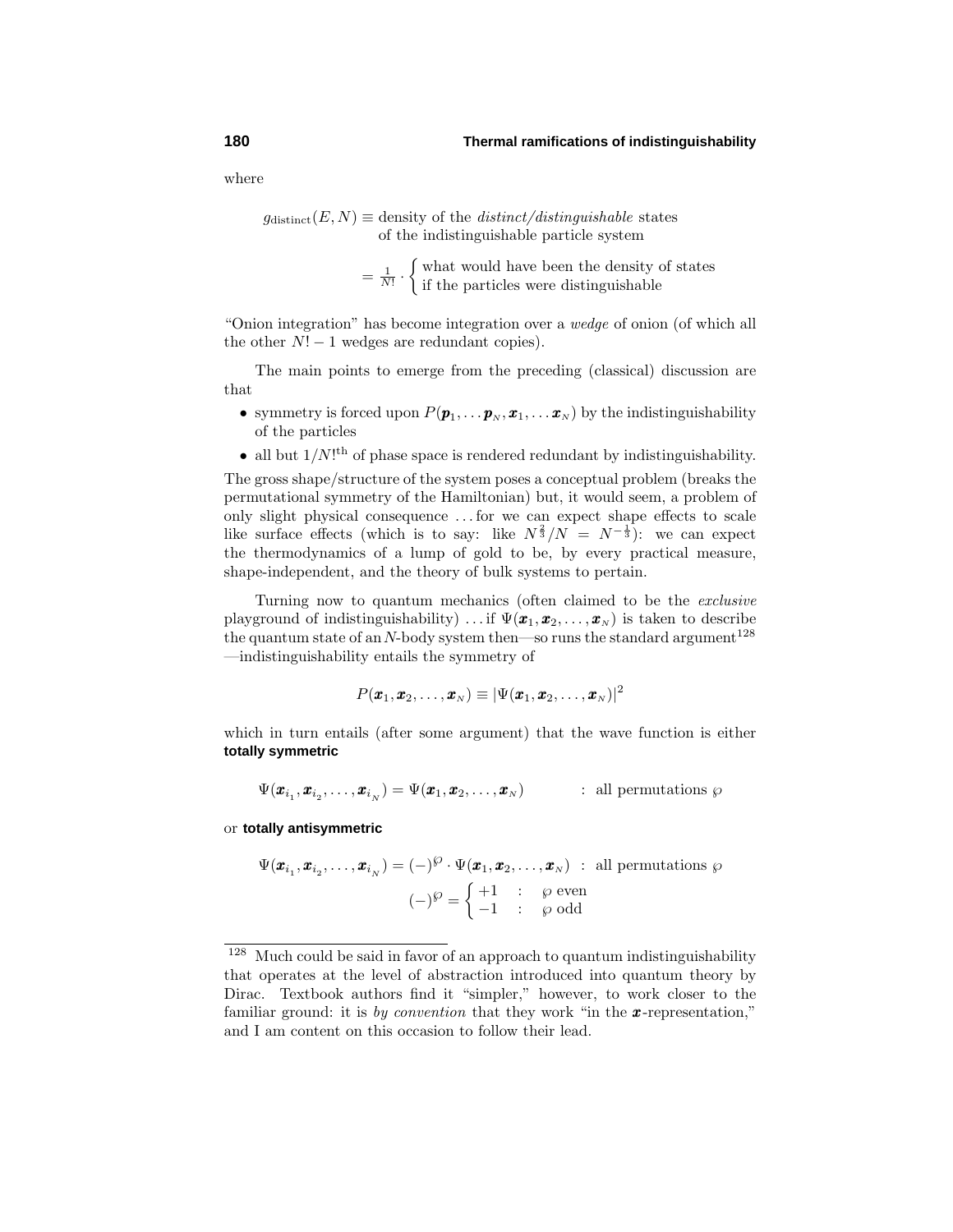where

$$g_{\text{distinct}}(E,N) \equiv \text{density of the } \textit{distinct/distinguishable} \text{ states of the indistinguishable particle system}$$

$$= \tfrac{1}{N!}\cdot\begin{cases}\text{what would have been the density of states}\\ \text{if the particles were distinguishable}\end{cases}$$

"Onion integration" has become integration over a *wedge* of onion (of which all the other $N!-1$ wedges are redundant copies).

The main points to emerge from the preceding (classical) discussion are that

- symmetry is forced upon $P(\boldsymbol{p}_1,\ldots\boldsymbol{p}_N,\boldsymbol{x}_1,\ldots\boldsymbol{x}_N)$ by the indistinguishability of the particles
- all but $1/N!^{\text{th}}$ of phase space is rendered redundant by indistinguishability.

The gross shape/structure of the system poses a conceptual problem (breaks the permutational symmetry of the Hamiltonian) but, it would seem, a problem of only slight physical consequence ... for we can expect shape effects to scale like surface effects (which is to say: like $N^{\frac{2}{3}}/N = N^{-\frac{1}{3}}$): we can expect the thermodynamics of a lump of gold to be, by every practical measure, shape-independent, and the theory of bulk systems to pertain.

Turning now to quantum mechanics (often claimed to be the *exclusive* playground of indistinguishability) ... if $\Psi(\boldsymbol{x}_1,\boldsymbol{x}_2,\ldots,\boldsymbol{x}_N)$ is taken to describe the quantum state of an $N$-body system then—so runs the standard argument[128] —indistinguishability entails the symmetry of

$$P(\boldsymbol{x}_1,\boldsymbol{x}_2,\ldots,\boldsymbol{x}_N) \equiv |\Psi(\boldsymbol{x}_1,\boldsymbol{x}_2,\ldots,\boldsymbol{x}_N)|^2$$

which in turn entails (after some argument) that the wave function is either **totally symmetric**

$$\Psi(\boldsymbol{x}_{i_1},\boldsymbol{x}_{i_2},\ldots,\boldsymbol{x}_{i_N}) = \Psi(\boldsymbol{x}_1,\boldsymbol{x}_2,\ldots,\boldsymbol{x}_N) \qquad : \text{ all permutations } \wp$$

or **totally antisymmetric**

$$\Psi(\boldsymbol{x}_{i_1},\boldsymbol{x}_{i_2},\ldots,\boldsymbol{x}_{i_N}) = (-)^{\wp}\cdot\Psi(\boldsymbol{x}_1,\boldsymbol{x}_2,\ldots,\boldsymbol{x}_N) \ : \text{ all permutations } \wp$$

$$(-)^{\wp} = \begin{cases}+1 & : \ \wp \text{ even}\\ -1 & : \ \wp \text{ odd}\end{cases}$$

[128] Much could be said in favor of an approach to quantum indistinguishability that operates at the level of abstraction introduced into quantum theory by Dirac. Textbook authors find it "simpler," however, to work closer to the familiar ground: it is *by convention* that they work "in the $\boldsymbol{x}$-representation," and I am content on this occasion to follow their lead.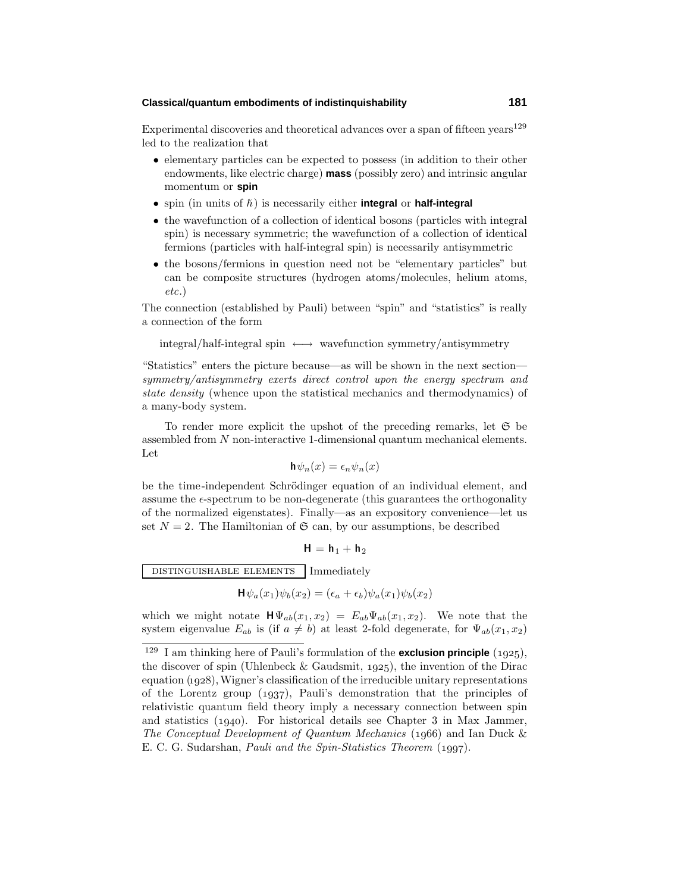Experimental discoveries and theoretical advances over a span of fifteen years[129] led to the realization that

- elementary particles can be expected to possess (in addition to their other endowments, like electric charge) **mass** (possibly zero) and intrinsic angular momentum or **spin**
- spin (in units of $\hbar$) is necessarily either **integral** or **half-integral**
- the wavefunction of a collection of identical bosons (particles with integral spin) is necessary symmetric; the wavefunction of a collection of identical fermions (particles with half-integral spin) is necessarily antisymmetric
- the bosons/fermions in question need not be "elementary particles" but can be composite structures (hydrogen atoms/molecules, helium atoms, *etc.*)

The connection (established by Pauli) between "spin" and "statistics" is really a connection of the form

$$\text{integral/half-integral spin} \longleftrightarrow \text{wavefunction symmetry/antisymmetry}$$

"Statistics" enters the picture because—as will be shown in the next section—*symmetry/antisymmetry exerts direct control upon the energy spectrum and state density* (whence upon the statistical mechanics and thermodynamics) of a many-body system.

To render more explicit the upshot of the preceding remarks, let $\mathfrak{S}$ be assembled from $N$ non-interactive 1-dimensional quantum mechanical elements. Let

$$\mathbf{h}\,\psi_n(x) = \epsilon_n \psi_n(x)$$

be the time-independent Schrödinger equation of an individual element, and assume the $\epsilon$-spectrum to be non-degenerate (this guarantees the orthogonality of the normalized eigenstates). Finally—as an expository convenience—let us set $N = 2$. The Hamiltonian of $\mathfrak{S}$ can, by our assumptions, be described

$$\mathbf{H} = \mathbf{h}_1 + \mathbf{h}_2$$

DISTINGUISHABLE ELEMENTS Immediately

$$\mathbf{H}\,\psi_a(x_1)\psi_b(x_2) = (\epsilon_a + \epsilon_b)\psi_a(x_1)\psi_b(x_2)$$

which we might notate $\mathbf{H}\Psi_{ab}(x_1, x_2) = E_{ab}\Psi_{ab}(x_1, x_2)$. We note that the system eigenvalue $E_{ab}$ is (if $a \neq b$) at least 2-fold degenerate, for $\Psi_{ab}(x_1, x_2)$

---

[129] I am thinking here of Pauli's formulation of the **exclusion principle** (1925), the discover of spin (Uhlenbeck & Gaudsmit, 1925), the invention of the Dirac equation (1928), Wigner's classification of the irreducible unitary representations of the Lorentz group (1937), Pauli's demonstration that the principles of relativistic quantum field theory imply a necessary connection between spin and statistics (1940). For historical details see Chapter 3 in Max Jammer, *The Conceptual Development of Quantum Mechanics* (1966) and Ian Duck & E. C. G. Sudarshan, *Pauli and the Spin-Statistics Theorem* (1997).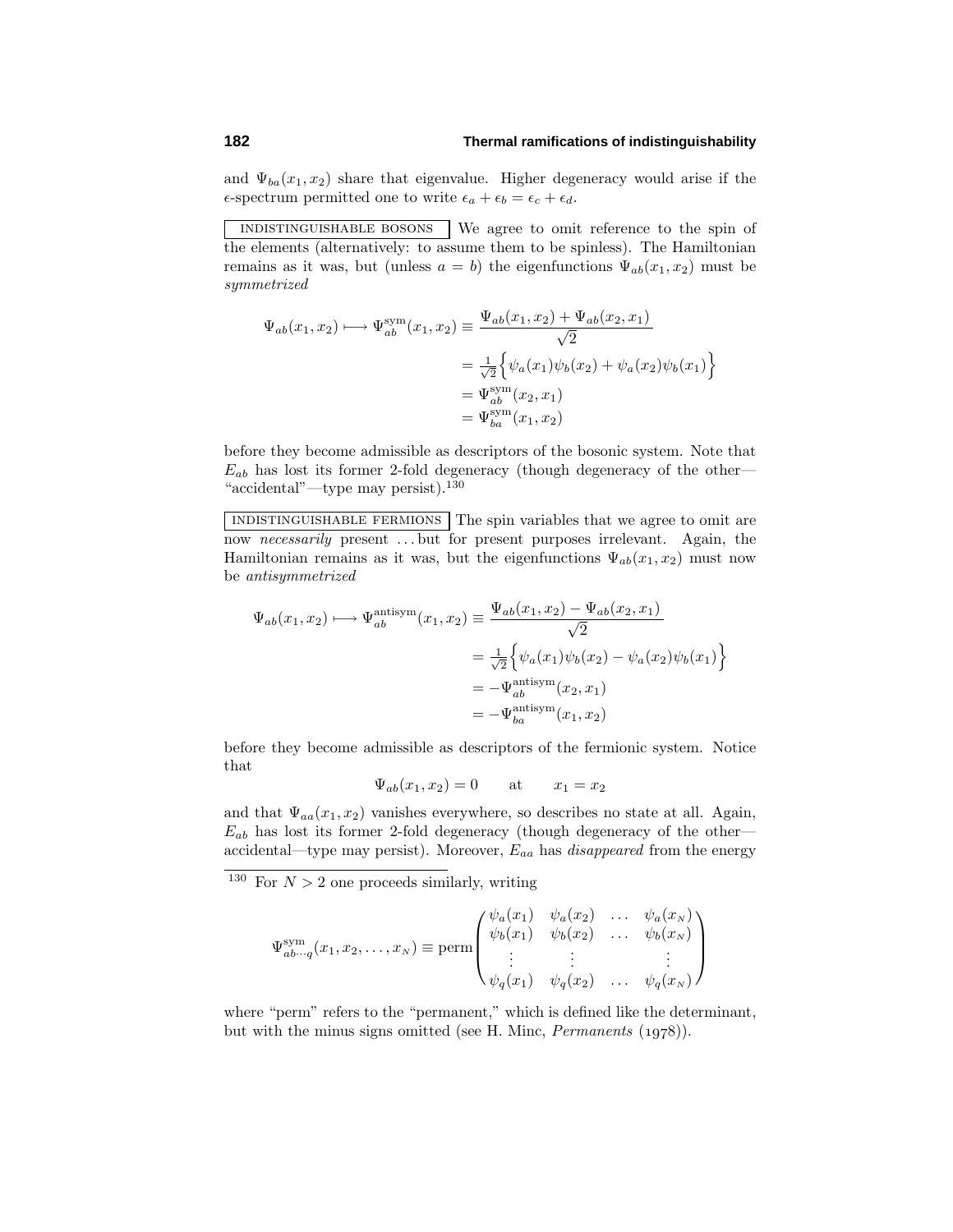and $\Psi_{ba}(x_1, x_2)$ share that eigenvalue. Higher degeneracy would arise if the $\epsilon$-spectrum permitted one to write $\epsilon_a + \epsilon_b = \epsilon_c + \epsilon_d$.

INDISTINGUISHABLE BOSONS We agree to omit reference to the spin of the elements (alternatively: to assume them to be spinless). The Hamiltonian remains as it was, but (unless $a = b$) the eigenfunctions $\Psi_{ab}(x_1, x_2)$ must be *symmetrized*

$$
\begin{aligned}
\Psi_{ab}(x_1, x_2) \longmapsto \Psi^{\text{sym}}_{ab}(x_1, x_2) &\equiv \frac{\Psi_{ab}(x_1, x_2) + \Psi_{ab}(x_2, x_1)}{\sqrt{2}} \\
&= \tfrac{1}{\sqrt{2}}\Big\{\psi_a(x_1)\psi_b(x_2) + \psi_a(x_2)\psi_b(x_1)\Big\} \\
&= \Psi^{\text{sym}}_{ab}(x_2, x_1) \\
&= \Psi^{\text{sym}}_{ba}(x_1, x_2)
\end{aligned}
$$

before they become admissible as descriptors of the bosonic system. Note that $E_{ab}$ has lost its former 2-fold degeneracy (though degeneracy of the other—"accidental"—type may persist).[130]

INDISTINGUISHABLE FERMIONS The spin variables that we agree to omit are now *necessarily* present ... but for present purposes irrelevant. Again, the Hamiltonian remains as it was, but the eigenfunctions $\Psi_{ab}(x_1, x_2)$ must now be *antisymmetrized*

$$
\begin{aligned}
\Psi_{ab}(x_1, x_2) \longmapsto \Psi^{\text{antisym}}_{ab}(x_1, x_2) &\equiv \frac{\Psi_{ab}(x_1, x_2) - \Psi_{ab}(x_2, x_1)}{\sqrt{2}} \\
&= \tfrac{1}{\sqrt{2}}\Big\{\psi_a(x_1)\psi_b(x_2) - \psi_a(x_2)\psi_b(x_1)\Big\} \\
&= -\Psi^{\text{antisym}}_{ab}(x_2, x_1) \\
&= -\Psi^{\text{antisym}}_{ba}(x_1, x_2)
\end{aligned}
$$

before they become admissible as descriptors of the fermionic system. Notice that

$$
\Psi_{ab}(x_1, x_2) = 0 \qquad \text{at} \qquad x_1 = x_2
$$

and that $\Psi_{aa}(x_1, x_2)$ vanishes everywhere, so describes no state at all. Again, $E_{ab}$ has lost its former 2-fold degeneracy (though degeneracy of the other—accidental—type may persist). Moreover, $E_{aa}$ has *disappeared* from the energy

---

[130] For $N > 2$ one proceeds similarly, writing

$$
\Psi^{\text{sym}}_{ab\cdots q}(x_1, x_2, \ldots, x_N) \equiv \text{perm}\begin{pmatrix} \psi_a(x_1) & \psi_a(x_2) & \ldots & \psi_a(x_N) \\ \psi_b(x_1) & \psi_b(x_2) & \ldots & \psi_b(x_N) \\ \vdots & \vdots & & \vdots \\ \psi_q(x_1) & \psi_q(x_2) & \ldots & \psi_q(x_N) \end{pmatrix}
$$

where "perm" refers to the "permanent," which is defined like the determinant, but with the minus signs omitted (see H. Minc, *Permanents* (1978)).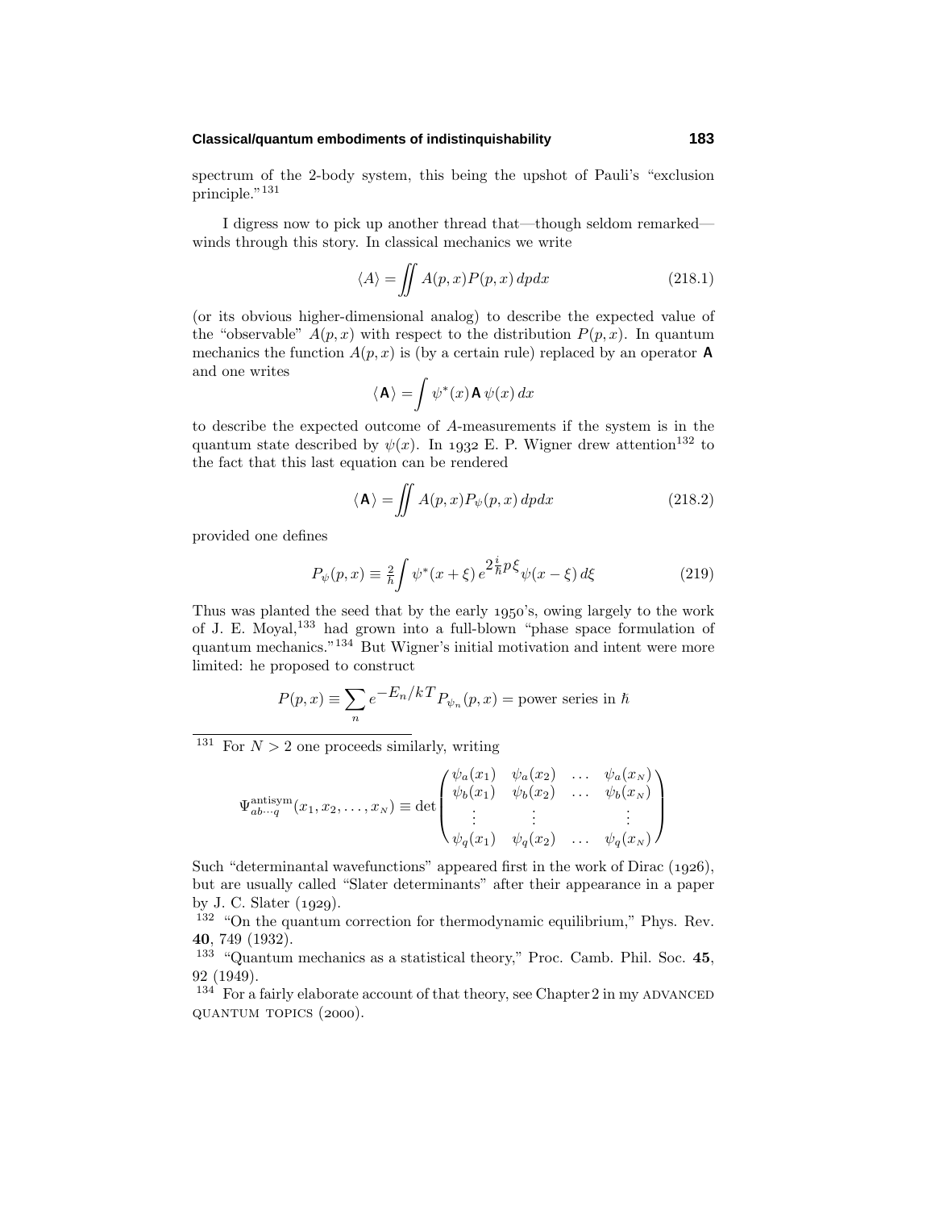spectrum of the 2-body system, this being the upshot of Pauli's "exclusion principle."[131]

I digress now to pick up another thread that—though seldom remarked—winds through this story. In classical mechanics we write

$$\langle A \rangle = \iint A(p,x)P(p,x)\,dpdx \tag{218.1}$$

(or its obvious higher-dimensional analog) to describe the expected value of the "observable" $A(p,x)$ with respect to the distribution $P(p,x)$. In quantum mechanics the function $A(p,x)$ is (by a certain rule) replaced by an operator $\mathbf{A}$ and one writes

$$\langle \mathbf{A} \rangle = \int \psi^*(x)\,\mathbf{A}\,\psi(x)\,dx$$

to describe the expected outcome of $A$-measurements if the system is in the quantum state described by $\psi(x)$. In 1932 E. P. Wigner drew attention[132] to the fact that this last equation can be rendered

$$\langle \mathbf{A} \rangle = \iint A(p,x)P_\psi(p,x)\,dpdx \tag{218.2}$$

provided one defines

$$P_\psi(p,x) \equiv \tfrac{2}{h}\int \psi^*(x+\xi)\,e^{2\frac{i}{\hbar}p\xi}\psi(x-\xi)\,d\xi \tag{219}$$

Thus was planted the seed that by the early 1950's, owing largely to the work of J. E. Moyal,[133] had grown into a full-blown "phase space formulation of quantum mechanics."[134] But Wigner's initial motivation and intent were more limited: he proposed to construct

$$P(p,x) \equiv \sum_n e^{-E_n/kT}P_{\psi_n}(p,x) = \text{power series in } \hbar$$

---

[131] For $N > 2$ one proceeds similarly, writing

$$\Psi^{\text{antisym}}_{ab\cdots q}(x_1,x_2,\ldots,x_N) \equiv \det\begin{pmatrix} \psi_a(x_1) & \psi_a(x_2) & \ldots & \psi_a(x_N) \\ \psi_b(x_1) & \psi_b(x_2) & \ldots & \psi_b(x_N) \\ \vdots & \vdots & & \vdots \\ \psi_q(x_1) & \psi_q(x_2) & \ldots & \psi_q(x_N) \end{pmatrix}$$

Such "determinantal wavefunctions" appeared first in the work of Dirac (1926), but are usually called "Slater determinants" after their appearance in a paper by J. C. Slater (1929).

[132] "On the quantum correction for thermodynamic equilibrium," Phys. Rev. **40**, 749 (1932).

[133] "Quantum mechanics as a statistical theory," Proc. Camb. Phil. Soc. **45**, 92 (1949).

[134] For a fairly elaborate account of that theory, see Chapter 2 in my ADVANCED QUANTUM TOPICS (2000).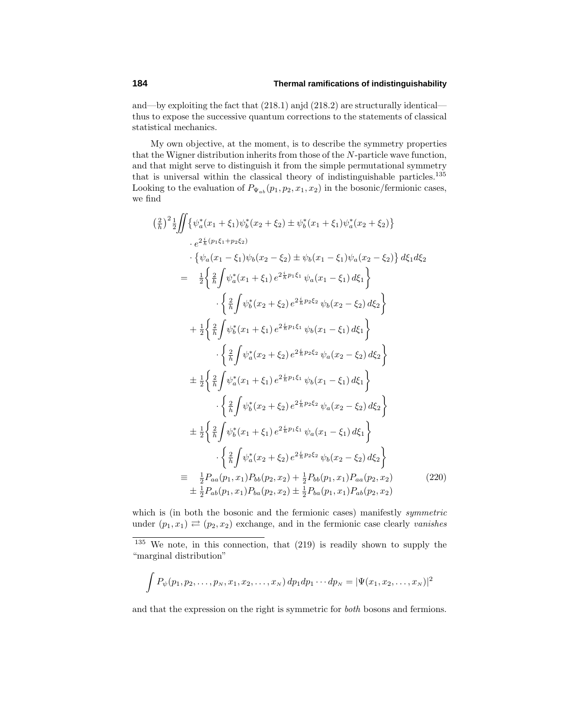and—by exploiting the fact that (218.1) anjd (218.2) are structurally identical—thus to expose the successive quantum corrections to the statements of classical statistical mechanics.

My own objective, at the moment, is to describe the symmetry properties that the Wigner distribution inherits from those of the $N$-particle wave function, and that might serve to distinguish it from the simple permutational symmetry that is universal within the classical theory of indistinguishable particles.[135] Looking to the evaluation of $P_{\Psi_{ab}}(p_1, p_2, x_1, x_2)$ in the bosonic/fermionic cases, we find

$$
\begin{aligned}
\left(\tfrac{2}{h}\right)^2 \tfrac{1}{2} \iint & \left\{ \psi_a^*(x_1+\xi_1)\psi_b^*(x_2+\xi_2) \pm \psi_b^*(x_1+\xi_1)\psi_a^*(x_2+\xi_2) \right\} \\
& \cdot e^{2\frac{i}{\hbar}(p_1\xi_1 + p_2\xi_2)} \\
& \cdot \left\{ \psi_a(x_1-\xi_1)\psi_b(x_2-\xi_2) \pm \psi_b(x_1-\xi_1)\psi_a(x_2-\xi_2) \right\} d\xi_1 d\xi_2 \\
= \quad & \tfrac{1}{2}\left\{ \tfrac{2}{h}\int \psi_a^*(x_1+\xi_1)\, e^{2\frac{i}{\hbar}p_1\xi_1}\, \psi_a(x_1-\xi_1)\, d\xi_1 \right\} \\
& \qquad \cdot \left\{ \tfrac{2}{h}\int \psi_b^*(x_2+\xi_2)\, e^{2\frac{i}{\hbar}p_2\xi_2}\, \psi_b(x_2-\xi_2)\, d\xi_2 \right\} \\
& + \tfrac{1}{2}\left\{ \tfrac{2}{h}\int \psi_b^*(x_1+\xi_1)\, e^{2\frac{i}{\hbar}p_1\xi_1}\, \psi_b(x_1-\xi_1)\, d\xi_1 \right\} \\
& \qquad \cdot \left\{ \tfrac{2}{h}\int \psi_a^*(x_2+\xi_2)\, e^{2\frac{i}{\hbar}p_2\xi_2}\, \psi_a(x_2-\xi_2)\, d\xi_2 \right\} \\
& \pm \tfrac{1}{2}\left\{ \tfrac{2}{h}\int \psi_a^*(x_1+\xi_1)\, e^{2\frac{i}{\hbar}p_1\xi_1}\, \psi_b(x_1-\xi_1)\, d\xi_1 \right\} \\
& \qquad \cdot \left\{ \tfrac{2}{h}\int \psi_b^*(x_2+\xi_2)\, e^{2\frac{i}{\hbar}p_2\xi_2}\, \psi_a(x_2-\xi_2)\, d\xi_2 \right\} \\
& \pm \tfrac{1}{2}\left\{ \tfrac{2}{h}\int \psi_b^*(x_1+\xi_1)\, e^{2\frac{i}{\hbar}p_1\xi_1}\, \psi_a(x_1-\xi_1)\, d\xi_1 \right\} \\
& \qquad \cdot \left\{ \tfrac{2}{h}\int \psi_a^*(x_2+\xi_2)\, e^{2\frac{i}{\hbar}p_2\xi_2}\, \psi_b(x_2-\xi_2)\, d\xi_2 \right\} \\
\equiv \quad & \tfrac{1}{2}P_{aa}(p_1,x_1)P_{bb}(p_2,x_2) + \tfrac{1}{2}P_{bb}(p_1,x_1)P_{aa}(p_2,x_2) \\
& \pm \tfrac{1}{2}P_{ab}(p_1,x_1)P_{ba}(p_2,x_2) \pm \tfrac{1}{2}P_{ba}(p_1,x_1)P_{ab}(p_2,x_2)
\end{aligned}
\tag{220}
$$

which is (in both the bosonic and the fermionic cases) manifestly *symmetric* under $(p_1, x_1) \rightleftarrows (p_2, x_2)$ exchange, and in the fermionic case clearly *vanishes*

---

[135] We note, in this connection, that (219) is readily shown to supply the "marginal distribution"

$$
\int P_\psi(p_1, p_2, \ldots, p_N, x_1, x_2, \ldots, x_N)\, dp_1 dp_1 \cdots dp_N = |\Psi(x_1, x_2, \ldots, x_N)|^2
$$

and that the expression on the right is symmetric for *both* bosons and fermions.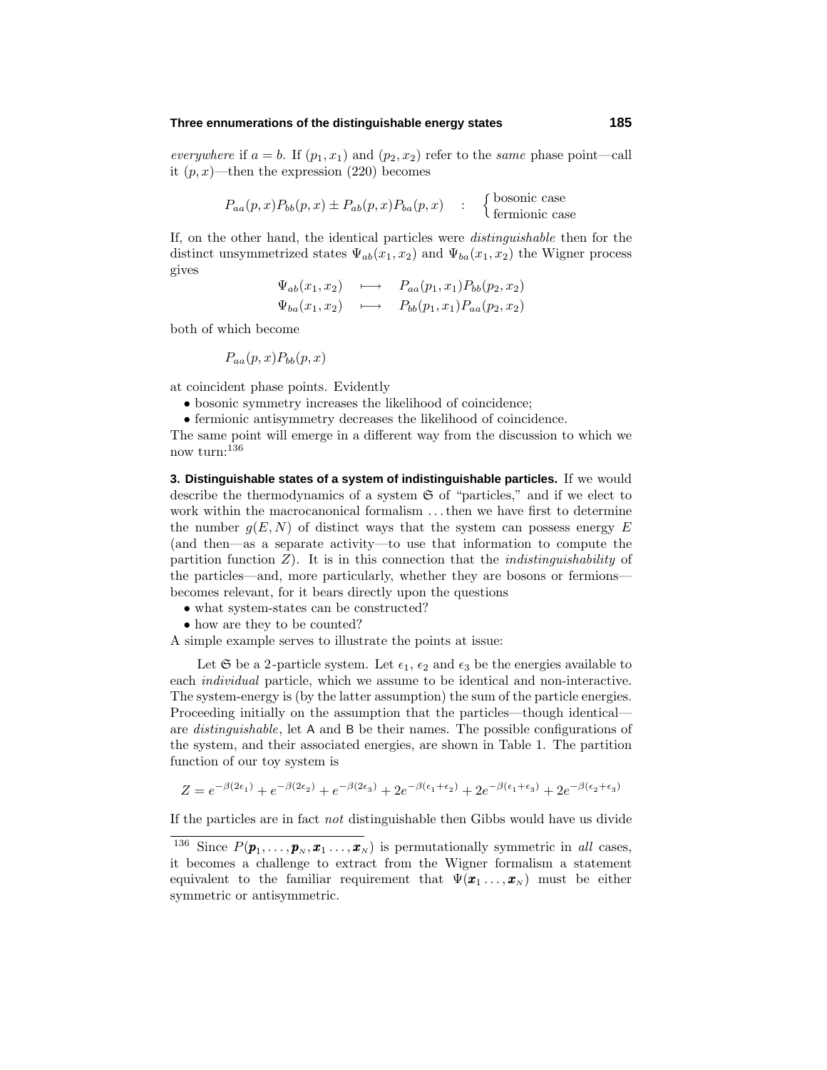*everywhere* if $a = b$. If $(p_1, x_1)$ and $(p_2, x_2)$ refer to the *same* phase point—call it $(p, x)$—then the expression (220) becomes

$$P_{aa}(p,x)P_{bb}(p,x) \pm P_{ab}(p,x)P_{ba}(p,x) \quad : \quad \begin{cases} \text{bosonic case} \\ \text{fermionic case} \end{cases}$$

If, on the other hand, the identical particles were *distinguishable* then for the distinct unsymmetrized states $\Psi_{ab}(x_1, x_2)$ and $\Psi_{ba}(x_1, x_2)$ the Wigner process gives

$$\begin{aligned} \Psi_{ab}(x_1,x_2) &\longmapsto P_{aa}(p_1,x_1)P_{bb}(p_2,x_2) \\ \Psi_{ba}(x_1,x_2) &\longmapsto P_{bb}(p_1,x_1)P_{aa}(p_2,x_2) \end{aligned}$$

both of which become

$$P_{aa}(p,x)P_{bb}(p,x)$$

at coincident phase points. Evidently

- bosonic symmetry increases the likelihood of coincidence;
- fermionic antisymmetry decreases the likelihood of coincidence.

The same point will emerge in a different way from the discussion to which we now turn:[136]

**3. Distinguishable states of a system of indistinguishable particles.** If we would describe the thermodynamics of a system $\mathfrak{S}$ of "particles," and if we elect to work within the macrocanonical formalism ... then we have first to determine the number $g(E, N)$ of distinct ways that the system can possess energy $E$ (and then—as a separate activity—to use that information to compute the partition function $Z$). It is in this connection that the *indistinguishability* of the particles—and, more particularly, whether they are bosons or fermions—becomes relevant, for it bears directly upon the questions

- what system-states can be constructed?
- how are they to be counted?

A simple example serves to illustrate the points at issue:

Let $\mathfrak{S}$ be a 2-particle system. Let $\epsilon_1$, $\epsilon_2$ and $\epsilon_3$ be the energies available to each *individual* particle, which we assume to be identical and non-interactive. The system-energy is (by the latter assumption) the sum of the particle energies. Proceeding initially on the assumption that the particles—though identical—are *distinguishable*, let A and B be their names. The possible configurations of the system, and their associated energies, are shown in Table 1. The partition function of our toy system is

$$Z = e^{-\beta(2\epsilon_1)} + e^{-\beta(2\epsilon_2)} + e^{-\beta(2\epsilon_3)} + 2e^{-\beta(\epsilon_1+\epsilon_2)} + 2e^{-\beta(\epsilon_1+\epsilon_3)} + 2e^{-\beta(\epsilon_2+\epsilon_3)}$$

If the particles are in fact *not* distinguishable then Gibbs would have us divide

[136] Since $P(\boldsymbol{p}_1, \ldots, \boldsymbol{p}_N, \boldsymbol{x}_1 \ldots, \boldsymbol{x}_N)$ is permutationally symmetric in *all* cases, it becomes a challenge to extract from the Wigner formalism a statement equivalent to the familiar requirement that $\Psi(\boldsymbol{x}_1 \ldots, \boldsymbol{x}_N)$ must be either symmetric or antisymmetric.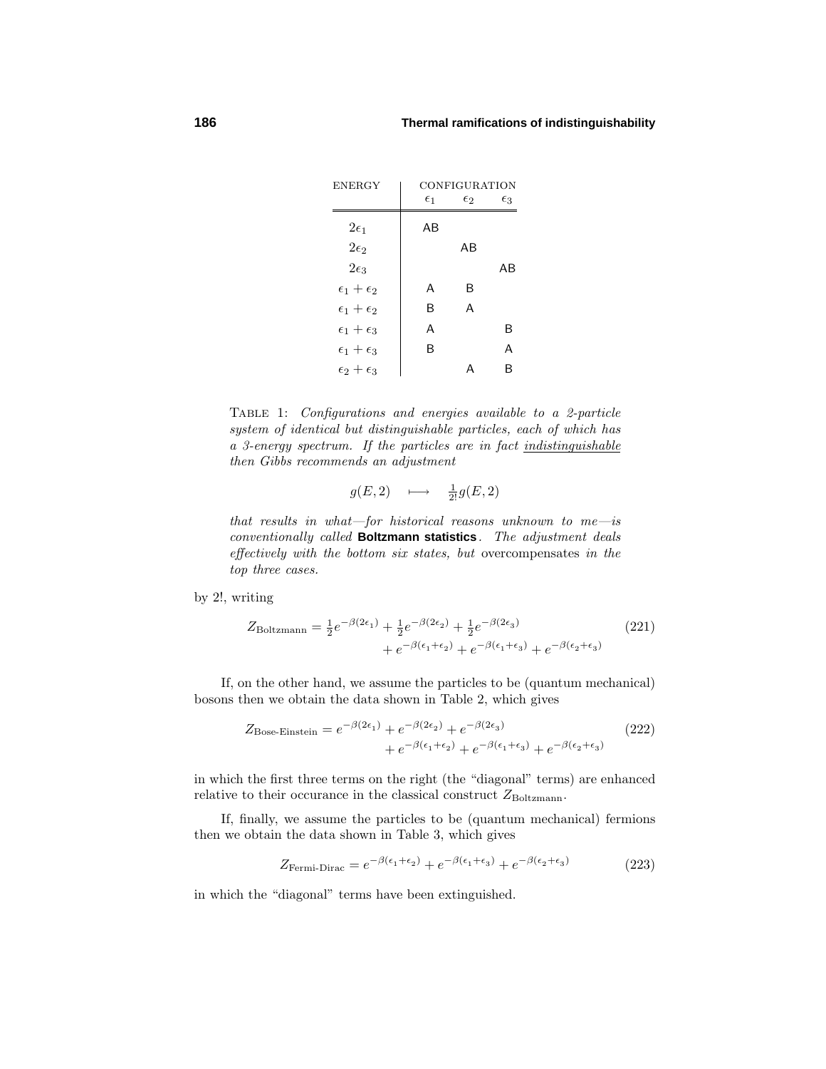| ENERGY | CONFIGURATION | | |
|---|---|---|---|
| | $\epsilon_1$ | $\epsilon_2$ | $\epsilon_3$ |
| $2\epsilon_1$ | AB | | |
| $2\epsilon_2$ | | AB | |
| $2\epsilon_3$ | | | AB |
| $\epsilon_1 + \epsilon_2$ | A | B | |
| $\epsilon_1 + \epsilon_2$ | B | A | |
| $\epsilon_1 + \epsilon_3$ | A | | B |
| $\epsilon_1 + \epsilon_3$ | B | | A |
| $\epsilon_2 + \epsilon_3$ | | A | B |

TABLE 1: *Configurations and energies available to a 2-particle system of identical but distinguishable particles, each of which has a 3-energy spectrum. If the particles are in fact* <u>*indistinguishable*</u> *then Gibbs recommends an adjustment*

$$g(E,2) \quad \longmapsto \quad \tfrac{1}{2!}g(E,2)$$

*that results in what—for historical reasons unknown to me—is conventionally called* **Boltzmann statistics**. *The adjustment deals effectively with the bottom six states, but* overcompensates *in the top three cases.*

by 2!, writing

$$Z_{\text{Boltzmann}} = \tfrac{1}{2}e^{-\beta(2\epsilon_1)} + \tfrac{1}{2}e^{-\beta(2\epsilon_2)} + \tfrac{1}{2}e^{-\beta(2\epsilon_3)} + e^{-\beta(\epsilon_1+\epsilon_2)} + e^{-\beta(\epsilon_1+\epsilon_3)} + e^{-\beta(\epsilon_2+\epsilon_3)} \tag{221}$$

If, on the other hand, we assume the particles to be (quantum mechanical) bosons then we obtain the data shown in Table 2, which gives

$$Z_{\text{Bose-Einstein}} = e^{-\beta(2\epsilon_1)} + e^{-\beta(2\epsilon_2)} + e^{-\beta(2\epsilon_3)} + e^{-\beta(\epsilon_1+\epsilon_2)} + e^{-\beta(\epsilon_1+\epsilon_3)} + e^{-\beta(\epsilon_2+\epsilon_3)} \tag{222}$$

in which the first three terms on the right (the "diagonal" terms) are enhanced relative to their occurance in the classical construct $Z_{\text{Boltzmann}}$.

If, finally, we assume the particles to be (quantum mechanical) fermions then we obtain the data shown in Table 3, which gives

$$Z_{\text{Fermi-Dirac}} = e^{-\beta(\epsilon_1+\epsilon_2)} + e^{-\beta(\epsilon_1+\epsilon_3)} + e^{-\beta(\epsilon_2+\epsilon_3)} \tag{223}$$

in which the "diagonal" terms have been extinguished.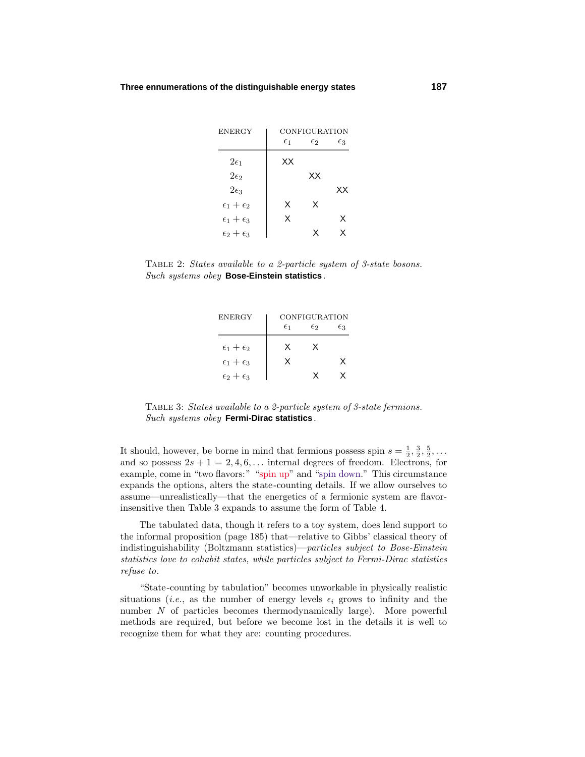| ENERGY | CONFIGURATION | | |
|---|---|---|---|
| | $\epsilon_1$ | $\epsilon_2$ | $\epsilon_3$ |
| $2\epsilon_1$ | XX | | |
| $2\epsilon_2$ | | XX | |
| $2\epsilon_3$ | | | XX |
| $\epsilon_1 + \epsilon_2$ | X | X | |
| $\epsilon_1 + \epsilon_3$ | X | | X |
| $\epsilon_2 + \epsilon_3$ | | X | X |

TABLE 2: *States available to a 2-particle system of 3-state bosons. Such systems obey* **Bose-Einstein statistics**.

| ENERGY | CONFIGURATION | | |
|---|---|---|---|
| | $\epsilon_1$ | $\epsilon_2$ | $\epsilon_3$ |
| $\epsilon_1 + \epsilon_2$ | X | X | |
| $\epsilon_1 + \epsilon_3$ | X | | X |
| $\epsilon_2 + \epsilon_3$ | | X | X |

TABLE 3: *States available to a 2-particle system of 3-state fermions. Such systems obey* **Fermi-Dirac statistics**.

It should, however, be borne in mind that fermions possess spin $s = \frac{1}{2}, \frac{3}{2}, \frac{5}{2}, \ldots$ and so possess $2s + 1 = 2, 4, 6, \ldots$ internal degrees of freedom. Electrons, for example, come in "two flavors:" "spin up" and "spin down." This circumstance expands the options, alters the state-counting details. If we allow ourselves to assume—unrealistically—that the energetics of a fermionic system are flavor-insensitive then Table 3 expands to assume the form of Table 4.

The tabulated data, though it refers to a toy system, does lend support to the informal proposition (page 185) that—relative to Gibbs' classical theory of indistinguishability (Boltzmann statistics)—*particles subject to Bose-Einstein statistics love to cohabit states, while particles subject to Fermi-Dirac statistics refuse to.*

"State-counting by tabulation" becomes unworkable in physically realistic situations (*i.e.*, as the number of energy levels $\epsilon_i$ grows to infinity and the number $N$ of particles becomes thermodynamically large). More powerful methods are required, but before we become lost in the details it is well to recognize them for what they are: counting procedures.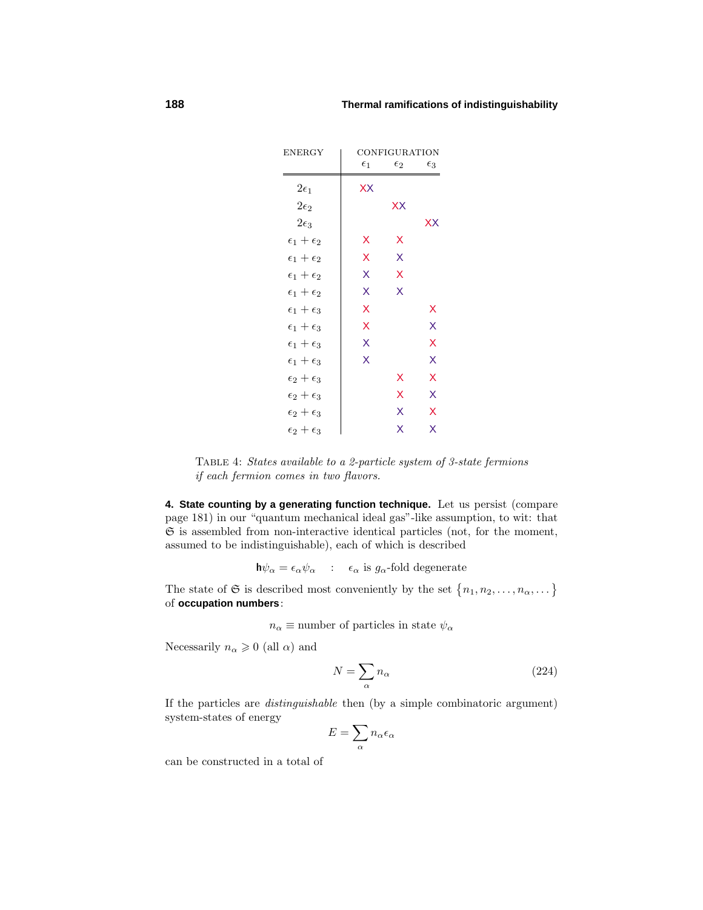| ENERGY | CONFIGURATION | | |
|---|---|---|---|
| | $\epsilon_1$ | $\epsilon_2$ | $\epsilon_3$ |
| $2\epsilon_1$ | XX | | |
| $2\epsilon_2$ | | XX | |
| $2\epsilon_3$ | | | XX |
| $\epsilon_1 + \epsilon_2$ | X | X | |
| $\epsilon_1 + \epsilon_2$ | X | X | |
| $\epsilon_1 + \epsilon_2$ | X | X | |
| $\epsilon_1 + \epsilon_2$ | X | X | |
| $\epsilon_1 + \epsilon_3$ | X | | X |
| $\epsilon_1 + \epsilon_3$ | X | | X |
| $\epsilon_1 + \epsilon_3$ | X | | X |
| $\epsilon_1 + \epsilon_3$ | X | | X |
| $\epsilon_2 + \epsilon_3$ | | X | X |
| $\epsilon_2 + \epsilon_3$ | | X | X |
| $\epsilon_2 + \epsilon_3$ | | X | X |
| $\epsilon_2 + \epsilon_3$ | | X | X |

TABLE 4: *States available to a 2-particle system of 3-state fermions if each fermion comes in two flavors.*

**4. State counting by a generating function technique.** Let us persist (compare page 181) in our "quantum mechanical ideal gas"-like assumption, to wit: that $\mathfrak{S}$ is assembled from non-interactive identical particles (not, for the moment, assumed to be indistinguishable), each of which is described

$$\mathbf{h}\psi_\alpha = \epsilon_\alpha \psi_\alpha \quad : \quad \epsilon_\alpha \text{ is } g_\alpha\text{-fold degenerate}$$

The state of $\mathfrak{S}$ is described most conveniently by the set $\{n_1, n_2, \ldots, n_\alpha, \ldots\}$ of **occupation numbers**:

$$n_\alpha \equiv \text{number of particles in state } \psi_\alpha$$

Necessarily $n_\alpha \geqslant 0$ (all $\alpha$) and

$$N = \sum_\alpha n_\alpha \tag{224}$$

If the particles are *distinguishable* then (by a simple combinatoric argument) system-states of energy

$$E = \sum_\alpha n_\alpha \epsilon_\alpha$$

can be constructed in a total of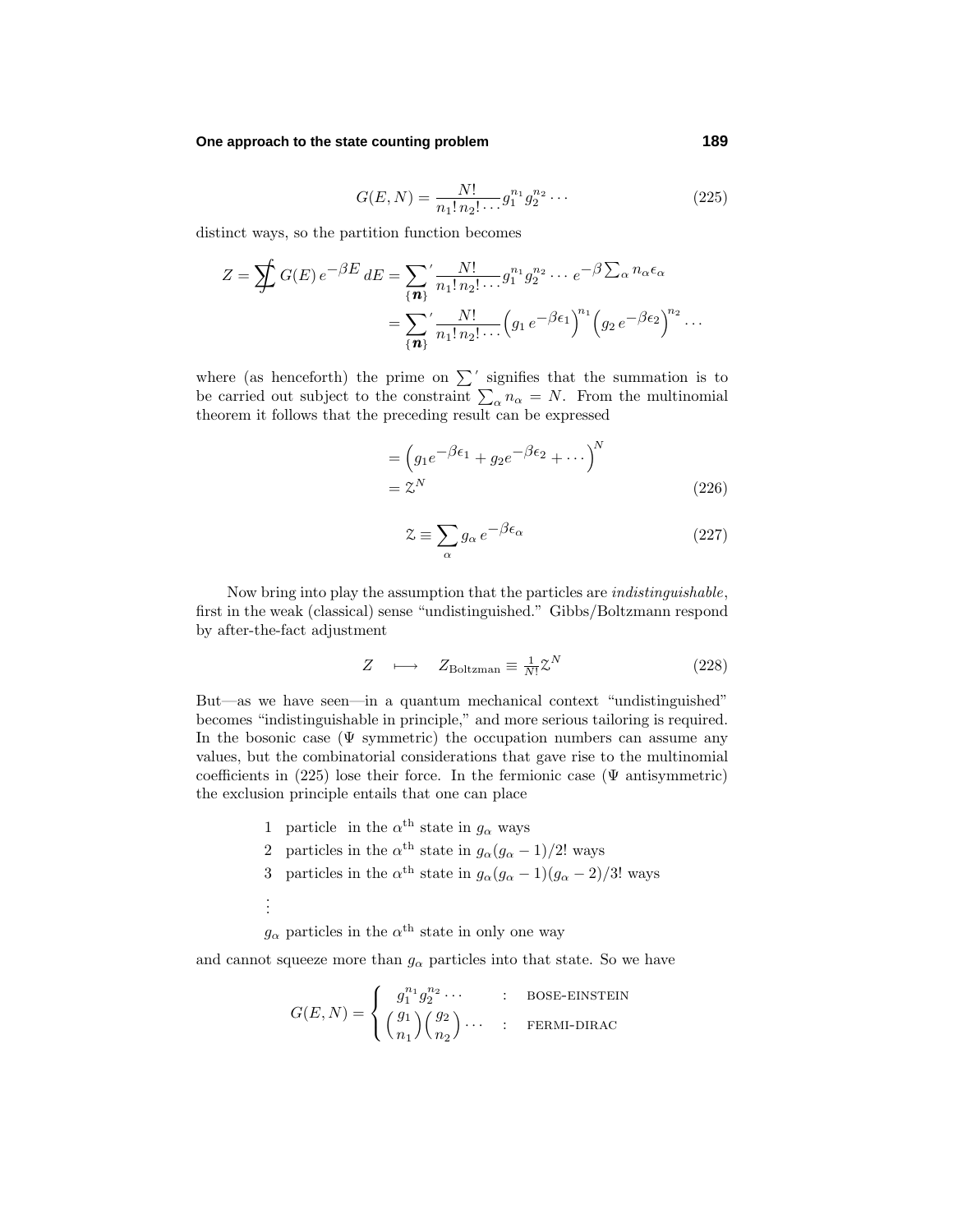$$G(E,N) = \frac{N!}{n_1!\,n_2!\cdots} g_1^{n_1} g_2^{n_2} \cdots \tag{225}$$

distinct ways, so the partition function becomes

$$\begin{aligned}
Z = \sum\!\!\!\!\!\!\int G(E)\, e^{-\beta E}\, dE &= {\sum_{\{\boldsymbol{n}\}}}' \frac{N!}{n_1!\,n_2!\cdots} g_1^{n_1} g_2^{n_2} \cdots e^{-\beta\sum_\alpha n_\alpha \epsilon_\alpha} \\
&= {\sum_{\{\boldsymbol{n}\}}}' \frac{N!}{n_1!\,n_2!\cdots} \Big(g_1\, e^{-\beta\epsilon_1}\Big)^{n_1} \Big(g_2\, e^{-\beta\epsilon_2}\Big)^{n_2} \cdots
\end{aligned}$$

where (as henceforth) the prime on ${\sum}'$ signifies that the summation is to be carried out subject to the constraint $\sum_\alpha n_\alpha = N$. From the multinomial theorem it follows that the preceding result can be expressed

$$\begin{aligned}
&= \Big(g_1 e^{-\beta\epsilon_1} + g_2 e^{-\beta\epsilon_2} + \cdots\Big)^N \\
&= \mathcal{Z}^N
\end{aligned} \tag{226}$$

$$\mathcal{Z} \equiv \sum_\alpha g_\alpha\, e^{-\beta\epsilon_\alpha} \tag{227}$$

Now bring into play the assumption that the particles are *indistinguishable*, first in the weak (classical) sense "undistinguished." Gibbs/Boltzmann respond by after-the-fact adjustment

$$Z \quad\longmapsto\quad Z_{\text{Boltzman}} \equiv \tfrac{1}{N!}\mathcal{Z}^N \tag{228}$$

But—as we have seen—in a quantum mechanical context "undistinguished" becomes "indistinguishable in principle," and more serious tailoring is required. In the bosonic case ($\Psi$ symmetric) the occupation numbers can assume any values, but the combinatorial considerations that gave rise to the multinomial coefficients in (225) lose their force. In the fermionic case ($\Psi$ antisymmetric) the exclusion principle entails that one can place

1 particle in the $\alpha^{\text{th}}$ state in $g_\alpha$ ways
2 particles in the $\alpha^{\text{th}}$ state in $g_\alpha(g_\alpha - 1)/2!$ ways
3 particles in the $\alpha^{\text{th}}$ state in $g_\alpha(g_\alpha - 1)(g_\alpha - 2)/3!$ ways
⋮
$g_\alpha$ particles in the $\alpha^{\text{th}}$ state in only one way

and cannot squeeze more than $g_\alpha$ particles into that state. So we have

$$G(E,N) = \begin{cases} g_1^{n_1} g_2^{n_2} \cdots & : \quad \text{BOSE-EINSTEIN} \\ \binom{g_1}{n_1}\binom{g_2}{n_2}\cdots & : \quad \text{FERMI-DIRAC} \end{cases}$$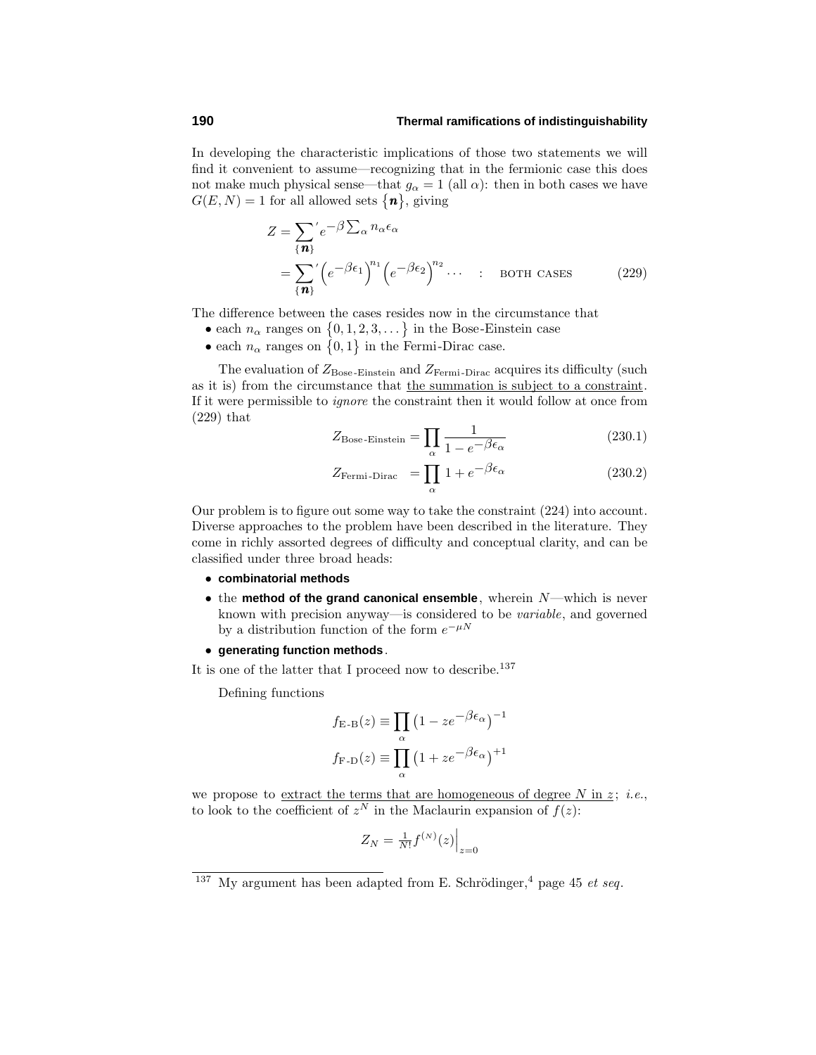In developing the characteristic implications of those two statements we will find it convenient to assume—recognizing that in the fermionic case this does not make much physical sense—that $g_\alpha = 1$ (all $\alpha$): then in both cases we have $G(E,N) = 1$ for all allowed sets $\{\boldsymbol{n}\}$, giving

$$
\begin{aligned}
Z &= \sum_{\{\boldsymbol{n}\}}{}' e^{-\beta \sum_\alpha n_\alpha \epsilon_\alpha} \\
&= \sum_{\{\boldsymbol{n}\}}{}' \Big(e^{-\beta\epsilon_1}\Big)^{n_1}\Big(e^{-\beta\epsilon_2}\Big)^{n_2}\cdots \quad : \quad \text{BOTH CASES} \qquad (229)
\end{aligned}
$$

The difference between the cases resides now in the circumstance that

- each $n_\alpha$ ranges on $\{0,1,2,3,\dots\}$ in the Bose-Einstein case
- each $n_\alpha$ ranges on $\{0,1\}$ in the Fermi-Dirac case.

The evaluation of $Z_{\text{Bose-Einstein}}$ and $Z_{\text{Fermi-Dirac}}$ acquires its difficulty (such as it is) from the circumstance that the summation is subject to a constraint. If it were permissible to *ignore* the constraint then it would follow at once from (229) that

$$
Z_{\text{Bose-Einstein}} = \prod_\alpha \frac{1}{1 - e^{-\beta\epsilon_\alpha}} \qquad (230.1)
$$

$$
Z_{\text{Fermi-Dirac}} \;\; = \prod_\alpha 1 + e^{-\beta\epsilon_\alpha} \qquad (230.2)
$$

Our problem is to figure out some way to take the constraint (224) into account. Diverse approaches to the problem have been described in the literature. They come in richly assorted degrees of difficulty and conceptual clarity, and can be classified under three broad heads:

- **combinatorial methods**
- the **method of the grand canonical ensemble**, wherein $N$—which is never known with precision anyway—is considered to be *variable*, and governed by a distribution function of the form $e^{-\mu N}$
- **generating function methods**.

It is one of the latter that I proceed now to describe.[137]

Defining functions

$$
f_{\text{E-B}}(z) \equiv \prod_\alpha \big(1 - ze^{-\beta\epsilon_\alpha}\big)^{-1}
$$

$$
f_{\text{F-D}}(z) \equiv \prod_\alpha \big(1 + ze^{-\beta\epsilon_\alpha}\big)^{+1}
$$

we propose to extract the terms that are homogeneous of degree $N$ in $z$; *i.e.*, to look to the coefficient of $z^N$ in the Maclaurin expansion of $f(z)$:

$$
Z_N = \tfrac{1}{N!} f^{(N)}(z)\Big|_{z=0}
$$

---

[137] My argument has been adapted from E. Schrödinger,[4] page 45 *et seq*.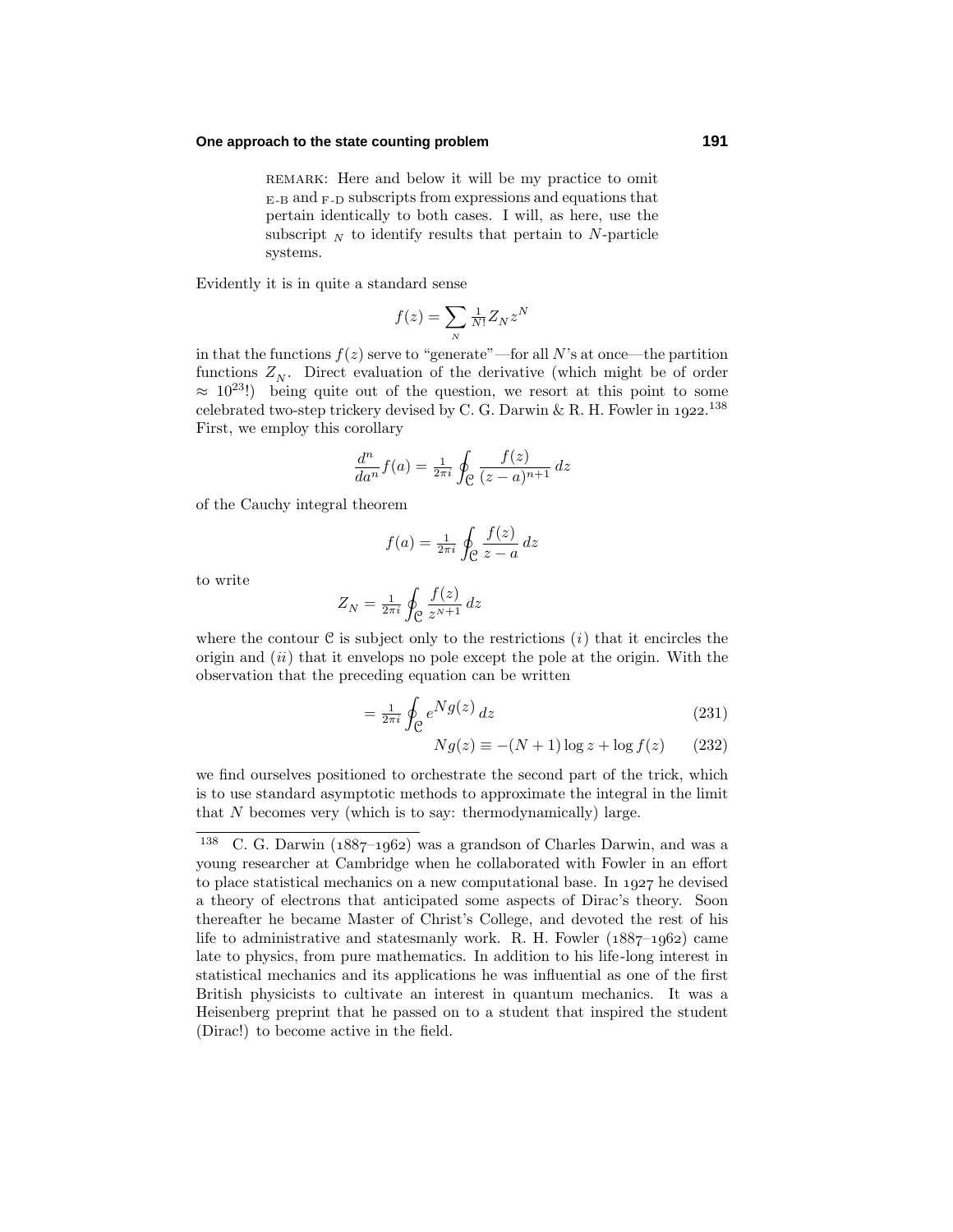REMARK: Here and below it will be my practice to omit E-B and F-D subscripts from expressions and equations that pertain identically to both cases. I will, as here, use the subscript $_N$ to identify results that pertain to $N$-particle systems.

Evidently it is in quite a standard sense

$$f(z) = \sum_N \tfrac{1}{N!} Z_N z^N$$

in that the functions $f(z)$ serve to "generate"—for all $N$'s at once—the partition functions $Z_N$. Direct evaluation of the derivative (which might be of order $\approx 10^{23}!$) being quite out of the question, we resort at this point to some celebrated two-step trickery devised by C. G. Darwin & R. H. Fowler in 1922.[138] First, we employ this corollary

$$\frac{d^n}{da^n} f(a) = \tfrac{1}{2\pi i} \oint_{\mathcal{C}} \frac{f(z)}{(z-a)^{n+1}}\, dz$$

of the Cauchy integral theorem

$$f(a) = \tfrac{1}{2\pi i} \oint_{\mathcal{C}} \frac{f(z)}{z-a}\, dz$$

to write

$$Z_N = \tfrac{1}{2\pi i} \oint_{\mathcal{C}} \frac{f(z)}{z^{N+1}}\, dz$$

where the contour $\mathcal{C}$ is subject only to the restrictions $(i)$ that it encircles the origin and $(ii)$ that it envelops no pole except the pole at the origin. With the observation that the preceding equation can be written

$$= \tfrac{1}{2\pi i} \oint_{\mathcal{C}} e^{Ng(z)}\, dz \tag{231}$$

$$Ng(z) \equiv -(N+1)\log z + \log f(z) \tag{232}$$

we find ourselves positioned to orchestrate the second part of the trick, which is to use standard asymptotic methods to approximate the integral in the limit that $N$ becomes very (which is to say: thermodynamically) large.

---

[138] C. G. Darwin (1887–1962) was a grandson of Charles Darwin, and was a young researcher at Cambridge when he collaborated with Fowler in an effort to place statistical mechanics on a new computational base. In 1927 he devised a theory of electrons that anticipated some aspects of Dirac's theory. Soon thereafter he became Master of Christ's College, and devoted the rest of his life to administrative and statesmanly work. R. H. Fowler (1887–1962) came late to physics, from pure mathematics. In addition to his life-long interest in statistical mechanics and its applications he was influential as one of the first British physicists to cultivate an interest in quantum mechanics. It was a Heisenberg preprint that he passed on to a student that inspired the student (Dirac!) to become active in the field.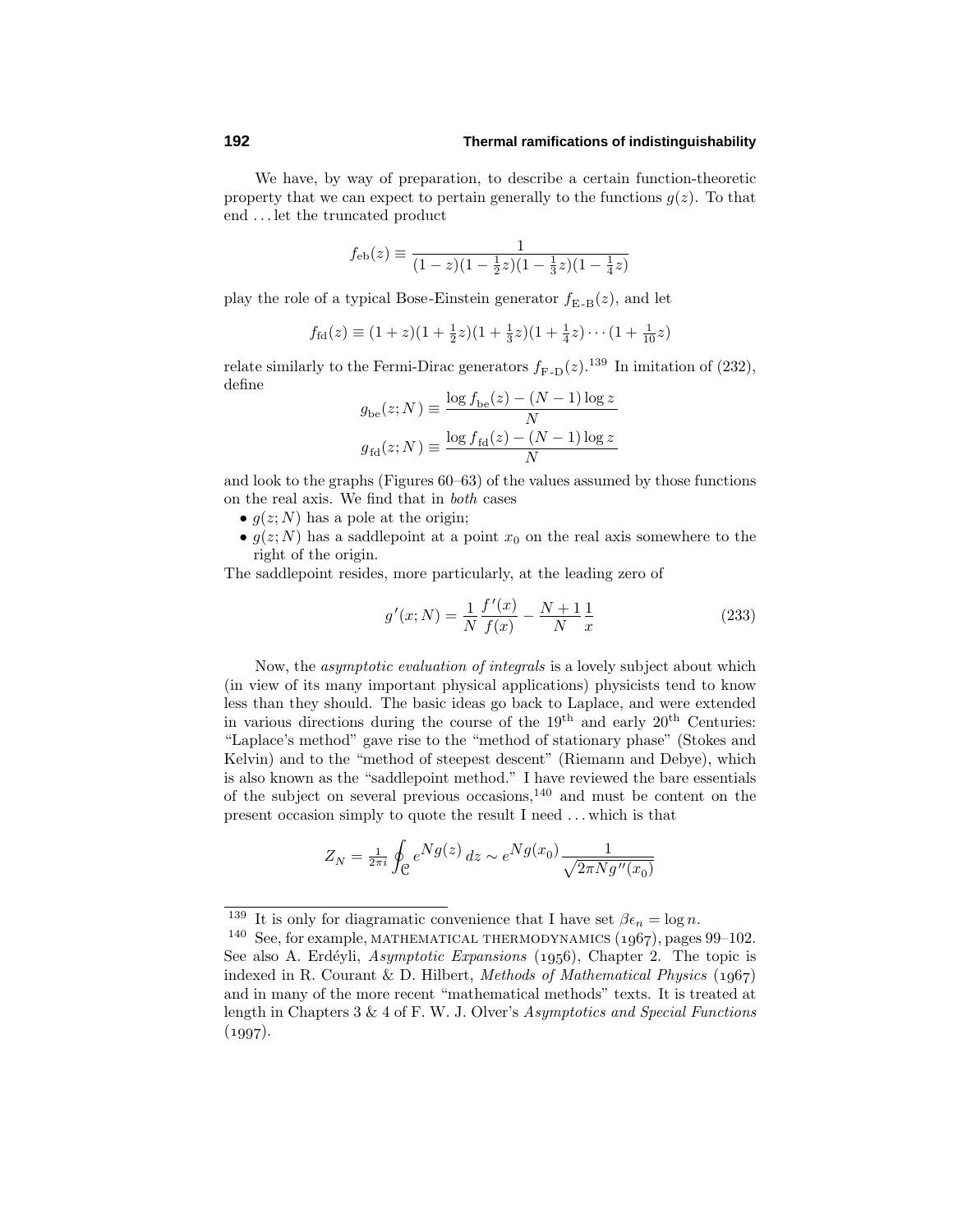We have, by way of preparation, to describe a certain function-theoretic property that we can expect to pertain generally to the functions $g(z)$. To that end ... let the truncated product

$$f_{\text{eb}}(z) \equiv \frac{1}{(1-z)(1-\frac{1}{2}z)(1-\frac{1}{3}z)(1-\frac{1}{4}z)}$$

play the role of a typical Bose-Einstein generator $f_{\text{E-B}}(z)$, and let

$$f_{\text{fd}}(z) \equiv (1+z)(1+\tfrac{1}{2}z)(1+\tfrac{1}{3}z)(1+\tfrac{1}{4}z)\cdots(1+\tfrac{1}{10}z)$$

relate similarly to the Fermi-Dirac generators $f_{\text{F-D}}(z)$.[139] In imitation of (232), define

$$g_{\text{be}}(z;N) \equiv \frac{\log f_{\text{be}}(z) - (N-1)\log z}{N}$$

$$g_{\text{fd}}(z;N) \equiv \frac{\log f_{\text{fd}}(z) - (N-1)\log z}{N}$$

and look to the graphs (Figures 60–63) of the values assumed by those functions on the real axis. We find that in *both* cases

- $g(z;N)$ has a pole at the origin;
- $g(z;N)$ has a saddlepoint at a point $x_0$ on the real axis somewhere to the right of the origin.

The saddlepoint resides, more particularly, at the leading zero of

$$g'(x;N) = \frac{1}{N}\frac{f'(x)}{f(x)} - \frac{N+1}{N}\frac{1}{x} \tag{233}$$

Now, the *asymptotic evaluation of integrals* is a lovely subject about which (in view of its many important physical applications) physicists tend to know less than they should. The basic ideas go back to Laplace, and were extended in various directions during the course of the 19th and early 20th Centuries: "Laplace's method" gave rise to the "method of stationary phase" (Stokes and Kelvin) and to the "method of steepest descent" (Riemann and Debye), which is also known as the "saddlepoint method." I have reviewed the bare essentials of the subject on several previous occasions,[140] and must be content on the present occasion simply to quote the result I need ... which is that

$$Z_N = \tfrac{1}{2\pi i}\oint_{\mathcal{C}} e^{Ng(z)}\,dz \sim e^{Ng(x_0)}\frac{1}{\sqrt{2\pi N g''(x_0)}}$$

---

[139] It is only for diagramatic convenience that I have set $\beta\epsilon_n = \log n$.

[140] See, for example, MATHEMATICAL THERMODYNAMICS (1967), pages 99–102. See also A. Erdéyli, *Asymptotic Expansions* (1956), Chapter 2. The topic is indexed in R. Courant & D. Hilbert, *Methods of Mathematical Physics* (1967) and in many of the more recent "mathematical methods" texts. It is treated at length in Chapters 3 & 4 of F. W. J. Olver's *Asymptotics and Special Functions* (1997).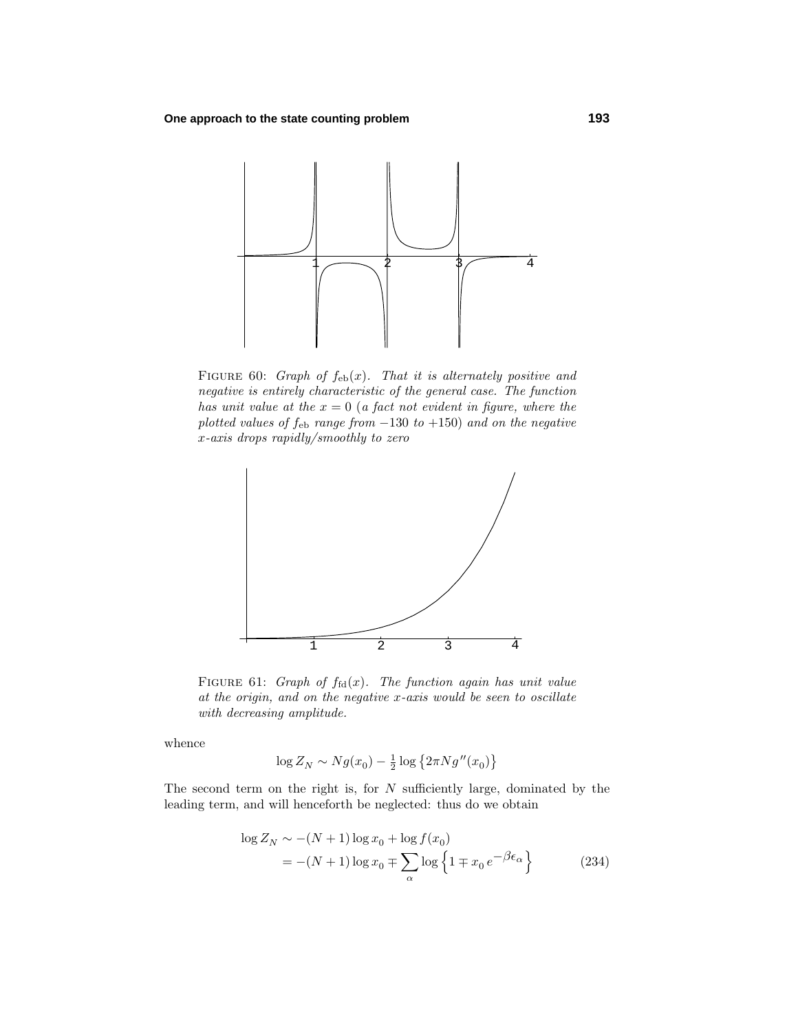FIGURE 60: *Graph of $f_{\rm eb}(x)$. That it is alternately positive and negative is entirely characteristic of the general case. The function has unit value at the $x = 0$ (a fact not evident in figure, where the plotted values of $f_{\rm eb}$ range from $-130$ to $+150$) and on the negative $x$-axis drops rapidly/smoothly to zero*

FIGURE 61: *Graph of $f_{\rm fd}(x)$. The function again has unit value at the origin, and on the negative $x$-axis would be seen to oscillate with decreasing amplitude.*

whence

$$\log Z_N \sim Ng(x_0) - \tfrac{1}{2}\log\left\{2\pi N g''(x_0)\right\}$$

The second term on the right is, for $N$ sufficiently large, dominated by the leading term, and will henceforth be neglected: thus do we obtain

$$\begin{aligned}
\log Z_N &\sim -(N+1)\log x_0 + \log f(x_0) \\
&= -(N+1)\log x_0 \mp \sum_\alpha \log\left\{1 \mp x_0\, e^{-\beta\epsilon_\alpha}\right\}
\end{aligned} \tag{234}$$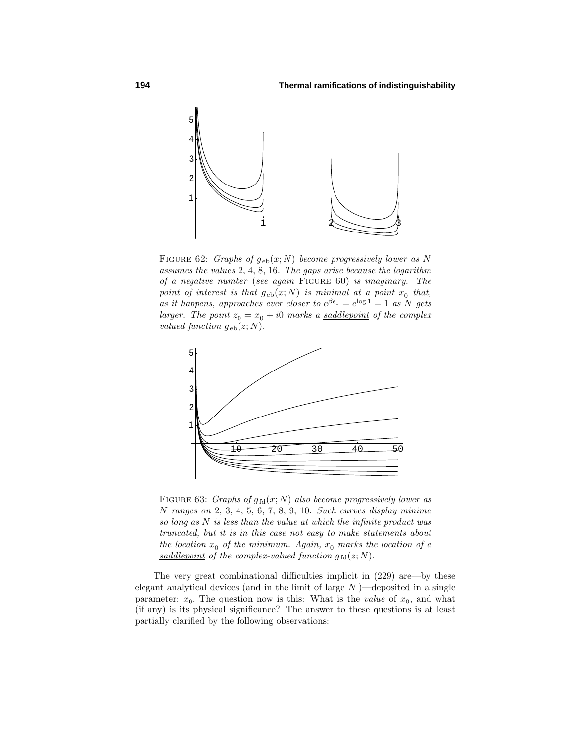FIGURE 62: *Graphs of* $g_{\text{eb}}(x;N)$ *become progressively lower as* $N$ *assumes the values* 2, 4, 8, 16. *The gaps arise because the logarithm of a negative number* (*see again* FIGURE 60) *is imaginary. The point of interest is that* $g_{\text{eb}}(x;N)$ *is minimal at a point* $x_0$ *that, as it happens, approaches ever closer to* $e^{\beta\epsilon_1} = e^{\log 1} = 1$ *as* $N$ *gets larger. The point* $z_0 = x_0 + i0$ *marks a* saddlepoint *of the complex valued function* $g_{\text{eb}}(z;N)$.

FIGURE 63: *Graphs of* $g_{\text{fd}}(x;N)$ *also become progressively lower as* $N$ *ranges on* 2, 3, 4, 5, 6, 7, 8, 9, 10. *Such curves display minima so long as* $N$ *is less than the value at which the infinite product was truncated, but it is in this case not easy to make statements about the location* $x_0$ *of the minimum. Again,* $x_0$ *marks the location of a* saddlepoint *of the complex-valued function* $g_{\text{fd}}(z;N)$.

The very great combinational difficulties implicit in (229) are—by these elegant analytical devices (and in the limit of large $N$)—deposited in a single parameter: $x_0$. The question now is this: What is the *value* of $x_0$, and what (if any) is its physical significance? The answer to these questions is at least partially clarified by the following observations: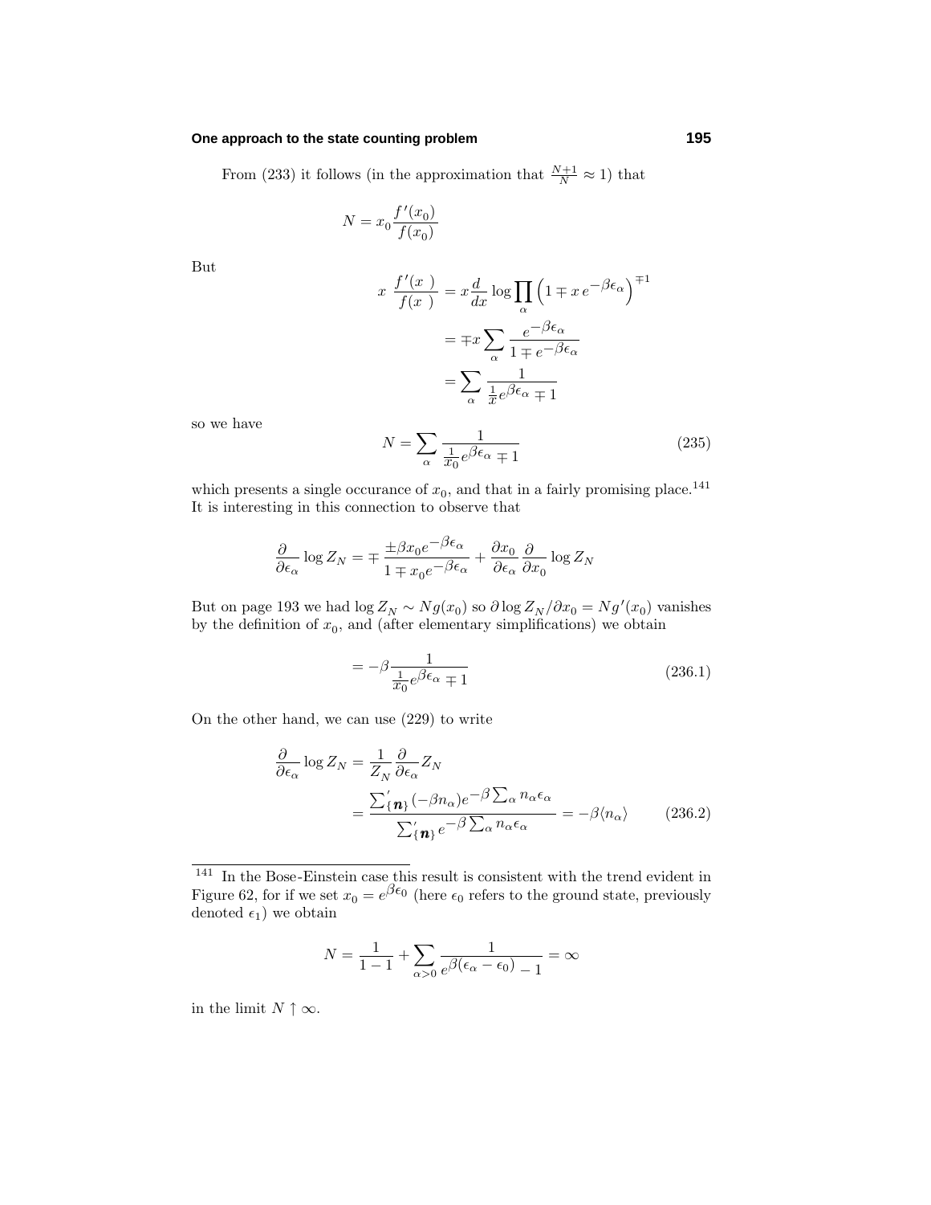From (233) it follows (in the approximation that $\frac{N+1}{N} \approx 1$) that

$$N = x_0 \frac{f'(x_0)}{f(x_0)}$$

But

$$\begin{aligned}
x \;\frac{f'(x\;)}{f(x\;)} &= x\frac{d}{dx}\log\prod_\alpha\Big(1 \mp x\,e^{-\beta\epsilon_\alpha}\Big)^{\mp 1}\\
&= \mp x\sum_\alpha \frac{e^{-\beta\epsilon_\alpha}}{1\mp e^{-\beta\epsilon_\alpha}}\\
&= \sum_\alpha \frac{1}{\frac{1}{x}e^{\beta\epsilon_\alpha}\mp 1}
\end{aligned}$$

so we have

$$N = \sum_\alpha \frac{1}{\frac{1}{x_0}e^{\beta\epsilon_\alpha}\mp 1} \tag{235}$$

which presents a single occurance of $x_0$, and that in a fairly promising place.[141] It is interesting in this connection to observe that

$$\frac{\partial}{\partial\epsilon_\alpha}\log Z_N = \mp\frac{\pm\beta x_0 e^{-\beta\epsilon_\alpha}}{1\mp x_0 e^{-\beta\epsilon_\alpha}} + \frac{\partial x_0}{\partial\epsilon_\alpha}\frac{\partial}{\partial x_0}\log Z_N$$

But on page 193 we had $\log Z_N \sim Ng(x_0)$ so $\partial\log Z_N/\partial x_0 = Ng'(x_0)$ vanishes by the definition of $x_0$, and (after elementary simplifications) we obtain

$$= -\beta\frac{1}{\frac{1}{x_0}e^{\beta\epsilon_\alpha}\mp 1} \tag{236.1}$$

On the other hand, we can use (229) to write

$$\begin{aligned}
\frac{\partial}{\partial\epsilon_\alpha}\log Z_N &= \frac{1}{Z_N}\frac{\partial}{\partial\epsilon_\alpha}Z_N\\
&= \frac{\sum'_{\{\boldsymbol{n}\}}(-\beta n_\alpha)e^{-\beta\sum_\alpha n_\alpha\epsilon_\alpha}}{\sum'_{\{\boldsymbol{n}\}}e^{-\beta\sum_\alpha n_\alpha\epsilon_\alpha}} = -\beta\langle n_\alpha\rangle
\end{aligned} \tag{236.2}$$

---

[141] In the Bose-Einstein case this result is consistent with the trend evident in Figure 62, for if we set $x_0 = e^{\beta\epsilon_0}$ (here $\epsilon_0$ refers to the ground state, previously denoted $\epsilon_1$) we obtain

$$N = \frac{1}{1-1} + \sum_{\alpha>0}\frac{1}{e^{\beta(\epsilon_\alpha-\epsilon_0)}-1} = \infty$$

in the limit $N\uparrow\infty$.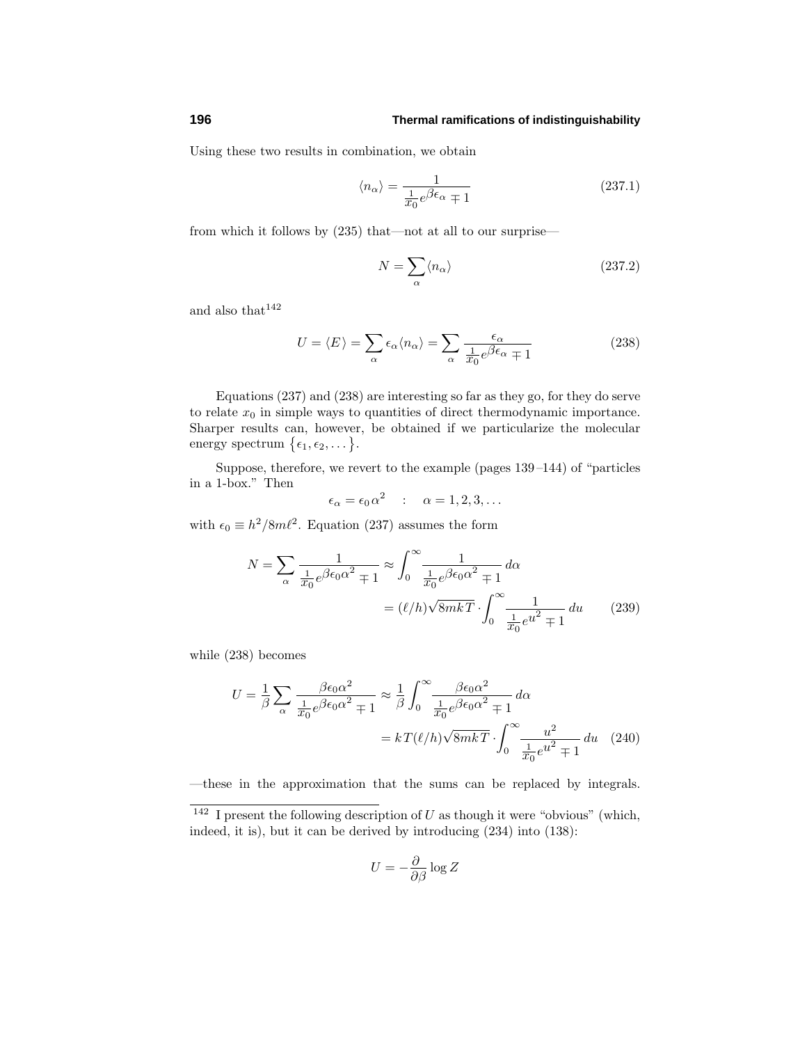Using these two results in combination, we obtain

$$\langle n_\alpha \rangle = \frac{1}{\frac{1}{x_0}e^{\beta\epsilon_\alpha} \mp 1} \tag{237.1}$$

from which it follows by (235) that—not at all to our surprise—

$$N = \sum_\alpha \langle n_\alpha \rangle \tag{237.2}$$

and also that[142]

$$U = \langle E \rangle = \sum_\alpha \epsilon_\alpha \langle n_\alpha \rangle = \sum_\alpha \frac{\epsilon_\alpha}{\frac{1}{x_0}e^{\beta\epsilon_\alpha} \mp 1} \tag{238}$$

Equations (237) and (238) are interesting so far as they go, for they do serve to relate $x_0$ in simple ways to quantities of direct thermodynamic importance. Sharper results can, however, be obtained if we particularize the molecular energy spectrum $\{\epsilon_1, \epsilon_2, \dots\}$.

Suppose, therefore, we revert to the example (pages 139–144) of "particles in a 1-box." Then

$$\epsilon_\alpha = \epsilon_0\,\alpha^2 \quad : \quad \alpha = 1, 2, 3, \dots$$

with $\epsilon_0 \equiv h^2/8m\ell^2$. Equation (237) assumes the form

$$\begin{aligned} N = \sum_\alpha \frac{1}{\frac{1}{x_0}e^{\beta\epsilon_0\alpha^2} \mp 1} &\approx \int_0^\infty \frac{1}{\frac{1}{x_0}e^{\beta\epsilon_0\alpha^2} \mp 1}\,d\alpha \\ &= (\ell/h)\sqrt{8mkT}\cdot\int_0^\infty \frac{1}{\frac{1}{x_0}e^{u^2} \mp 1}\,du \end{aligned} \tag{239}$$

while (238) becomes

$$\begin{aligned} U = \frac{1}{\beta}\sum_\alpha \frac{\beta\epsilon_0\alpha^2}{\frac{1}{x_0}e^{\beta\epsilon_0\alpha^2} \mp 1} &\approx \frac{1}{\beta}\int_0^\infty \frac{\beta\epsilon_0\alpha^2}{\frac{1}{x_0}e^{\beta\epsilon_0\alpha^2} \mp 1}\,d\alpha \\ &= kT(\ell/h)\sqrt{8mkT}\cdot\int_0^\infty \frac{u^2}{\frac{1}{x_0}e^{u^2} \mp 1}\,du \end{aligned} \tag{240}$$

—these in the approximation that the sums can be replaced by integrals.

---

[142] I present the following description of $U$ as though it were "obvious" (which, indeed, it is), but it can be derived by introducing (234) into (138):

$$U = -\frac{\partial}{\partial\beta}\log Z$$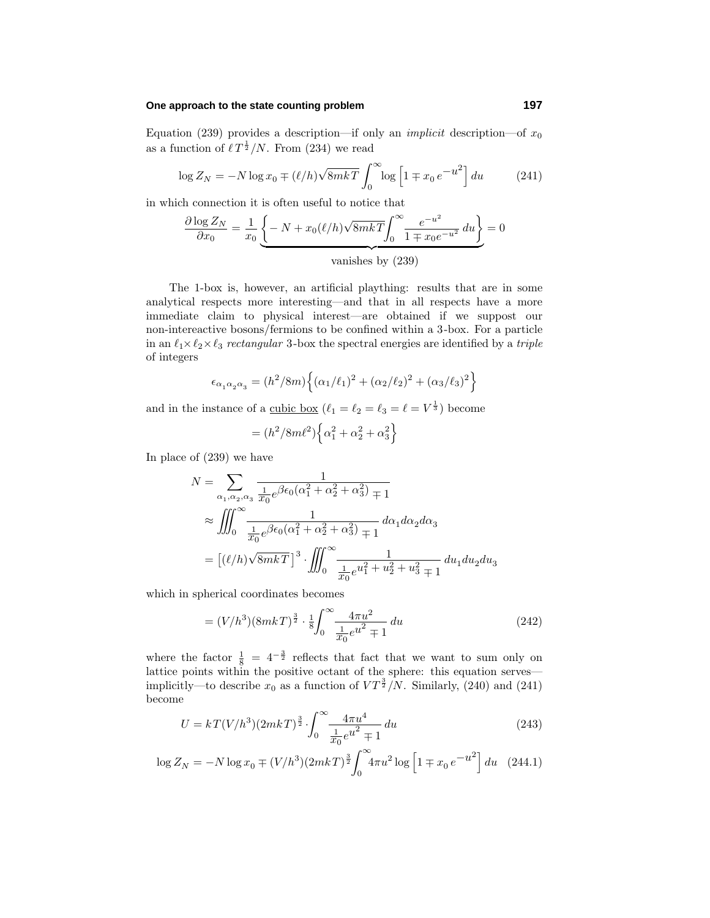Equation (239) provides a description—if only an *implicit* description—of $x_0$ as a function of $\ell T^{\frac{1}{2}}/N$. From (234) we read

$$\log Z_N = -N \log x_0 \mp (\ell/h)\sqrt{8mkT}\int_0^\infty \log\Big[1 \mp x_0\, e^{-u^2}\Big]\,du \tag{241}$$

in which connection it is often useful to notice that

$$\frac{\partial \log Z_N}{\partial x_0} = \frac{1}{x_0}\underbrace{\Big\{-N + x_0(\ell/h)\sqrt{8mkT}\int_0^\infty \frac{e^{-u^2}}{1 \mp x_0 e^{-u^2}}\,du\Big\}}_{\text{vanishes by (239)}} = 0$$

The 1-box is, however, an artificial plaything: results that are in some analytical respects more interesting—and that in all respects have a more immediate claim to physical interest—are obtained if we suppost our non-intereactive bosons/fermions to be confined within a 3-box. For a particle in an $\ell_1 \times \ell_2 \times \ell_3$ *rectangular* 3-box the spectral energies are identified by a *triple* of integers

$$\epsilon_{\alpha_1\alpha_2\alpha_3} = (h^2/8m)\Big\{(\alpha_1/\ell_1)^2 + (\alpha_2/\ell_2)^2 + (\alpha_3/\ell_3)^2\Big\}$$

and in the instance of a <u>cubic box</u> ($\ell_1 = \ell_2 = \ell_3 = \ell = V^{\frac{1}{3}}$) become

$$= (h^2/8m\ell^2)\Big\{\alpha_1^2 + \alpha_2^2 + \alpha_3^2\Big\}$$

In place of (239) we have

$$\begin{aligned}
N &= \sum_{\alpha_1,\alpha_2,\alpha_3} \frac{1}{\frac{1}{x_0}e^{\beta\epsilon_0(\alpha_1^2+\alpha_2^2+\alpha_3^2)} \mp 1} \\
&\approx \iiint_0^\infty \frac{1}{\frac{1}{x_0}e^{\beta\epsilon_0(\alpha_1^2+\alpha_2^2+\alpha_3^2)} \mp 1}\,d\alpha_1 d\alpha_2 d\alpha_3 \\
&= \big[(\ell/h)\sqrt{8mkT}\,\big]^3 \cdot \iiint_0^\infty \frac{1}{\frac{1}{x_0}e^{u_1^2+u_2^2+u_3^2} \mp 1}\,du_1 du_2 du_3
\end{aligned}$$

which in spherical coordinates becomes

$$= (V/h^3)(8mkT)^{\frac{3}{2}} \cdot \tfrac{1}{8}\int_0^\infty \frac{4\pi u^2}{\frac{1}{x_0}e^{u^2} \mp 1}\,du \tag{242}$$

where the factor $\frac{1}{8} = 4^{-\frac{3}{2}}$ reflects that fact that we want to sum only on lattice points within the positive octant of the sphere: this equation serves—implicitly—to describe $x_0$ as a function of $VT^{\frac{3}{2}}/N$. Similarly, (240) and (241) become

$$U = kT(V/h^3)(2mkT)^{\frac{3}{2}} \cdot \int_0^\infty \frac{4\pi u^4}{\frac{1}{x_0}e^{u^2} \mp 1}\,du \tag{243}$$

$$\log Z_N = -N\log x_0 \mp (V/h^3)(2mkT)^{\frac{3}{2}}\int_0^\infty 4\pi u^2 \log\Big[1 \mp x_0\, e^{-u^2}\Big]\,du \tag{244.1}$$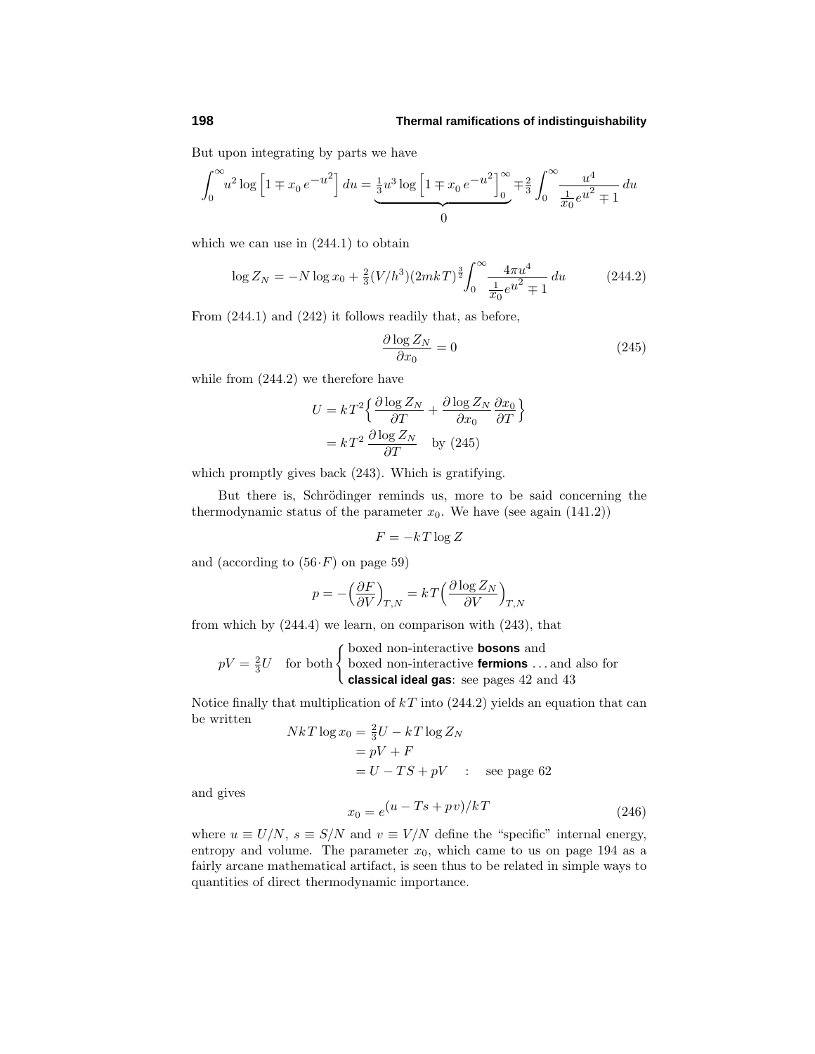But upon integrating by parts we have

$$\int_0^\infty u^2 \log\Big[1 \mp x_0\, e^{-u^2}\Big]\,du = \underbrace{\tfrac{1}{3}u^3 \log\Big[1 \mp x_0\, e^{-u^2}\Big]_0^\infty}_{0} \mp \tfrac{2}{3}\int_0^\infty \frac{u^4}{\frac{1}{x_0}e^{u^2} \mp 1}\,du$$

which we can use in (244.1) to obtain

$$\log Z_N = -N\log x_0 + \tfrac{2}{3}(V/h^3)(2mkT)^{\frac{3}{2}}\int_0^\infty \frac{4\pi u^4}{\frac{1}{x_0}e^{u^2} \mp 1}\,du \tag{244.2}$$

From (244.1) and (242) it follows readily that, as before,

$$\frac{\partial \log Z_N}{\partial x_0} = 0 \tag{245}$$

while from (244.2) we therefore have

$$\begin{aligned} U &= kT^2\Big\{\frac{\partial \log Z_N}{\partial T} + \frac{\partial \log Z_N}{\partial x_0}\frac{\partial x_0}{\partial T}\Big\} \\ &= kT^2\,\frac{\partial \log Z_N}{\partial T} \quad \text{by (245)} \end{aligned}$$

which promptly gives back (243). Which is gratifying.

But there is, Schrödinger reminds us, more to be said concerning the thermodynamic status of the parameter $x_0$. We have (see again (141.2))

$$F = -kT\log Z$$

and (according to (56$\cdot F$) on page 59)

$$p = -\Big(\frac{\partial F}{\partial V}\Big)_{T,N} = kT\Big(\frac{\partial \log Z_N}{\partial V}\Big)_{T,N}$$

from which by (244.4) we learn, on comparison with (243), that

$$pV = \tfrac{2}{3}U \quad \text{for both} \begin{cases} \text{boxed non-interactive } \textbf{bosons} \text{ and} \\ \text{boxed non-interactive } \textbf{fermions} \ldots \text{and also for} \\ \textbf{classical ideal gas}\text{: see pages 42 and 43} \end{cases}$$

Notice finally that multiplication of $kT$ into (244.2) yields an equation that can be written

$$\begin{aligned} NkT\log x_0 &= \tfrac{2}{3}U - kT\log Z_N \\ &= pV + F \\ &= U - TS + pV \quad : \quad \text{see page 62} \end{aligned}$$

and gives

$$x_0 = e^{(u - Ts + pv)/kT} \tag{246}$$

where $u \equiv U/N$, $s \equiv S/N$ and $v \equiv V/N$ define the "specific" internal energy, entropy and volume. The parameter $x_0$, which came to us on page 194 as a fairly arcane mathematical artifact, is seen thus to be related in simple ways to quantities of direct thermodynamic importance.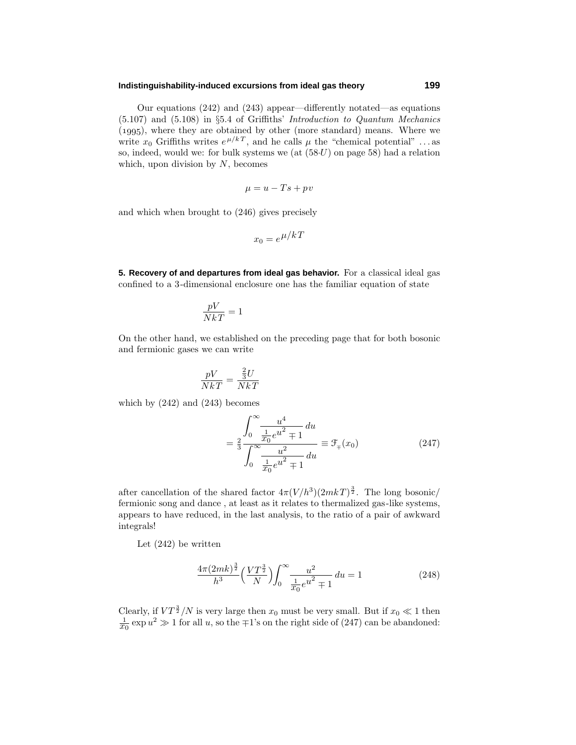Our equations (242) and (243) appear—differently notated—as equations (5.107) and (5.108) in §5.4 of Griffiths' *Introduction to Quantum Mechanics* (1995), where they are obtained by other (more standard) means. Where we write $x_0$ Griffiths writes $e^{\mu/kT}$, and he calls $\mu$ the "chemical potential" . . . as so, indeed, would we: for bulk systems we (at (58·$U$) on page 58) had a relation which, upon division by $N$, becomes

$$\mu = u - Ts + pv$$

and which when brought to (246) gives precisely

$$x_0 = e^{\mu/kT}$$

**5. Recovery of and departures from ideal gas behavior.** For a classical ideal gas confined to a 3-dimensional enclosure one has the familiar equation of state

$$\frac{pV}{NkT} = 1$$

On the other hand, we established on the preceding page that for both bosonic and fermionic gases we can write

$$\frac{pV}{NkT} = \frac{\frac{2}{3}U}{NkT}$$

which by (242) and (243) becomes

$$= \tfrac{2}{3}\frac{\displaystyle\int_0^\infty \frac{u^4}{\frac{1}{x_0}e^{u^2}\mp 1}\,du}{\displaystyle\int_0^\infty \frac{u^2}{\frac{1}{x_0}e^{u^2}\mp 1}\,du} \equiv \mathcal{F}_{\mp}(x_0) \tag{247}$$

after cancellation of the shared factor $4\pi(V/h^3)(2mkT)^{\frac{3}{2}}$. The long bosonic/ fermionic song and dance , at least as it relates to thermalized gas-like systems, appears to have reduced, in the last analysis, to the ratio of a pair of awkward integrals!

Let (242) be written

$$\frac{4\pi(2mk)^{\frac{3}{2}}}{h^3}\Big(\frac{VT^{\frac{3}{2}}}{N}\Big)\int_0^\infty \frac{u^2}{\frac{1}{x_0}e^{u^2}\mp 1}\,du = 1 \tag{248}$$

Clearly, if $VT^{\frac{3}{2}}/N$ is very large then $x_0$ must be very small. But if $x_0 \ll 1$ then $\frac{1}{x_0}\exp u^2 \gg 1$ for all $u$, so the $\mp 1$'s on the right side of (247) can be abandoned: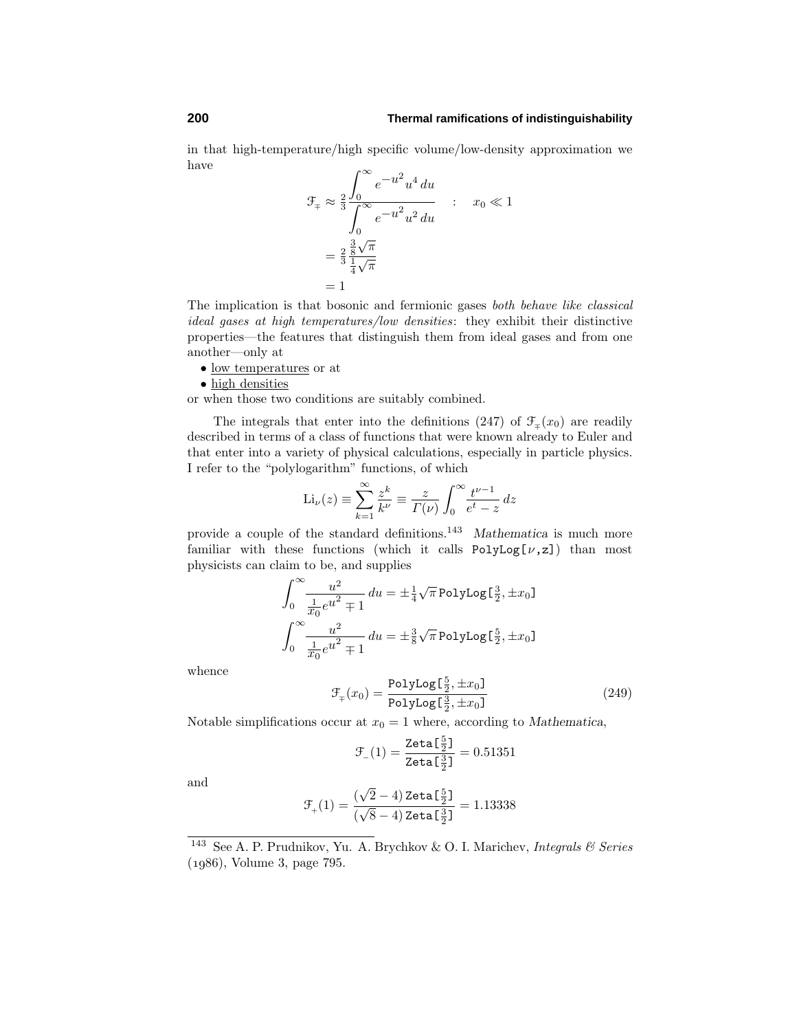in that high-temperature/high specific volume/low-density approximation we have

$$
\begin{aligned}
\mathcal{F}_{\mp} &\approx \tfrac{2}{3}\frac{\displaystyle\int_0^\infty e^{-u^2}u^4\,du}{\displaystyle\int_0^\infty e^{-u^2}u^2\,du} \quad : \quad x_0 \ll 1 \\
&= \tfrac{2}{3}\frac{\frac{3}{8}\sqrt{\pi}}{\frac{1}{4}\sqrt{\pi}} \\
&= 1
\end{aligned}
$$

The implication is that bosonic and fermionic gases *both behave like classical ideal gases at high temperatures/low densities*: they exhibit their distinctive properties—the features that distinguish them from ideal gases and from one another—only at

- low temperatures or at
- high densities

or when those two conditions are suitably combined.

The integrals that enter into the definitions (247) of $\mathcal{F}_{\mp}(x_0)$ are readily described in terms of a class of functions that were known already to Euler and that enter into a variety of physical calculations, especially in particle physics. I refer to the "polylogarithm" functions, of which

$$
\mathrm{Li}_\nu(z) \equiv \sum_{k=1}^{\infty}\frac{z^k}{k^\nu} \equiv \frac{z}{\Gamma(\nu)}\int_0^\infty \frac{t^{\nu-1}}{e^t - z}\,dz
$$

provide a couple of the standard definitions.[143] *Mathematica* is much more familiar with these functions (which it calls `PolyLog[ν,z]`) than most physicists can claim to be, and supplies

$$
\int_0^\infty \frac{u^2}{\frac{1}{x_0}e^{u^2}\mp 1}\,du = \pm\tfrac{1}{4}\sqrt{\pi}\,\texttt{PolyLog[}\tfrac{3}{2},\pm x_0\texttt{]}
$$

$$
\int_0^\infty \frac{u^2}{\frac{1}{x_0}e^{u^2}\mp 1}\,du = \pm\tfrac{3}{8}\sqrt{\pi}\,\texttt{PolyLog[}\tfrac{5}{2},\pm x_0\texttt{]}
$$

whence

$$
\mathcal{F}_{\mp}(x_0) = \frac{\texttt{PolyLog[}\frac{5}{2},\pm x_0\texttt{]}}{\texttt{PolyLog[}\frac{3}{2},\pm x_0\texttt{]}} \tag{249}
$$

Notable simplifications occur at $x_0 = 1$ where, according to *Mathematica*,

$$
\mathcal{F}_{-}(1) = \frac{\texttt{Zeta[}\frac{5}{2}\texttt{]}}{\texttt{Zeta[}\frac{3}{2}\texttt{]}} = 0.51351
$$

and

$$
\mathcal{F}_{+}(1) = \frac{(\sqrt{2}-4)\,\texttt{Zeta[}\frac{5}{2}\texttt{]}}{(\sqrt{8}-4)\,\texttt{Zeta[}\frac{3}{2}\texttt{]}} = 1.13338
$$

[143] See A. P. Prudnikov, Yu. A. Brychkov & O. I. Marichev, *Integrals & Series* (1986), Volume 3, page 795.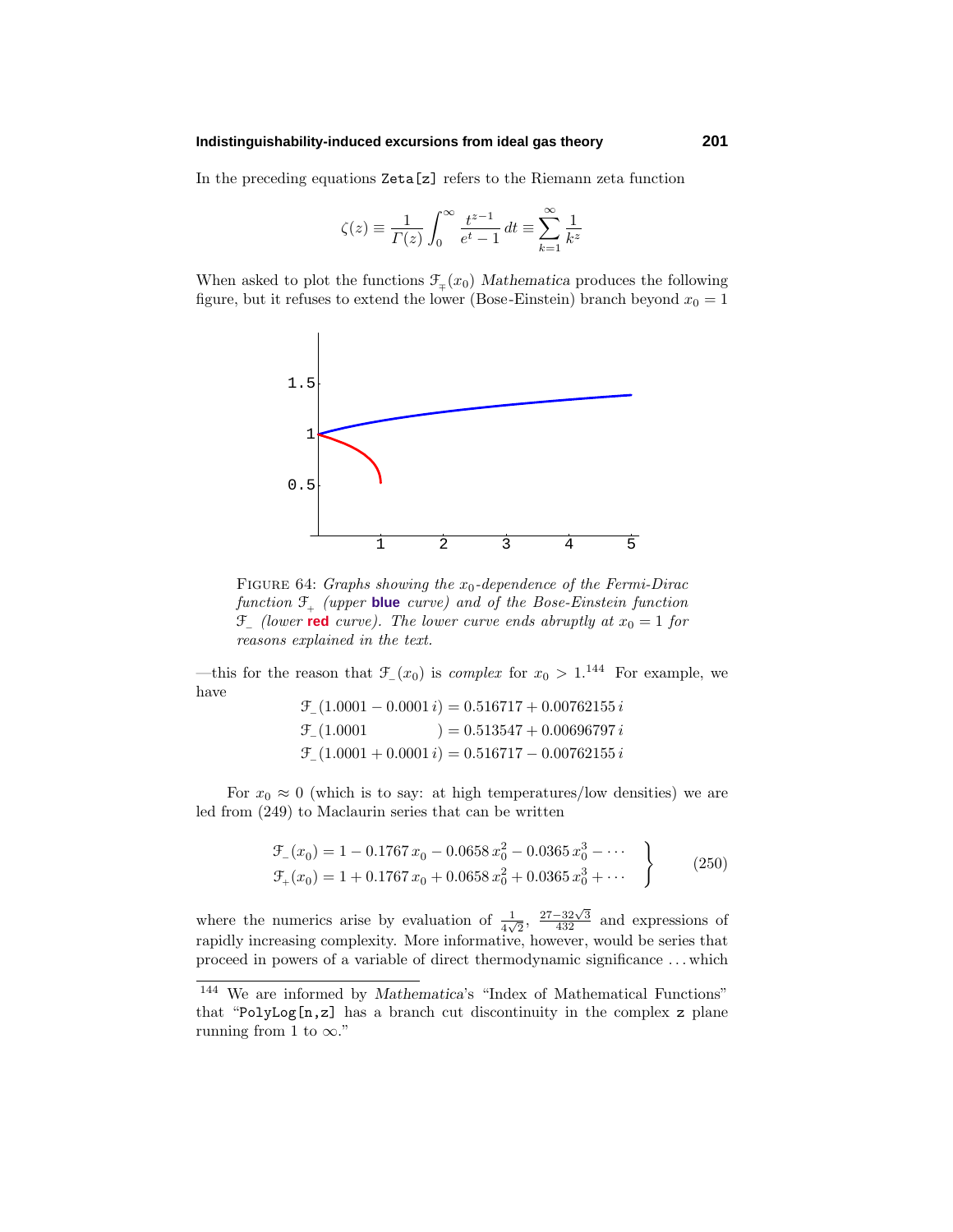In the preceding equations `Zeta[z]` refers to the Riemann zeta function

$$\zeta(z) \equiv \frac{1}{\Gamma(z)} \int_0^\infty \frac{t^{z-1}}{e^t - 1}\, dt \equiv \sum_{k=1}^\infty \frac{1}{k^z}$$

When asked to plot the functions $\mathcal{F}_\mp(x_0)$ *Mathematica* produces the following figure, but it refuses to extend the lower (Bose-Einstein) branch beyond $x_0 = 1$

FIGURE 64: *Graphs showing the $x_0$-dependence of the Fermi-Dirac function $\mathcal{F}_+$ (upper* **blue** *curve) and of the Bose-Einstein function $\mathcal{F}_-$ (lower* **red** *curve). The lower curve ends abruptly at $x_0 = 1$ for reasons explained in the text.*

—this for the reason that $\mathcal{F}_-(x_0)$ is *complex* for $x_0 > 1$.[144] For example, we have

$$
\begin{aligned}
\mathcal{F}_-(1.0001 - 0.0001\, i) &= 0.516717 + 0.00762155\, i \\
\mathcal{F}_-(1.0001 \qquad\qquad\;) &= 0.513547 + 0.00696797\, i \\
\mathcal{F}_-(1.0001 + 0.0001\, i) &= 0.516717 - 0.00762155\, i
\end{aligned}
$$

For $x_0 \approx 0$ (which is to say: at high temperatures/low densities) we are led from (249) to Maclaurin series that can be written

$$
\left.
\begin{aligned}
\mathcal{F}_-(x_0) &= 1 - 0.1767\, x_0 - 0.0658\, x_0^2 - 0.0365\, x_0^3 - \cdots \\
\mathcal{F}_+(x_0) &= 1 + 0.1767\, x_0 + 0.0658\, x_0^2 + 0.0365\, x_0^3 + \cdots
\end{aligned}
\right\} \tag{250}
$$

where the numerics arise by evaluation of $\frac{1}{4\sqrt{2}}$, $\frac{27-32\sqrt{3}}{432}$ and expressions of rapidly increasing complexity. More informative, however, would be series that proceed in powers of a variable of direct thermodynamic significance . . . which

[144] We are informed by *Mathematica*'s "Index of Mathematical Functions" that "`PolyLog[n,z]` has a branch cut discontinuity in the complex `z` plane running from 1 to ∞."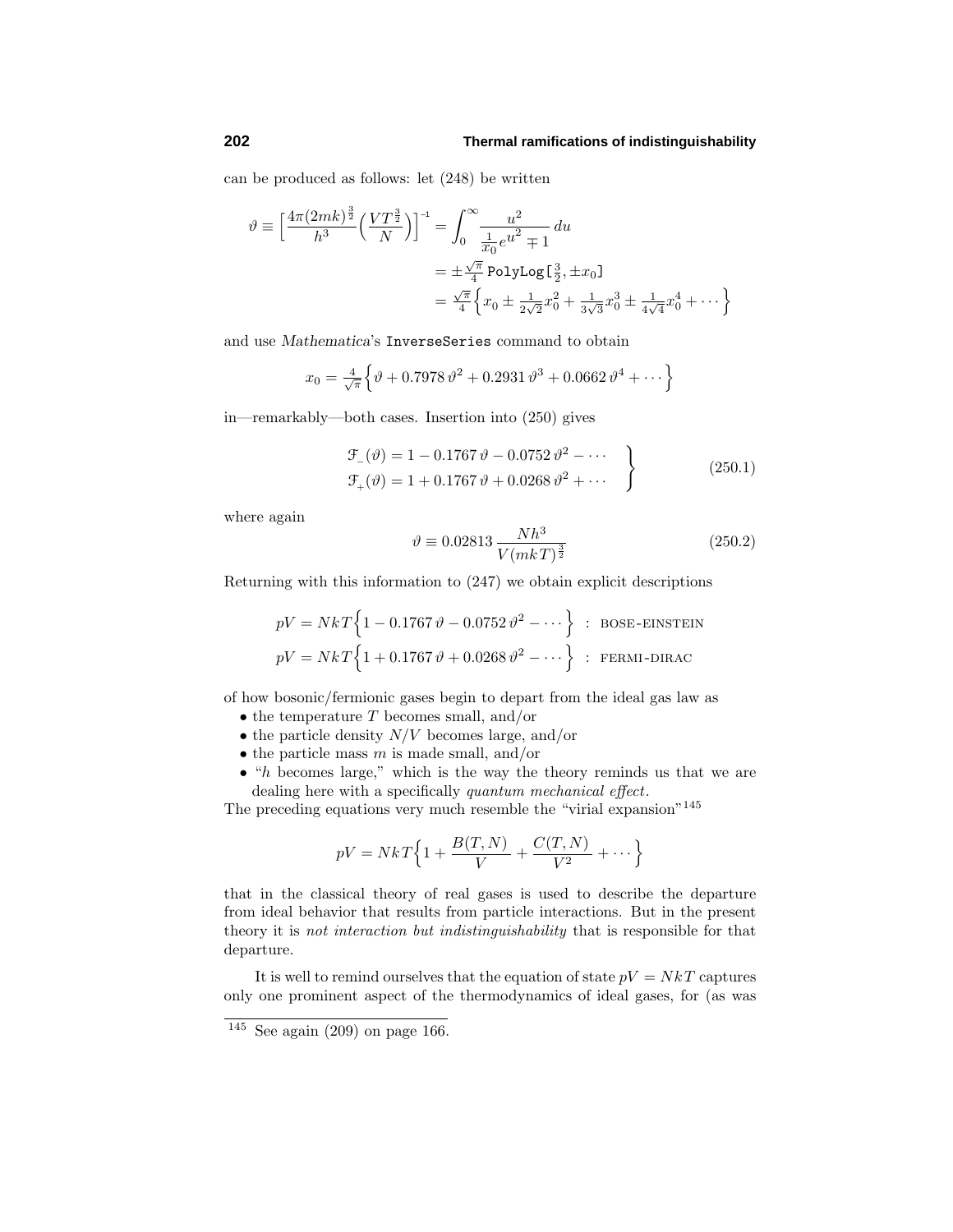can be produced as follows: let (248) be written

$$\begin{aligned}
\vartheta \equiv \Big[\frac{4\pi(2mk)^{\frac{3}{2}}}{h^3}\Big(\frac{VT^{\frac{3}{2}}}{N}\Big)\Big]^{-1} &= \int_0^\infty \frac{u^2}{\frac{1}{x_0}e^{u^2}\mp 1}\,du \\
&= \pm\tfrac{\sqrt{\pi}}{4}\,\texttt{PolyLog}[\tfrac{3}{2},\pm x_0] \\
&= \tfrac{\sqrt{\pi}}{4}\Big\{x_0 \pm \tfrac{1}{2\sqrt{2}}x_0^2 + \tfrac{1}{3\sqrt{3}}x_0^3 \pm \tfrac{1}{4\sqrt{4}}x_0^4 + \cdots\Big\}
\end{aligned}$$

and use *Mathematica*'s `InverseSeries` command to obtain

$$x_0 = \tfrac{4}{\sqrt{\pi}}\Big\{\vartheta + 0.7978\,\vartheta^2 + 0.2931\,\vartheta^3 + 0.0662\,\vartheta^4 + \cdots\Big\}$$

in—remarkably—both cases. Insertion into (250) gives

$$\left.\begin{aligned}
\mathcal{F}_-(\vartheta) &= 1 - 0.1767\,\vartheta - 0.0752\,\vartheta^2 - \cdots \\
\mathcal{F}_+(\vartheta) &= 1 + 0.1767\,\vartheta + 0.0268\,\vartheta^2 + \cdots
\end{aligned}\right\} \tag{250.1}$$

where again

$$\vartheta \equiv 0.02813\,\frac{Nh^3}{V(mkT)^{\frac{3}{2}}} \tag{250.2}$$

Returning with this information to (247) we obtain explicit descriptions

$$pV = NkT\Big\{1 - 0.1767\,\vartheta - 0.0752\,\vartheta^2 - \cdots\Big\} \ : \ \text{BOSE-EINSTEIN}$$

$$pV = NkT\Big\{1 + 0.1767\,\vartheta + 0.0268\,\vartheta^2 - \cdots\Big\} \ : \ \text{FERMI-DIRAC}$$

of how bosonic/fermionic gases begin to depart from the ideal gas law as

- the temperature $T$ becomes small, and/or
- the particle density $N/V$ becomes large, and/or
- the particle mass $m$ is made small, and/or
- "$h$ becomes large," which is the way the theory reminds us that we are dealing here with a specifically *quantum mechanical effect*.

The preceding equations very much resemble the "virial expansion"[145]

$$pV = NkT\Big\{1 + \frac{B(T,N)}{V} + \frac{C(T,N)}{V^2} + \cdots\Big\}$$

that in the classical theory of real gases is used to describe the departure from ideal behavior that results from particle interactions. But in the present theory it is *not interaction but indistinguishability* that is responsible for that departure.

It is well to remind ourselves that the equation of state $pV = NkT$ captures only one prominent aspect of the thermodynamics of ideal gases, for (as was

---

[145] See again (209) on page 166.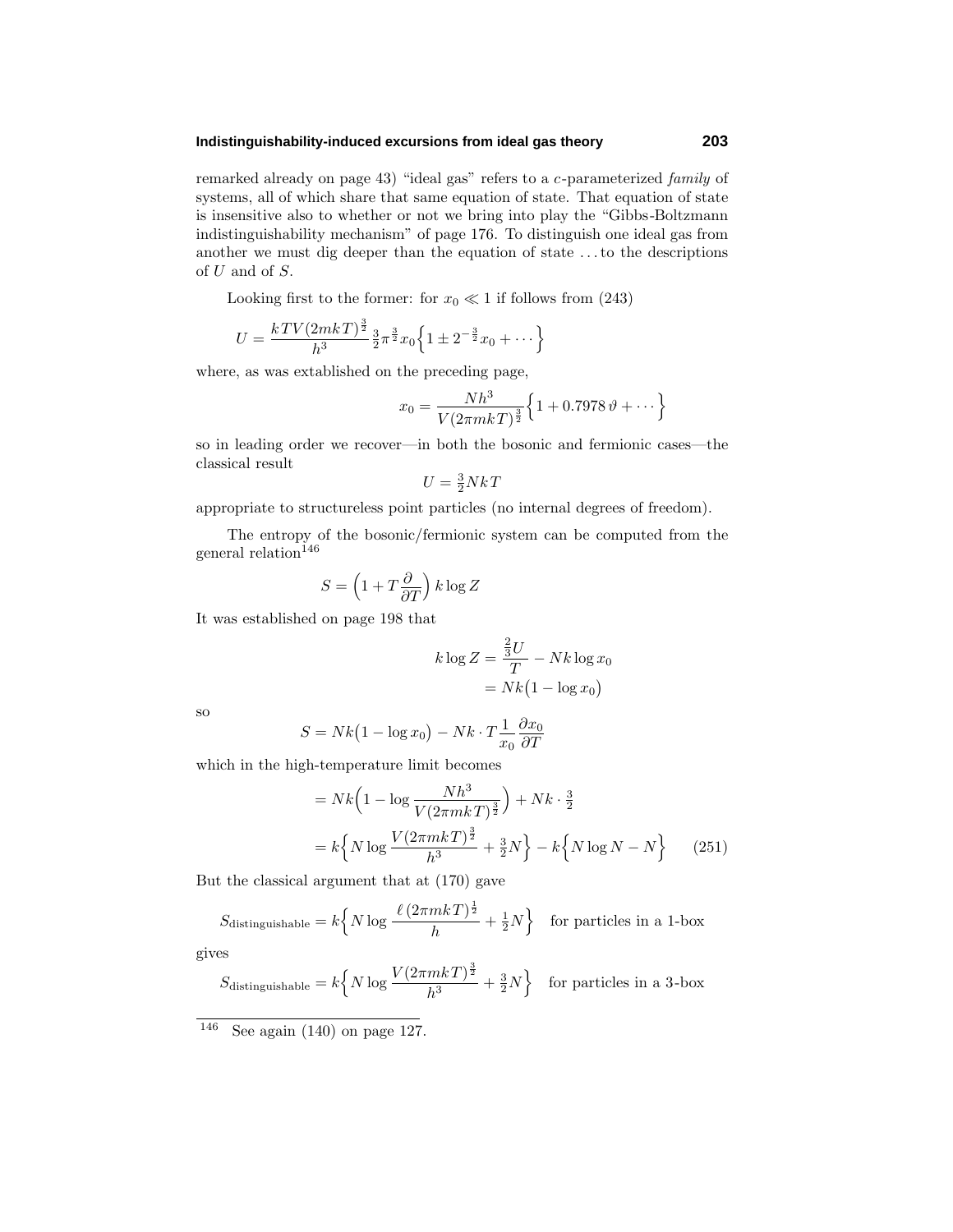remarked already on page 43) "ideal gas" refers to a $c$-parameterized *family* of systems, all of which share that same equation of state. That equation of state is insensitive also to whether or not we bring into play the "Gibbs-Boltzmann indistinguishability mechanism" of page 176. To distinguish one ideal gas from another we must dig deeper than the equation of state ... to the descriptions of $U$ and of $S$.

Looking first to the former: for $x_0 \ll 1$ if follows from (243)

$$U = \frac{kTV(2mkT)^{\frac{3}{2}}}{h^3}\tfrac{3}{2}\pi^{\frac{3}{2}}x_0\Big\{1 \pm 2^{-\frac{3}{2}}x_0 + \cdots\Big\}$$

where, as was extablished on the preceding page,

$$x_0 = \frac{Nh^3}{V(2\pi mkT)^{\frac{3}{2}}}\Big\{1 + 0.7978\,\vartheta + \cdots\Big\}$$

so in leading order we recover—in both the bosonic and fermionic cases—the classical result

$$U = \tfrac{3}{2}NkT$$

appropriate to structureless point particles (no internal degrees of freedom).

The entropy of the bosonic/fermionic system can be computed from the general relation[146]

$$S = \Big(1 + T\frac{\partial}{\partial T}\Big)\,k\log Z$$

It was established on page 198 that

$$\begin{aligned} k\log Z &= \frac{\frac{2}{3}U}{T} - Nk\log x_0 \\ &= Nk\big(1 - \log x_0\big) \end{aligned}$$

so

$$S = Nk\big(1 - \log x_0\big) - Nk\cdot T\frac{1}{x_0}\frac{\partial x_0}{\partial T}$$

which in the high-temperature limit becomes

$$\begin{aligned} &= Nk\Big(1 - \log\frac{Nh^3}{V(2\pi mkT)^{\frac{3}{2}}}\Big) + Nk\cdot\tfrac{3}{2} \\ &= k\Big\{N\log\frac{V(2\pi mkT)^{\frac{3}{2}}}{h^3} + \tfrac{3}{2}N\Big\} - k\Big\{N\log N - N\Big\} \qquad (251) \end{aligned}$$

But the classical argument that at (170) gave

$$S_{\text{distinguishable}} = k\Big\{N\log\frac{\ell\,(2\pi mkT)^{\frac{1}{2}}}{h} + \tfrac{1}{2}N\Big\} \quad \text{for particles in a 1-box}$$

gives

$$S_{\text{distinguishable}} = k\Big\{N\log\frac{V(2\pi mkT)^{\frac{3}{2}}}{h^3} + \tfrac{3}{2}N\Big\} \quad \text{for particles in a 3-box}$$

---

[146] See again (140) on page 127.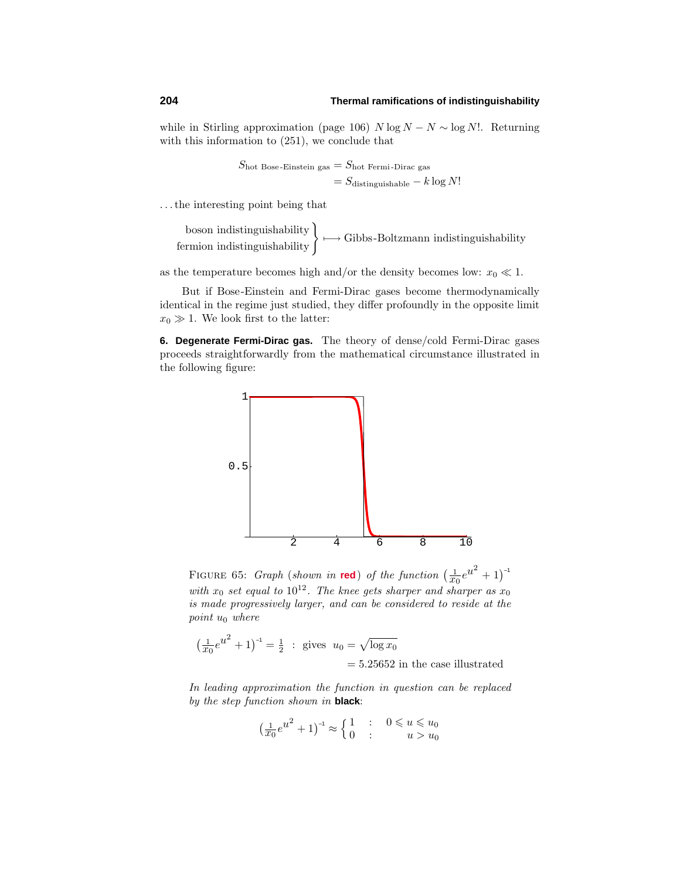while in Stirling approximation (page 106) $N \log N - N \sim \log N!$. Returning with this information to (251), we conclude that

$$S_{\text{hot Bose-Einstein gas}} = S_{\text{hot Fermi-Dirac gas}}$$
$$= S_{\text{distinguishable}} - k \log N!$$

...the interesting point being that

$$\left.\begin{array}{r}\text{boson indistinguishability}\\ \text{fermion indistinguishability}\end{array}\right\} \longmapsto \text{Gibbs-Boltzmann indistinguishability}$$

as the temperature becomes high and/or the density becomes low: $x_0 \ll 1$.

But if Bose-Einstein and Fermi-Dirac gases become thermodynamically identical in the regime just studied, they differ profoundly in the opposite limit $x_0 \gg 1$. We look first to the latter:

**6. Degenerate Fermi-Dirac gas.** The theory of dense/cold Fermi-Dirac gases proceeds straightforwardly from the mathematical circumstance illustrated in the following figure:

FIGURE 65: *Graph (shown in* **red**) *of the function* $\left(\frac{1}{x_0}e^{u^2}+1\right)^{-1}$ *with* $x_0$ *set equal to* $10^{12}$. *The knee gets sharper and sharper as* $x_0$ *is made progressively larger, and can be considered to reside at the point* $u_0$ *where*

$$\left(\tfrac{1}{x_0}e^{u^2}+1\right)^{-1} = \tfrac{1}{2} \;:\; \text{gives } \; u_0 = \sqrt{\log x_0}$$
$$= 5.25652 \text{ in the case illustrated}$$

*In leading approximation the function in question can be replaced by the step function shown in* **black**:

$$\left(\tfrac{1}{x_0}e^{u^2}+1\right)^{-1} \approx \begin{cases} 1 & : \quad 0 \leqslant u \leqslant u_0 \\ 0 & : \quad\quad\; u > u_0 \end{cases}$$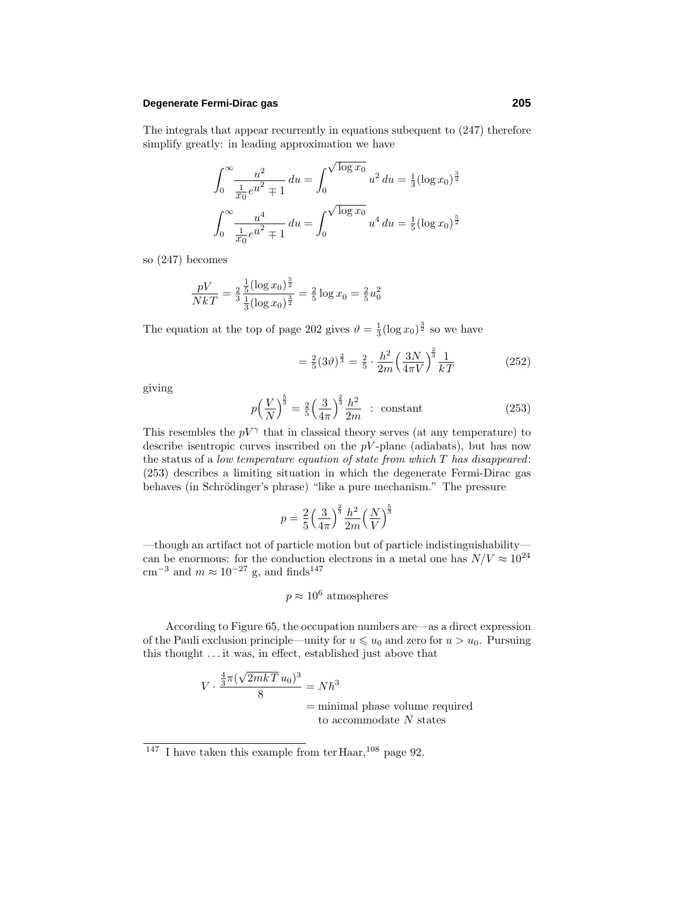The integrals that appear recurrently in equations subequent to (247) therefore simplify greatly: in leading approximation we have

$$\int_0^\infty \frac{u^2}{\frac{1}{x_0}e^{u^2} \mp 1}\,du = \int_0^{\sqrt{\log x_0}} u^2\,du = \tfrac{1}{3}(\log x_0)^{\frac{3}{2}}$$

$$\int_0^\infty \frac{u^4}{\frac{1}{x_0}e^{u^2} \mp 1}\,du = \int_0^{\sqrt{\log x_0}} u^4\,du = \tfrac{1}{5}(\log x_0)^{\frac{5}{2}}$$

so (247) becomes

$$\frac{pV}{NkT} = \tfrac{2}{3}\,\frac{\frac{1}{5}(\log x_0)^{\frac{5}{2}}}{\frac{1}{3}(\log x_0)^{\frac{3}{2}}} = \tfrac{2}{5}\log x_0 = \tfrac{2}{5}u_0^2$$

The equation at the top of page 202 gives $\vartheta = \frac{1}{3}(\log x_0)^{\frac{3}{2}}$ so we have

$$= \tfrac{2}{5}(3\vartheta)^{\frac{2}{3}} = \tfrac{2}{5}\cdot\frac{h^2}{2m}\Big(\frac{3N}{4\pi V}\Big)^{\frac{2}{3}}\frac{1}{kT} \tag{252}$$

giving

$$p\Big(\frac{V}{N}\Big)^{\frac{5}{3}} = \tfrac{2}{5}\Big(\frac{3}{4\pi}\Big)^{\frac{2}{3}}\frac{h^2}{2m} \ \ : \ \text{constant} \tag{253}$$

This resembles the $pV^\gamma$ that in classical theory serves (at any temperature) to describe isentropic curves inscribed on the $pV$-plane (adiabats), but has now the status of a *low temperature equation of state from which $T$ has disappeared*: (253) describes a limiting situation in which the degenerate Fermi-Dirac gas behaves (in Schrödinger's phrase) "like a pure mechanism." The pressure

$$p = \frac{2}{5}\Big(\frac{3}{4\pi}\Big)^{\frac{2}{3}}\frac{h^2}{2m}\Big(\frac{N}{V}\Big)^{\frac{5}{3}}$$

—though an artifact not of particle motion but of particle indistinguishability—can be enormous: for the conduction electrons in a metal one has $N/V \approx 10^{24}$ cm$^{-3}$ and $m \approx 10^{-27}$ g, and finds[147]

$$p \approx 10^6 \text{ atmospheres}$$

According to Figure 65, the occupation numbers are—as a direct expression of the Pauli exclusion principle—unity for $u \leqslant u_0$ and zero for $u > u_0$. Pursuing this thought ... it was, in effect, established just above that

$$\begin{aligned} V\cdot\frac{\frac{4}{3}\pi(\sqrt{2mkT}\,u_0)^3}{8} &= Nh^3 \\ &= \text{minimal phase volume required} \\ &\quad\ \text{to accommodate } N \text{ states} \end{aligned}$$

---

[147] I have taken this example from ter Haar,[108] page 92.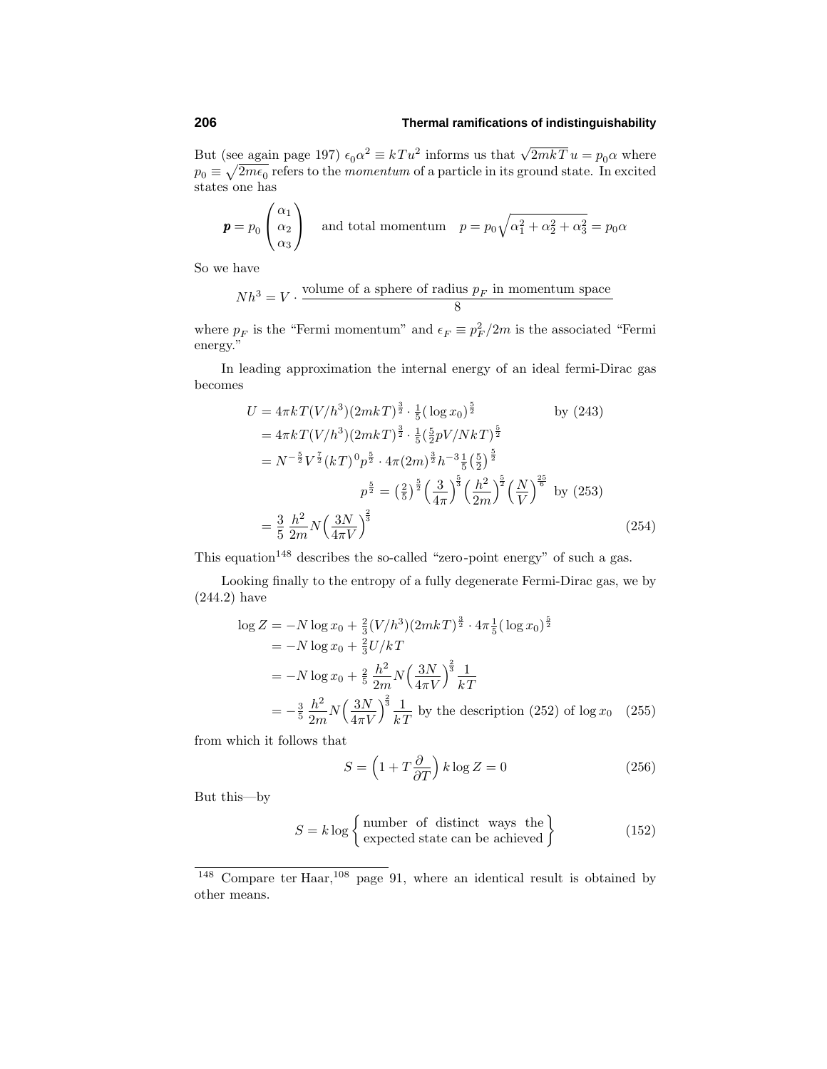But (see again page 197) $\epsilon_0\alpha^2 \equiv kTu^2$ informs us that $\sqrt{2mkT}\,u = p_0\alpha$ where $p_0 \equiv \sqrt{2m\epsilon_0}$ refers to the *momentum* of a particle in its ground state. In excited states one has

$$\boldsymbol{p} = p_0 \begin{pmatrix} \alpha_1 \\ \alpha_2 \\ \alpha_3 \end{pmatrix} \quad \text{and total momentum} \quad p = p_0\sqrt{\alpha_1^2 + \alpha_2^2 + \alpha_3^2} = p_0\alpha$$

So we have

$$Nh^3 = V \cdot \frac{\text{volume of a sphere of radius } p_F \text{ in momentum space}}{8}$$

where $p_F$ is the "Fermi momentum" and $\epsilon_F \equiv p_F^2/2m$ is the associated "Fermi energy."

In leading approximation the internal energy of an ideal fermi-Dirac gas becomes

$$\begin{aligned}
U &= 4\pi kT(V/h^3)(2mkT)^{\frac{3}{2}} \cdot \tfrac{1}{5}(\log x_0)^{\frac{5}{2}} \qquad\qquad \text{by (243)}\\
&= 4\pi kT(V/h^3)(2mkT)^{\frac{3}{2}} \cdot \tfrac{1}{5}(\tfrac{5}{2}pV/NkT)^{\frac{5}{2}}\\
&= N^{-\frac{5}{2}}V^{\frac{7}{2}}(kT)^0 p^{\frac{5}{2}} \cdot 4\pi(2m)^{\frac{3}{2}}h^{-3}\tfrac{1}{5}\big(\tfrac{5}{2}\big)^{\frac{5}{2}}\\
&\qquad\qquad p^{\frac{5}{2}} = \big(\tfrac{2}{5}\big)^{\frac{5}{2}}\Big(\frac{3}{4\pi}\Big)^{\frac{5}{3}}\Big(\frac{h^2}{2m}\Big)^{\frac{5}{2}}\Big(\frac{N}{V}\Big)^{\frac{25}{6}} \text{ by (253)}\\
&= \frac{3}{5}\,\frac{h^2}{2m}N\Big(\frac{3N}{4\pi V}\Big)^{\frac{2}{3}}
\end{aligned} \tag{254}$$

This equation[148] describes the so-called "zero-point energy" of such a gas.

Looking finally to the entropy of a fully degenerate Fermi-Dirac gas, we by (244.2) have

$$\begin{aligned}
\log Z &= -N\log x_0 + \tfrac{2}{3}(V/h^3)(2mkT)^{\frac{3}{2}} \cdot 4\pi\tfrac{1}{5}(\log x_0)^{\frac{5}{2}}\\
&= -N\log x_0 + \tfrac{2}{3}U/kT\\
&= -N\log x_0 + \tfrac{2}{5}\,\frac{h^2}{2m}N\Big(\frac{3N}{4\pi V}\Big)^{\frac{2}{3}}\frac{1}{kT}\\
&= -\tfrac{3}{5}\,\frac{h^2}{2m}N\Big(\frac{3N}{4\pi V}\Big)^{\frac{2}{3}}\frac{1}{kT} \text{ by the description (252) of } \log x_0
\end{aligned} \tag{255}$$

from which it follows that

$$S = \Big(1 + T\frac{\partial}{\partial T}\Big)k\log Z = 0 \tag{256}$$

But this—by

$$S = k\log\left\{\begin{matrix}\text{number of distinct ways the}\\ \text{expected state can be achieved}\end{matrix}\right\} \tag{152}$$

---

[148] Compare ter Haar,[108] page 91, where an identical result is obtained by other means.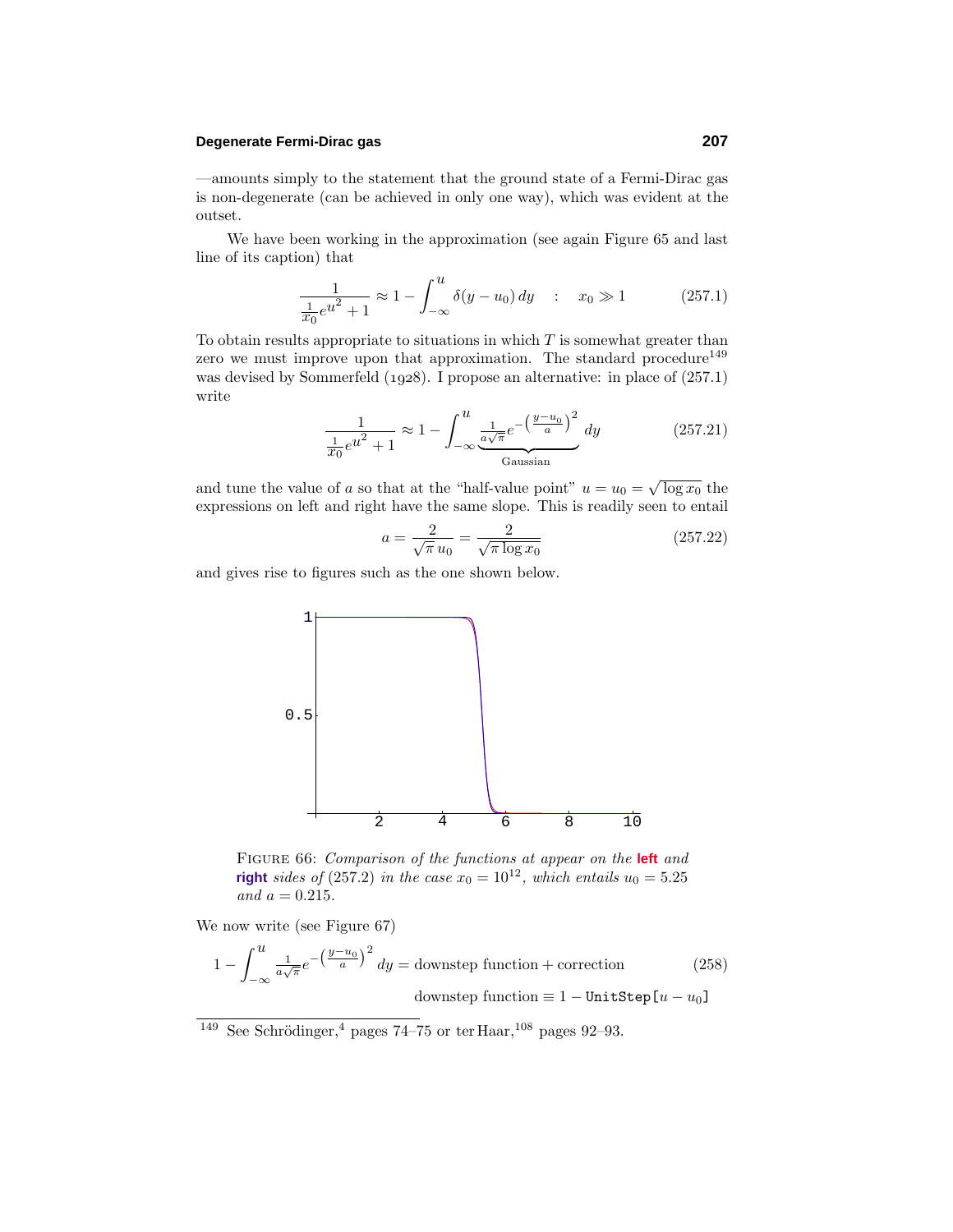—amounts simply to the statement that the ground state of a Fermi-Dirac gas is non-degenerate (can be achieved in only one way), which was evident at the outset.

We have been working in the approximation (see again Figure 65 and last line of its caption) that

$$\frac{1}{\frac{1}{x_0}e^{u^2}+1} \approx 1 - \int_{-\infty}^{u} \delta(y-u_0)\,dy \quad : \quad x_0 \gg 1 \tag{257.1}$$

To obtain results appropriate to situations in which $T$ is somewhat greater than zero we must improve upon that approximation. The standard procedure[149] was devised by Sommerfeld (1928). I propose an alternative: in place of (257.1) write

$$\frac{1}{\frac{1}{x_0}e^{u^2}+1} \approx 1 - \int_{-\infty}^{u} \underbrace{\tfrac{1}{a\sqrt{\pi}}e^{-\left(\frac{y-u_0}{a}\right)^2}}_{\text{Gaussian}}\,dy \tag{257.21}$$

and tune the value of $a$ so that at the "half-value point" $u = u_0 = \sqrt{\log x_0}$ the expressions on left and right have the same slope. This is readily seen to entail

$$a = \frac{2}{\sqrt{\pi}\,u_0} = \frac{2}{\sqrt{\pi \log x_0}} \tag{257.22}$$

and gives rise to figures such as the one shown below.

FIGURE 66: *Comparison of the functions at appear on the* **left** *and* **right** *sides of* (257.2) *in the case* $x_0 = 10^{12}$, *which entails* $u_0 = 5.25$ *and* $a = 0.215$.

We now write (see Figure 67)

$$1 - \int_{-\infty}^{u} \tfrac{1}{a\sqrt{\pi}}e^{-\left(\frac{y-u_0}{a}\right)^2}\,dy = \text{downstep function} + \text{correction} \tag{258}$$

$$\text{downstep function} \equiv 1 - \texttt{UnitStep}[u - u_0]$$

---

[149] See Schrödinger,[4] pages 74–75 or ter Haar,[108] pages 92–93.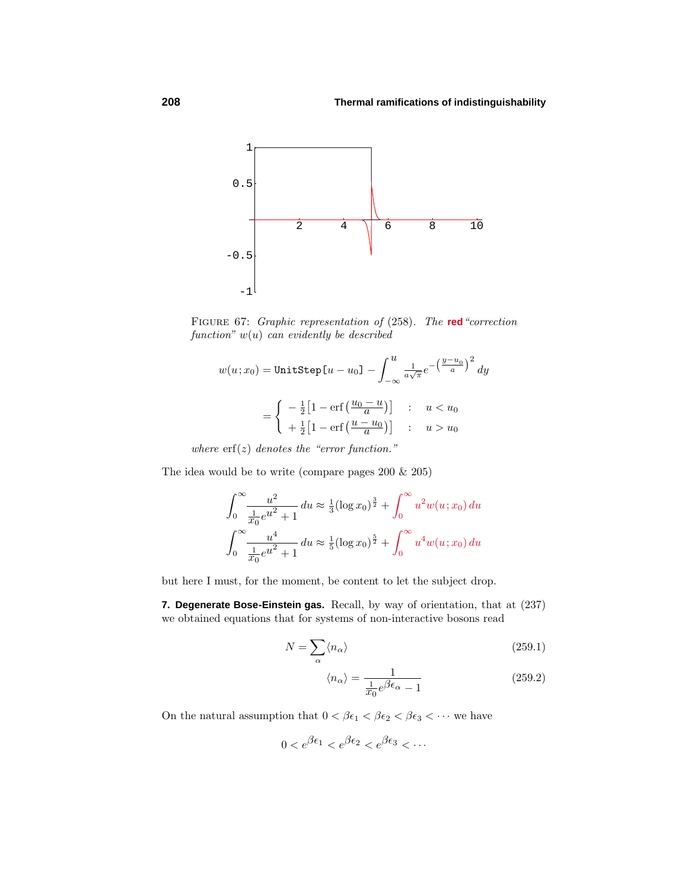FIGURE 67: *Graphic representation of* (258). *The* **red** *"correction function"* $w(u)$ *can evidently be described*

$$w(u;x_0) = \texttt{UnitStep}[u - u_0] - \int_{-\infty}^{u} \tfrac{1}{a\sqrt{\pi}} e^{-\left(\frac{y-u_0}{a}\right)^2} dy$$

$$= \begin{cases} -\frac{1}{2}\left[1 - \text{erf}\left(\frac{u_0 - u}{a}\right)\right] & : \quad u < u_0 \\ +\frac{1}{2}\left[1 - \text{erf}\left(\frac{u - u_0}{a}\right)\right] & : \quad u > u_0 \end{cases}$$

*where* $\text{erf}(z)$ *denotes the "error function."*

The idea would be to write (compare pages 200 & 205)

$$\int_0^\infty \frac{u^2}{\frac{1}{x_0}e^{u^2}+1}\,du \approx \tfrac{1}{3}(\log x_0)^{\frac{3}{2}} + \int_0^\infty u^2 w(u;x_0)\,du$$

$$\int_0^\infty \frac{u^4}{\frac{1}{x_0}e^{u^2}+1}\,du \approx \tfrac{1}{5}(\log x_0)^{\frac{5}{2}} + \int_0^\infty u^4 w(u;x_0)\,du$$

but here I must, for the moment, be content to let the subject drop.

**7. Degenerate Bose-Einstein gas.** Recall, by way of orientation, that at (237) we obtained equations that for systems of non-interactive bosons read

$$N = \sum_\alpha \langle n_\alpha \rangle \tag{259.1}$$

$$\langle n_\alpha \rangle = \frac{1}{\frac{1}{x_0}e^{\beta\epsilon_\alpha} - 1} \tag{259.2}$$

On the natural assumption that $0 < \beta\epsilon_1 < \beta\epsilon_2 < \beta\epsilon_3 < \cdots$ we have

$$0 < e^{\beta\epsilon_1} < e^{\beta\epsilon_2} < e^{\beta\epsilon_3} < \cdots$$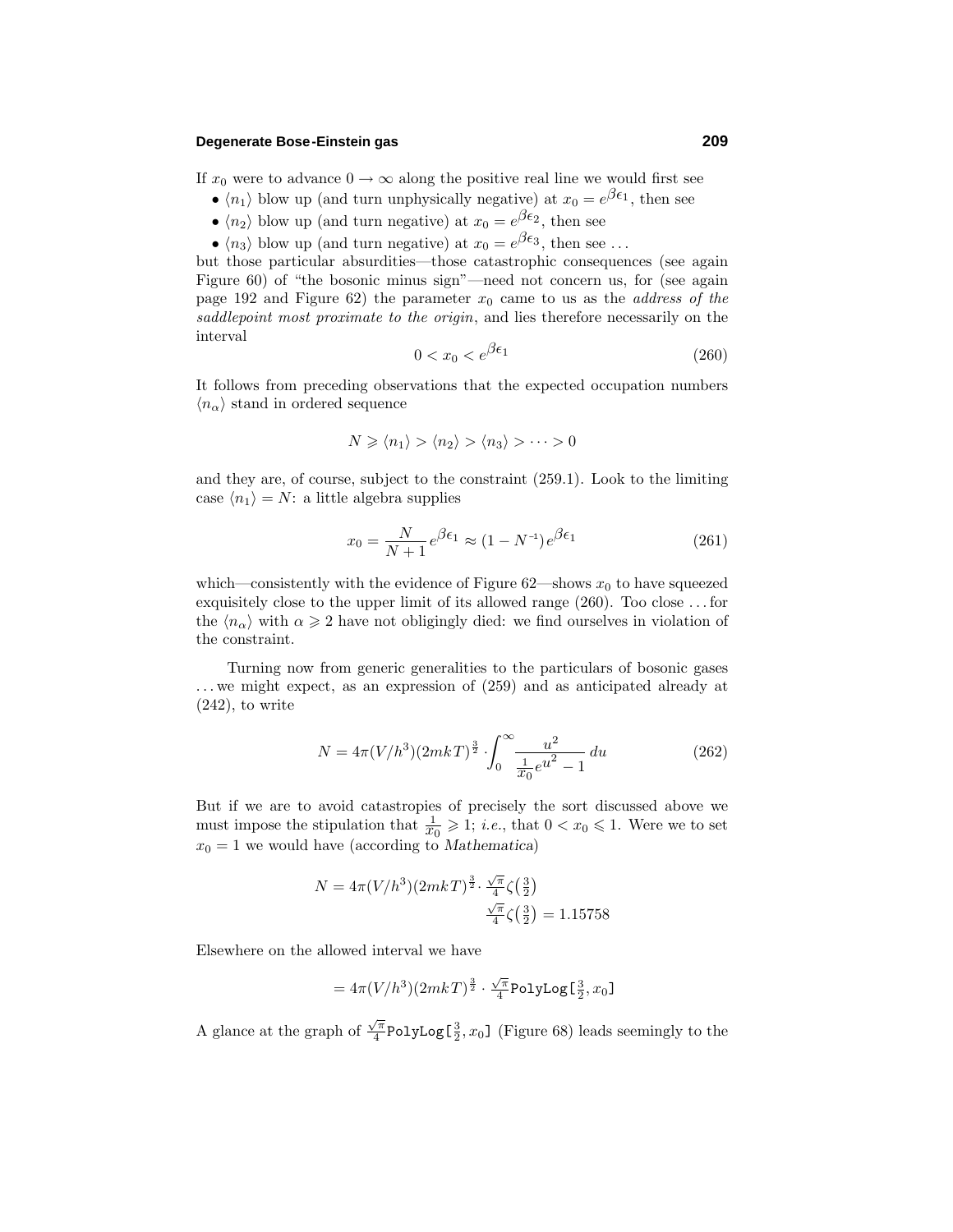If $x_0$ were to advance $0 \to \infty$ along the positive real line we would first see

- $\langle n_1 \rangle$ blow up (and turn unphysically negative) at $x_0 = e^{\beta\epsilon_1}$, then see
- $\langle n_2 \rangle$ blow up (and turn negative) at $x_0 = e^{\beta\epsilon_2}$, then see
- $\langle n_3 \rangle$ blow up (and turn negative) at $x_0 = e^{\beta\epsilon_3}$, then see ...

but those particular absurdities—those catastrophic consequences (see again Figure 60) of "the bosonic minus sign"—need not concern us, for (see again page 192 and Figure 62) the parameter $x_0$ came to us as the *address of the saddlepoint most proximate to the origin*, and lies therefore necessarily on the interval

$$0 < x_0 < e^{\beta\epsilon_1} \tag{260}$$

It follows from preceding observations that the expected occupation numbers $\langle n_\alpha \rangle$ stand in ordered sequence

$$N \geqslant \langle n_1 \rangle > \langle n_2 \rangle > \langle n_3 \rangle > \cdots > 0$$

and they are, of course, subject to the constraint (259.1). Look to the limiting case $\langle n_1 \rangle = N$: a little algebra supplies

$$x_0 = \frac{N}{N+1} e^{\beta\epsilon_1} \approx (1 - N^{-1}) e^{\beta\epsilon_1} \tag{261}$$

which—consistently with the evidence of Figure 62—shows $x_0$ to have squeezed exquisitely close to the upper limit of its allowed range (260). Too close ... for the $\langle n_\alpha \rangle$ with $\alpha \geqslant 2$ have not obligingly died: we find ourselves in violation of the constraint.

Turning now from generic generalities to the particulars of bosonic gases ... we might expect, as an expression of (259) and as anticipated already at (242), to write

$$N = 4\pi(V/h^3)(2mkT)^{\frac{3}{2}} \cdot \int_0^\infty \frac{u^2}{\frac{1}{x_0} e^{u^2} - 1} \, du \tag{262}$$

But if we are to avoid catastropies of precisely the sort discussed above we must impose the stipulation that $\frac{1}{x_0} \geqslant 1$; *i.e.*, that $0 < x_0 \leqslant 1$. Were we to set $x_0 = 1$ we would have (according to *Mathematica*)

$$N = 4\pi(V/h^3)(2mkT)^{\frac{3}{2}} \cdot \tfrac{\sqrt{\pi}}{4}\zeta\big(\tfrac{3}{2}\big)$$

$$\tfrac{\sqrt{\pi}}{4}\zeta\big(\tfrac{3}{2}\big) = 1.15758$$

Elsewhere on the allowed interval we have

$$= 4\pi(V/h^3)(2mkT)^{\frac{3}{2}} \cdot \tfrac{\sqrt{\pi}}{4}\texttt{PolyLog}[\tfrac{3}{2}, x_0]$$

A glance at the graph of $\frac{\sqrt{\pi}}{4}$`PolyLog[`$\frac{3}{2}, x_0$`]` (Figure 68) leads seemingly to the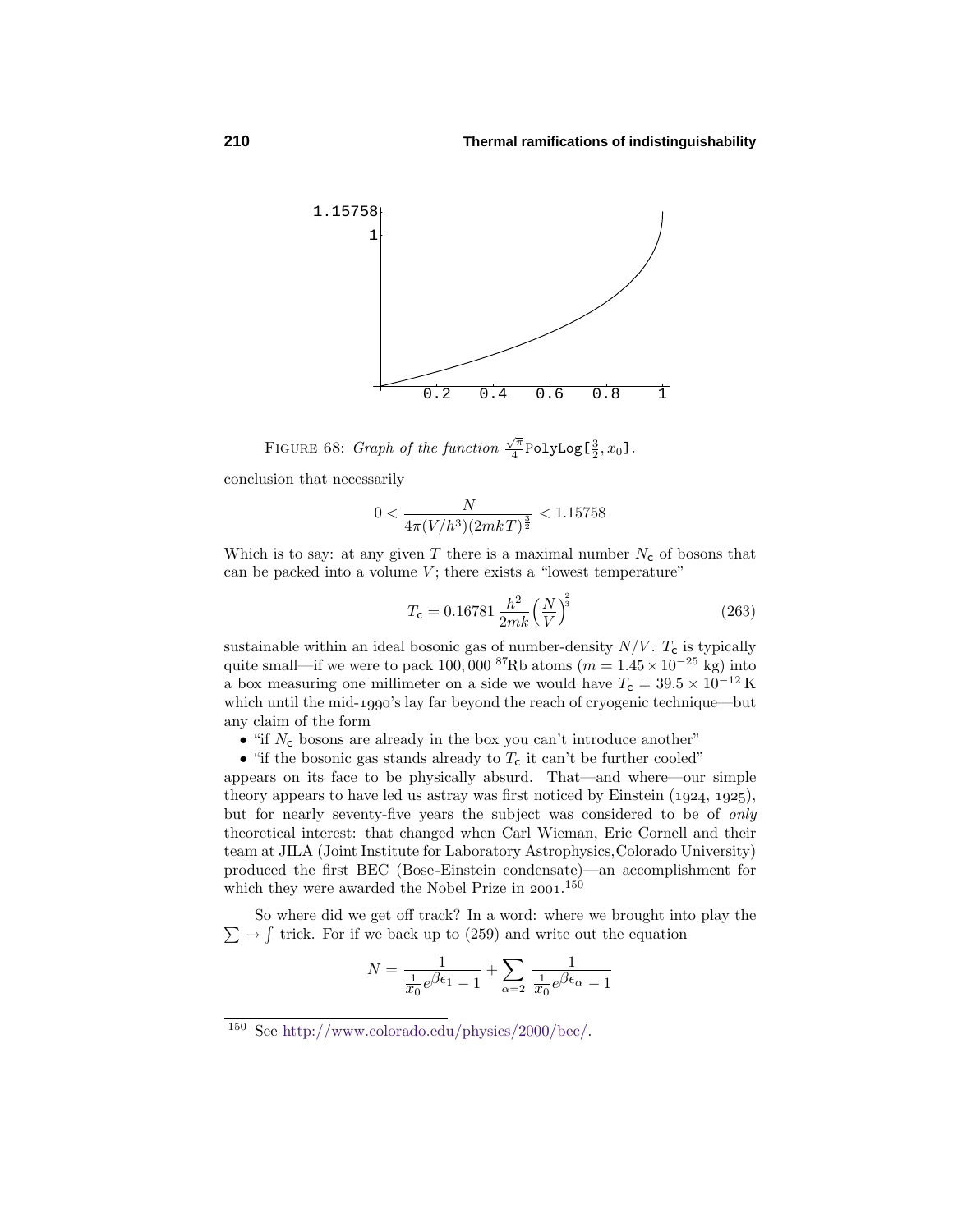FIGURE 68: *Graph of the function* $\frac{\sqrt{\pi}}{4}$`PolyLog[`$\frac{3}{2}, x_0$`]`.

conclusion that necessarily

$$0 < \frac{N}{4\pi(V/h^3)(2mkT)^{\frac{3}{2}}} < 1.15758$$

Which is to say: at any given $T$ there is a maximal number $N_c$ of bosons that can be packed into a volume $V$; there exists a "lowest temperature"

$$T_c = 0.16781\,\frac{h^2}{2mk}\Big(\frac{N}{V}\Big)^{\frac{2}{3}} \tag{263}$$

sustainable within an ideal bosonic gas of number-density $N/V$. $T_c$ is typically quite small—if we were to pack $100,000$ $^{87}$Rb atoms ($m = 1.45 \times 10^{-25}$ kg) into a box measuring one millimeter on a side we would have $T_c = 39.5 \times 10^{-12}$ K which until the mid-1990's lay far beyond the reach of cryogenic technique—but any claim of the form

- "if $N_c$ bosons are already in the box you can't introduce another"
- "if the bosonic gas stands already to $T_c$ it can't be further cooled"

appears on its face to be physically absurd. That—and where—our simple theory appears to have led us astray was first noticed by Einstein (1924, 1925), but for nearly seventy-five years the subject was considered to be of *only* theoretical interest: that changed when Carl Wieman, Eric Cornell and their team at JILA (Joint Institute for Laboratory Astrophysics, Colorado University) produced the first BEC (Bose-Einstein condensate)—an accomplishment for which they were awarded the Nobel Prize in 2001.[150]

So where did we get off track? In a word: where we brought into play the $\sum \to \int$ trick. For if we back up to (259) and write out the equation

$$N = \frac{1}{\frac{1}{x_0}e^{\beta\epsilon_1} - 1} + \sum_{\alpha=2} \frac{1}{\frac{1}{x_0}e^{\beta\epsilon_\alpha} - 1}$$

[150] See http://www.colorado.edu/physics/2000/bec/.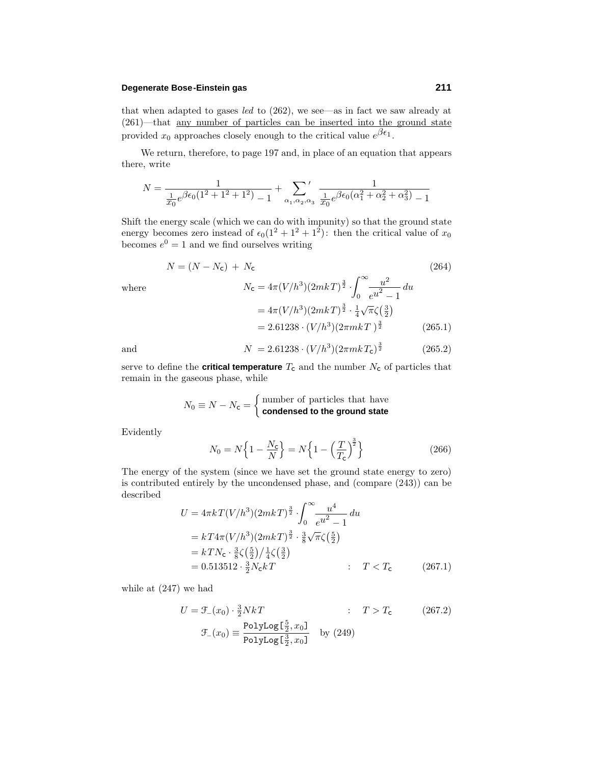that when adapted to gases *led* to (262), we see—as in fact we saw already at (261)—that <u>any number of particles can be inserted into the ground state</u> provided $x_0$ approaches closely enough to the critical value $e^{\beta\epsilon_1}$.

We return, therefore, to page 197 and, in place of an equation that appears there, write

$$N = \frac{1}{\frac{1}{x_0}e^{\beta\epsilon_0(1^2+1^2+1^2)}-1} + \sum_{\alpha_1,\alpha_2,\alpha_3}{}' \frac{1}{\frac{1}{x_0}e^{\beta\epsilon_0(\alpha_1^2+\alpha_2^2+\alpha_3^2)}-1}$$

Shift the energy scale (which we can do with impunity) so that the ground state energy becomes zero instead of $\epsilon_0(1^2+1^2+1^2)$: then the critical value of $x_0$ becomes $e^0 = 1$ and we find ourselves writing

$$N = (N - N_\mathsf{c}) + N_\mathsf{c} \tag{264}$$

where

$$\begin{aligned} N_\mathsf{c} &= 4\pi(V/h^3)(2mkT)^{\frac{3}{2}} \cdot \int_0^\infty \frac{u^2}{e^{u^2}-1}\,du \\ &= 4\pi(V/h^3)(2mkT)^{\frac{3}{2}} \cdot \tfrac{1}{4}\sqrt{\pi}\zeta\big(\tfrac{3}{2}\big) \\ &= 2.61238 \cdot (V/h^3)(2\pi mkT\,)^{\frac{3}{2}} \end{aligned} \tag{265.1}$$

and

$$N = 2.61238 \cdot (V/h^3)(2\pi mkT_\mathsf{c})^{\frac{3}{2}} \tag{265.2}$$

serve to define the **critical temperature** $T_\mathsf{c}$ and the number $N_\mathsf{c}$ of particles that remain in the gaseous phase, while

$$N_0 \equiv N - N_\mathsf{c} = \begin{cases} \text{number of particles that have} \\ \textbf{condensed to the ground state} \end{cases}$$

Evidently

$$N_0 = N\Big\{1 - \frac{N_\mathsf{c}}{N}\Big\} = N\Big\{1 - \Big(\frac{T}{T_\mathsf{c}}\Big)^{\frac{3}{2}}\Big\} \tag{266}$$

The energy of the system (since we have set the ground state energy to zero) is contributed entirely by the uncondensed phase, and (compare (243)) can be described

$$\begin{aligned} U &= 4\pi kT(V/h^3)(2mkT)^{\frac{3}{2}} \cdot \int_0^\infty \frac{u^4}{e^{u^2}-1}\,du \\ &= kT4\pi(V/h^3)(2mkT)^{\frac{3}{2}} \cdot \tfrac{3}{8}\sqrt{\pi}\zeta\big(\tfrac{5}{2}\big) \\ &= kTN_\mathsf{c} \cdot \tfrac{3}{8}\zeta\big(\tfrac{5}{2}\big)\big/\tfrac{1}{4}\zeta\big(\tfrac{3}{2}\big) \\ &= 0.513512 \cdot \tfrac{3}{2}N_\mathsf{c}kT \qquad : \quad T < T_\mathsf{c} \end{aligned} \tag{267.1}$$

while at (247) we had

$$U = \mathcal{F}_-(x_0) \cdot \tfrac{3}{2}NkT \qquad : \quad T > T_\mathsf{c} \tag{267.2}$$

$$\mathcal{F}_-(x_0) \equiv \frac{\texttt{PolyLog[}\frac{5}{2}, x_0\texttt{]}}{\texttt{PolyLog[}\frac{3}{2}, x_0\texttt{]}} \quad \text{by (249)}$$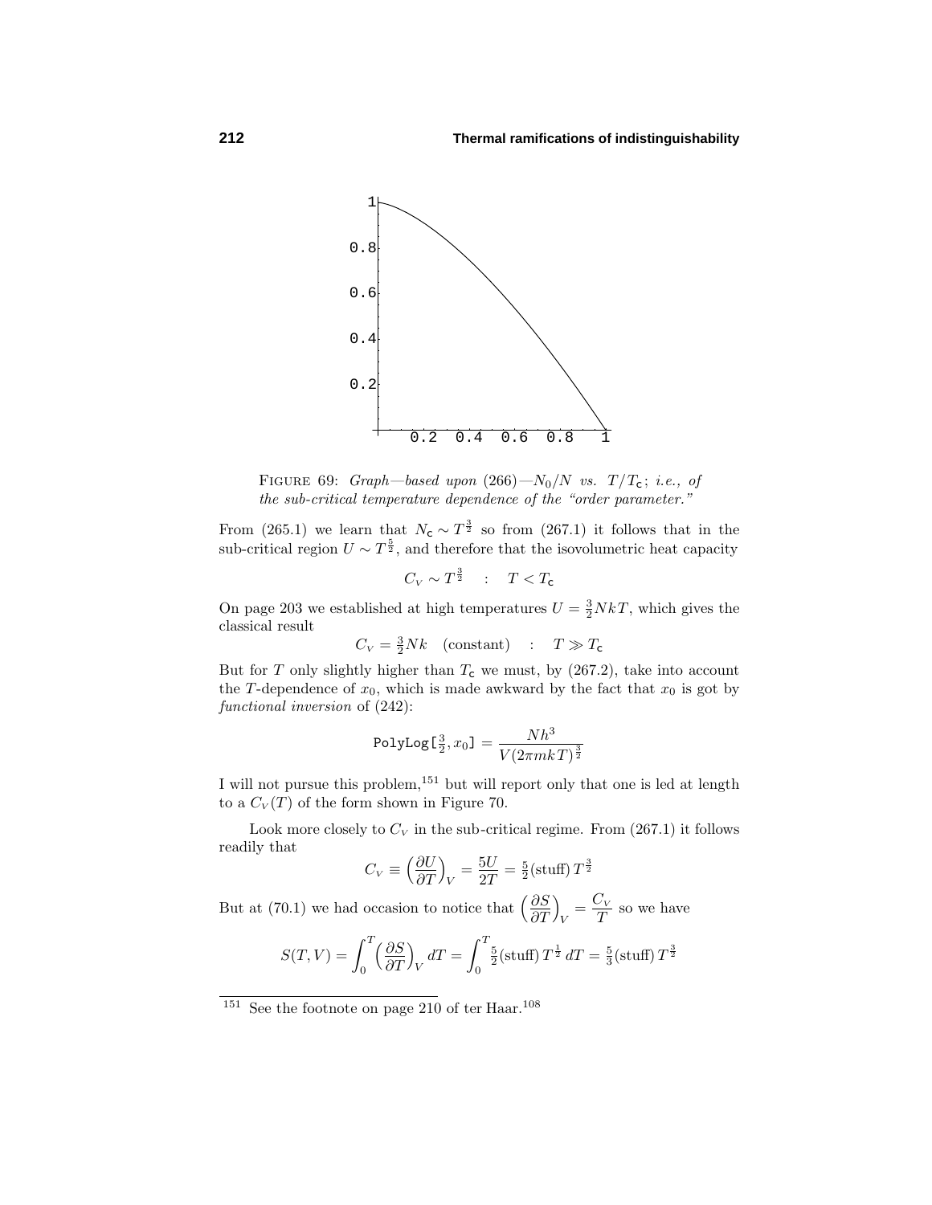FIGURE 69: *Graph—based upon* (266)—$N_0/N$ *vs.* $T/T_c$; *i.e., of the sub-critical temperature dependence of the "order parameter."*

From (265.1) we learn that $N_c \sim T^{\frac{3}{2}}$ so from (267.1) it follows that in the sub-critical region $U \sim T^{\frac{5}{2}}$, and therefore that the isovolumetric heat capacity

$$C_V \sim T^{\frac{3}{2}} \quad : \quad T < T_c$$

On page 203 we established at high temperatures $U = \frac{3}{2}NkT$, which gives the classical result

$$C_V = \tfrac{3}{2}Nk \quad \text{(constant)} \quad : \quad T \gg T_c$$

But for $T$ only slightly higher than $T_c$ we must, by (267.2), take into account the $T$-dependence of $x_0$, which is made awkward by the fact that $x_0$ is got by *functional inversion* of (242):

$$\texttt{PolyLog[}\tfrac{3}{2}, x_0\texttt{]} = \frac{Nh^3}{V(2\pi mkT)^{\frac{3}{2}}}$$

I will not pursue this problem,[151] but will report only that one is led at length to a $C_V(T)$ of the form shown in Figure 70.

Look more closely to $C_V$ in the sub-critical regime. From (267.1) it follows readily that

$$C_V \equiv \Big(\frac{\partial U}{\partial T}\Big)_V = \frac{5U}{2T} = \tfrac{5}{2}(\text{stuff})\, T^{\frac{3}{2}}$$

But at (70.1) we had occasion to notice that $\Big(\dfrac{\partial S}{\partial T}\Big)_V = \dfrac{C_V}{T}$ so we have

$$S(T,V) = \int_0^T \Big(\frac{\partial S}{\partial T}\Big)_V \, dT = \int_0^T \tfrac{5}{2}(\text{stuff})\, T^{\frac{1}{2}}\, dT = \tfrac{5}{3}(\text{stuff})\, T^{\frac{3}{2}}$$

---

[151] See the footnote on page 210 of ter Haar.[108]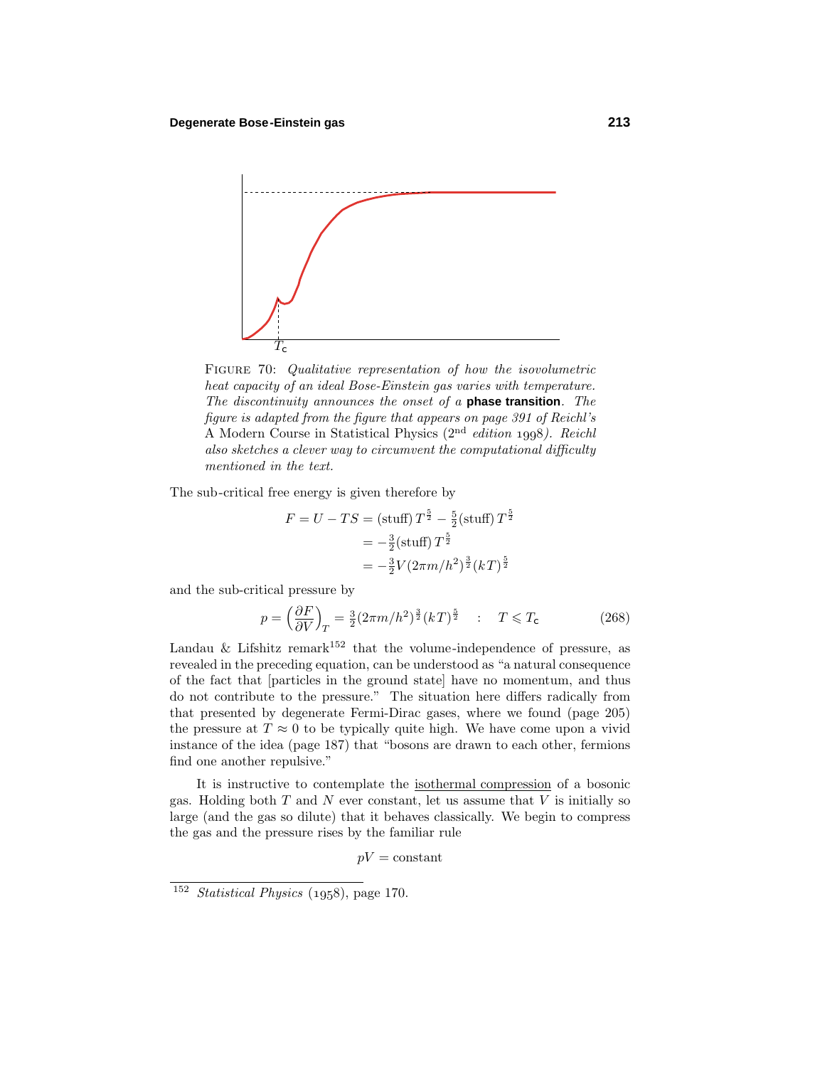FIGURE 70: *Qualitative representation of how the isovolumetric heat capacity of an ideal Bose-Einstein gas varies with temperature. The discontinuity announces the onset of a* **phase transition**. *The figure is adapted from the figure that appears on page 391 of Reichl's* A Modern Course in Statistical Physics ($2^{\text{nd}}$ *edition* 1998*). Reichl also sketches a clever way to circumvent the computational difficulty mentioned in the text.*

The sub-critical free energy is given therefore by

$$
\begin{aligned}
F = U - TS &= (\text{stuff})\,T^{\frac{5}{2}} - \tfrac{5}{2}(\text{stuff})\,T^{\frac{5}{2}} \\
&= -\tfrac{3}{2}(\text{stuff})\,T^{\frac{5}{2}} \\
&= -\tfrac{3}{2}V(2\pi m/h^2)^{\frac{3}{2}}(kT)^{\frac{5}{2}}
\end{aligned}
$$

and the sub-critical pressure by

$$
p = \left(\frac{\partial F}{\partial V}\right)_T = \tfrac{3}{2}(2\pi m/h^2)^{\frac{3}{2}}(kT)^{\frac{5}{2}} \quad : \quad T \leqslant T_c \tag{268}
$$

Landau & Lifshitz remark[152] that the volume-independence of pressure, as revealed in the preceding equation, can be understood as "a natural consequence of the fact that [particles in the ground state] have no momentum, and thus do not contribute to the pressure." The situation here differs radically from that presented by degenerate Fermi-Dirac gases, where we found (page 205) the pressure at $T \approx 0$ to be typically quite high. We have come upon a vivid instance of the idea (page 187) that "bosons are drawn to each other, fermions find one another repulsive."

It is instructive to contemplate the isothermal compression of a bosonic gas. Holding both $T$ and $N$ ever constant, let us assume that $V$ is initially so large (and the gas so dilute) that it behaves classically. We begin to compress the gas and the pressure rises by the familiar rule

$$
pV = \text{constant}
$$

[152] *Statistical Physics* (1958), page 170.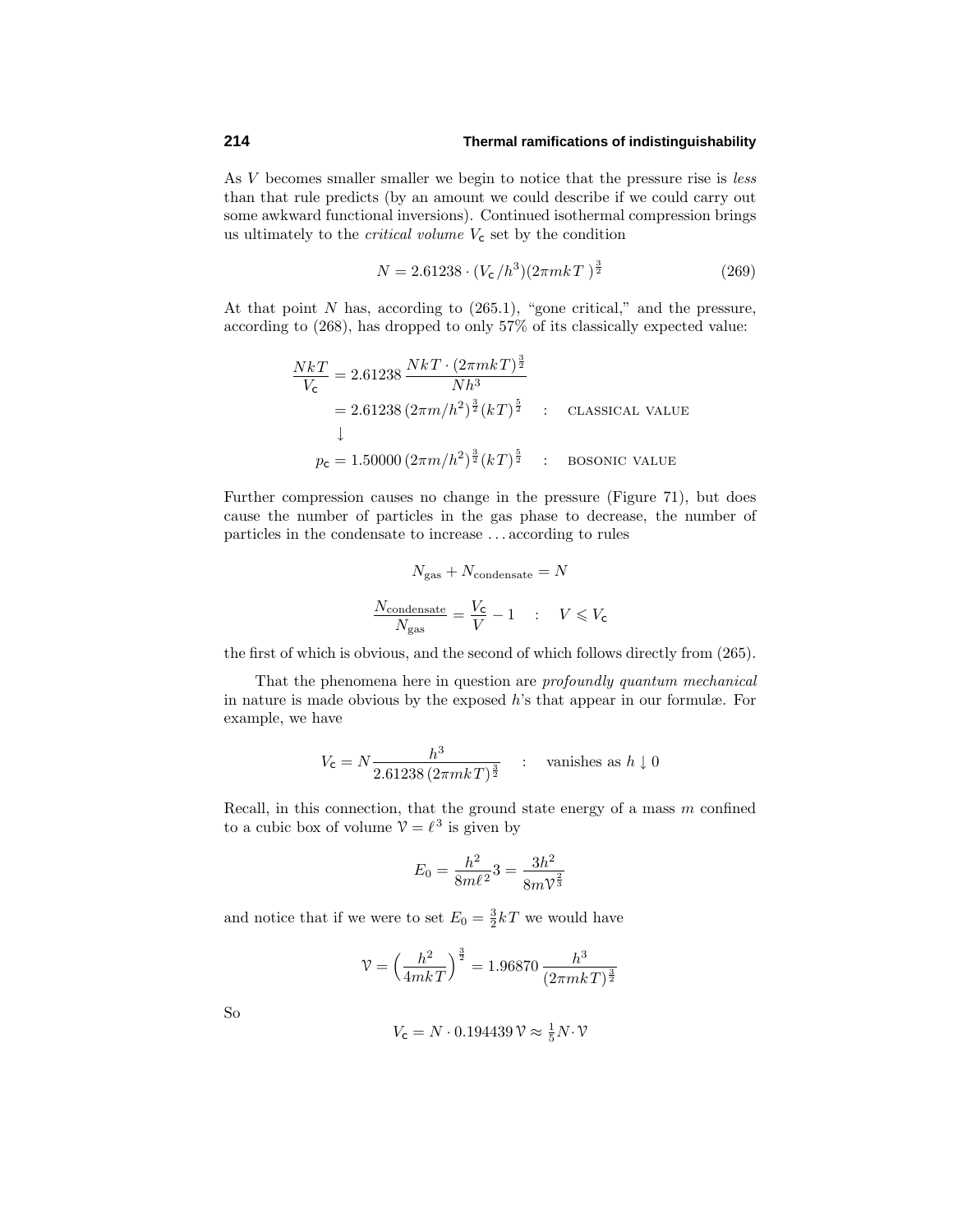As $V$ becomes smaller smaller we begin to notice that the pressure rise is *less* than that rule predicts (by an amount we could describe if we could carry out some awkward functional inversions). Continued isothermal compression brings us ultimately to the *critical volume* $V_{\mathsf{c}}$ set by the condition

$$N = 2.61238 \cdot (V_{\mathsf{c}}/h^3)(2\pi mkT)^{\frac{3}{2}} \tag{269}$$

At that point $N$ has, according to (265.1), "gone critical," and the pressure, according to (268), has dropped to only 57% of its classically expected value:

$$\begin{aligned}
\frac{NkT}{V_{\mathsf{c}}} &= 2.61238\,\frac{NkT\cdot(2\pi mkT)^{\frac{3}{2}}}{Nh^3} \\
&= 2.61238\,(2\pi m/h^2)^{\frac{3}{2}}(kT)^{\frac{5}{2}} \quad : \quad \text{CLASSICAL VALUE} \\
&\downarrow \\
p_{\mathsf{c}} &= 1.50000\,(2\pi m/h^2)^{\frac{3}{2}}(kT)^{\frac{5}{2}} \quad : \quad \text{BOSONIC VALUE}
\end{aligned}$$

Further compression causes no change in the pressure (Figure 71), but does cause the number of particles in the gas phase to decrease, the number of particles in the condensate to increase . . . according to rules

$$N_{\text{gas}} + N_{\text{condensate}} = N$$

$$\frac{N_{\text{condensate}}}{N_{\text{gas}}} = \frac{V_{\mathsf{c}}}{V} - 1 \quad : \quad V \leqslant V_{\mathsf{c}}$$

the first of which is obvious, and the second of which follows directly from (265).

That the phenomena here in question are *profoundly quantum mechanical* in nature is made obvious by the exposed $h$'s that appear in our formulæ. For example, we have

$$V_{\mathsf{c}} = N\frac{h^3}{2.61238\,(2\pi mkT)^{\frac{3}{2}}} \quad : \quad \text{vanishes as } h \downarrow 0$$

Recall, in this connection, that the ground state energy of a mass $m$ confined to a cubic box of volume $\mathcal{V} = \ell^3$ is given by

$$E_0 = \frac{h^2}{8m\ell^2}3 = \frac{3h^2}{8m\mathcal{V}^{\frac{2}{3}}}$$

and notice that if we were to set $E_0 = \frac{3}{2}kT$ we would have

$$\mathcal{V} = \Big(\frac{h^2}{4mkT}\Big)^{\frac{3}{2}} = 1.96870\,\frac{h^3}{(2\pi mkT)^{\frac{3}{2}}}$$

So

$$V_{\mathsf{c}} = N \cdot 0.194439\,\mathcal{V} \approx \tfrac{1}{5}N\cdot\mathcal{V}$$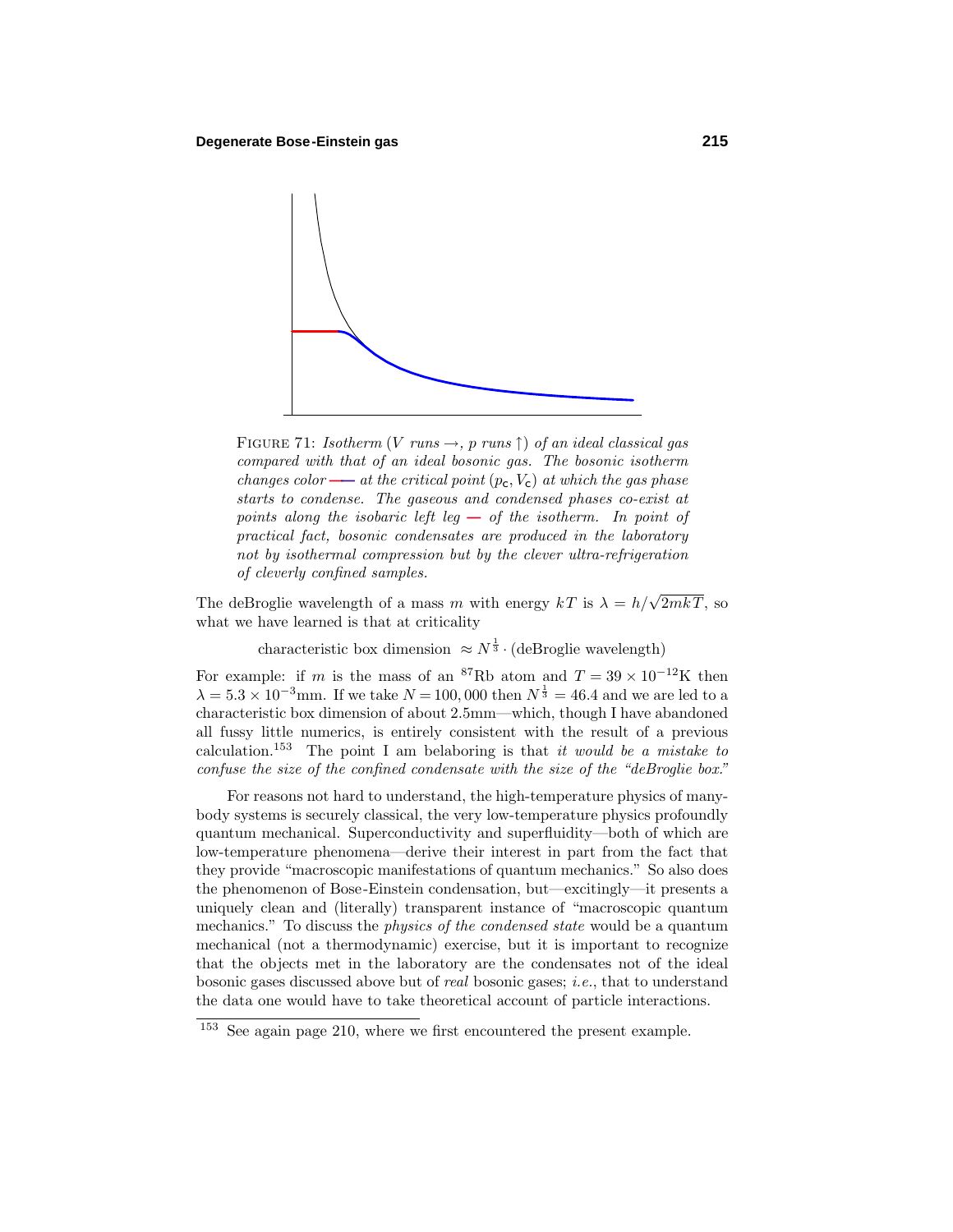FIGURE 71: *Isotherm ($V$ runs →, $p$ runs ↑) of an ideal classical gas compared with that of an ideal bosonic gas. The bosonic isotherm changes color —— at the critical point $(p_c, V_c)$ at which the gas phase starts to condense. The gaseous and condensed phases co-exist at points along the isobaric left leg — of the isotherm. In point of practical fact, bosonic condensates are produced in the laboratory not by isothermal compression but by the clever ultra-refrigeration of cleverly confined samples.*

The deBroglie wavelength of a mass $m$ with energy $kT$ is $\lambda = h/\sqrt{2mkT}$, so what we have learned is that at criticality

$$\text{characteristic box dimension } \approx N^{\frac{1}{3}} \cdot (\text{deBroglie wavelength})$$

For example: if $m$ is the mass of an $^{87}$Rb atom and $T = 39 \times 10^{-12}$K then $\lambda = 5.3 \times 10^{-3}$mm. If we take $N = 100,000$ then $N^{\frac{1}{3}} = 46.4$ and we are led to a characteristic box dimension of about 2.5mm—which, though I have abandoned all fussy little numerics, is entirely consistent with the result of a previous calculation.[153] The point I am belaboring is that *it would be a mistake to confuse the size of the confined condensate with the size of the "deBroglie box."*

For reasons not hard to understand, the high-temperature physics of many-body systems is securely classical, the very low-temperature physics profoundly quantum mechanical. Superconductivity and superfluidity—both of which are low-temperature phenomena—derive their interest in part from the fact that they provide "macroscopic manifestations of quantum mechanics." So also does the phenomenon of Bose-Einstein condensation, but—excitingly—it presents a uniquely clean and (literally) transparent instance of "macroscopic quantum mechanics." To discuss the *physics of the condensed state* would be a quantum mechanical (not a thermodynamic) exercise, but it is important to recognize that the objects met in the laboratory are the condensates not of the ideal bosonic gases discussed above but of *real* bosonic gases; *i.e.*, that to understand the data one would have to take theoretical account of particle interactions.

[153] See again page 210, where we first encountered the present example.